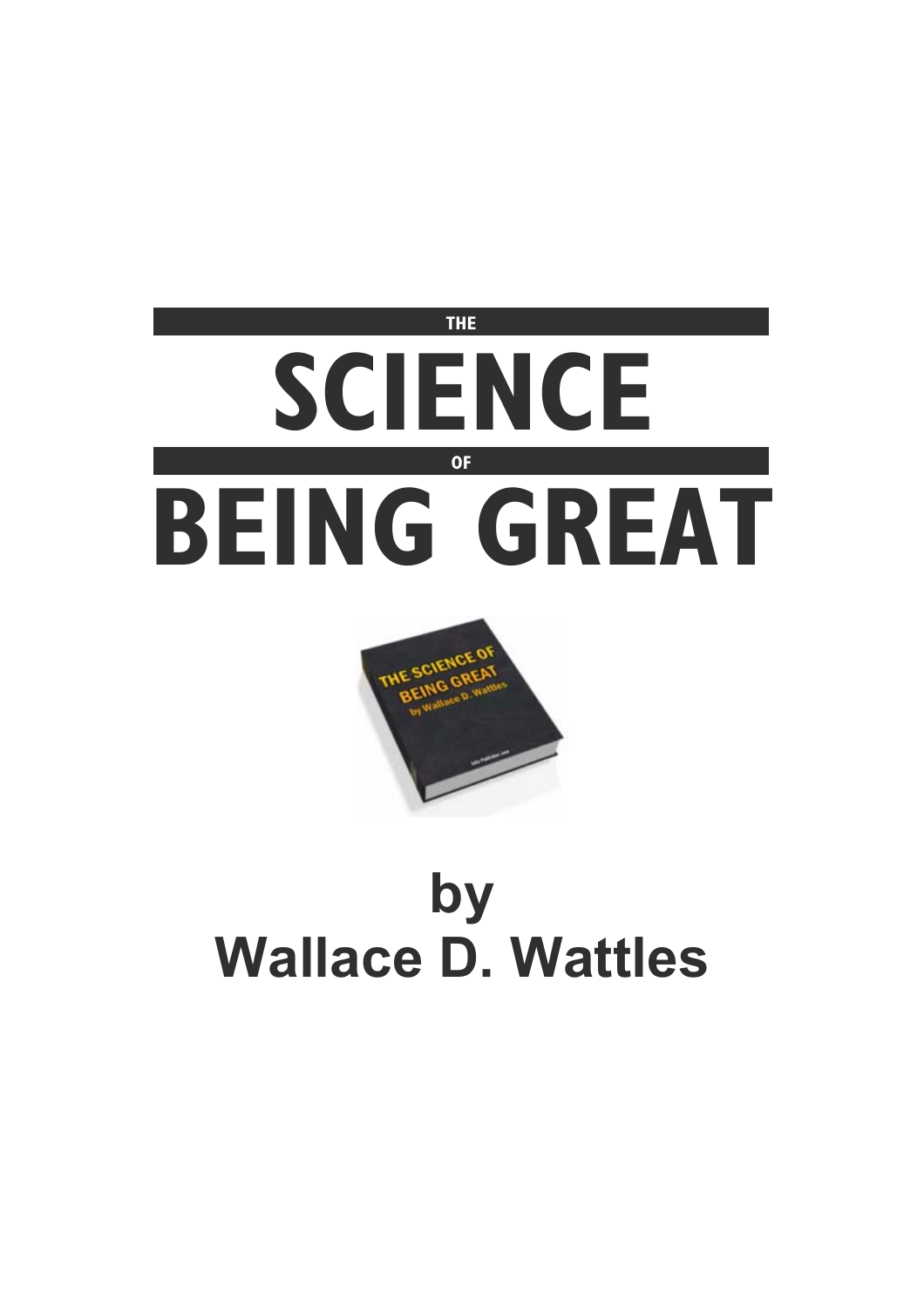# THE SCIENCE OF BEING GREAT

## by Wallace D. Wattles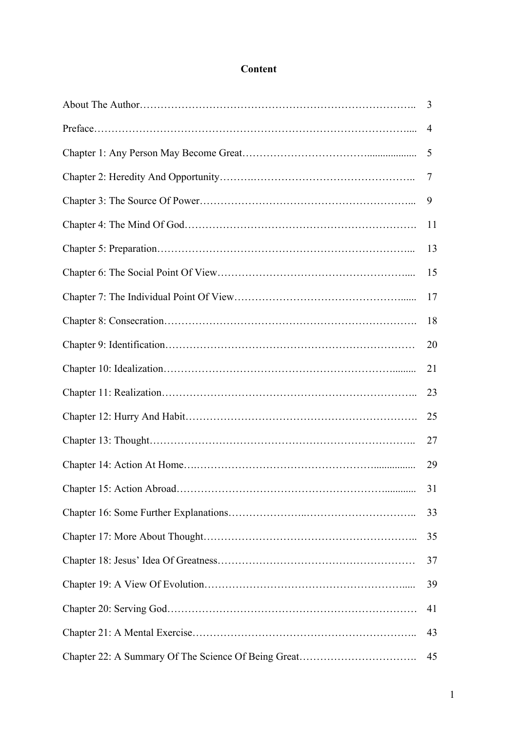# Content

| | |
|---|---|
| About The Author | 3 |
| Preface | 4 |
| Chapter 1: Any Person May Become Great | 5 |
| Chapter 2: Heredity And Opportunity | 7 |
| Chapter 3: The Source Of Power | 9 |
| Chapter 4: The Mind Of God | 11 |
| Chapter 5: Preparation | 13 |
| Chapter 6: The Social Point Of View | 15 |
| Chapter 7: The Individual Point Of View | 17 |
| Chapter 8: Consecration | 18 |
| Chapter 9: Identification | 20 |
| Chapter 10: Idealization | 21 |
| Chapter 11: Realization | 23 |
| Chapter 12: Hurry And Habit | 25 |
| Chapter 13: Thought | 27 |
| Chapter 14: Action At Home | 29 |
| Chapter 15: Action Abroad | 31 |
| Chapter 16: Some Further Explanations | 33 |
| Chapter 17: More About Thought | 35 |
| Chapter 18: Jesus' Idea Of Greatness | 37 |
| Chapter 19: A View Of Evolution | 39 |
| Chapter 20: Serving God | 41 |
| Chapter 21: A Mental Exercise | 43 |
| Chapter 22: A Summary Of The Science Of Being Great | 45 |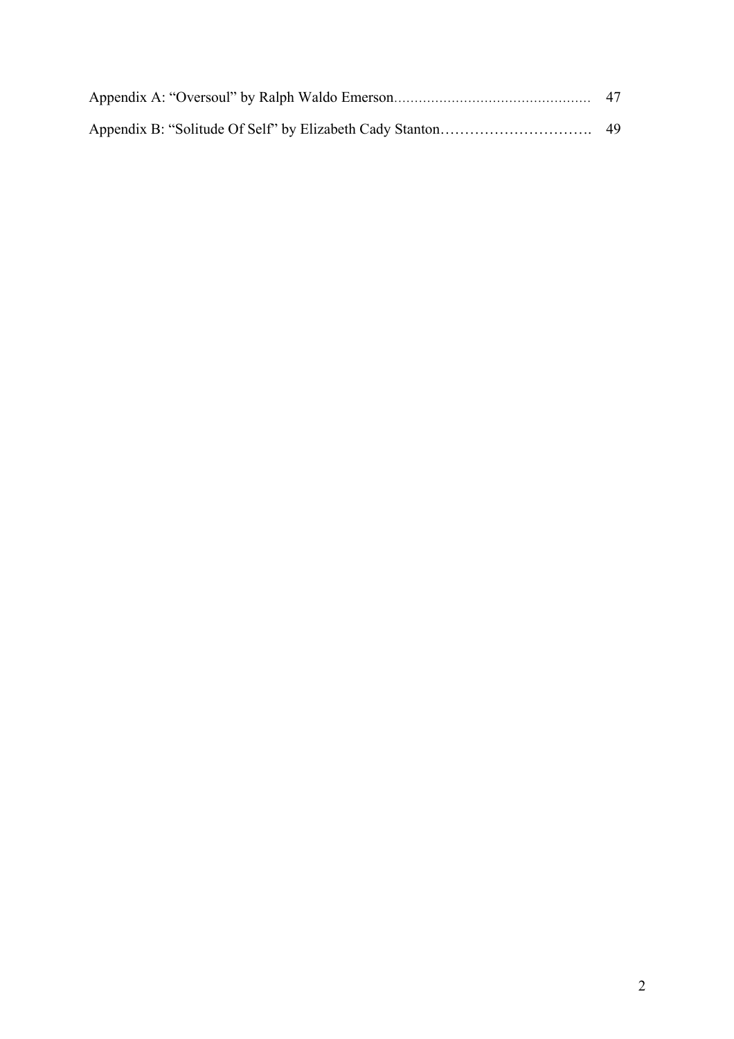Appendix A: "Oversoul" by Ralph Waldo Emerson............................................... 47

Appendix B: "Solitude Of Self" by Elizabeth Cady Stanton………………………….. 49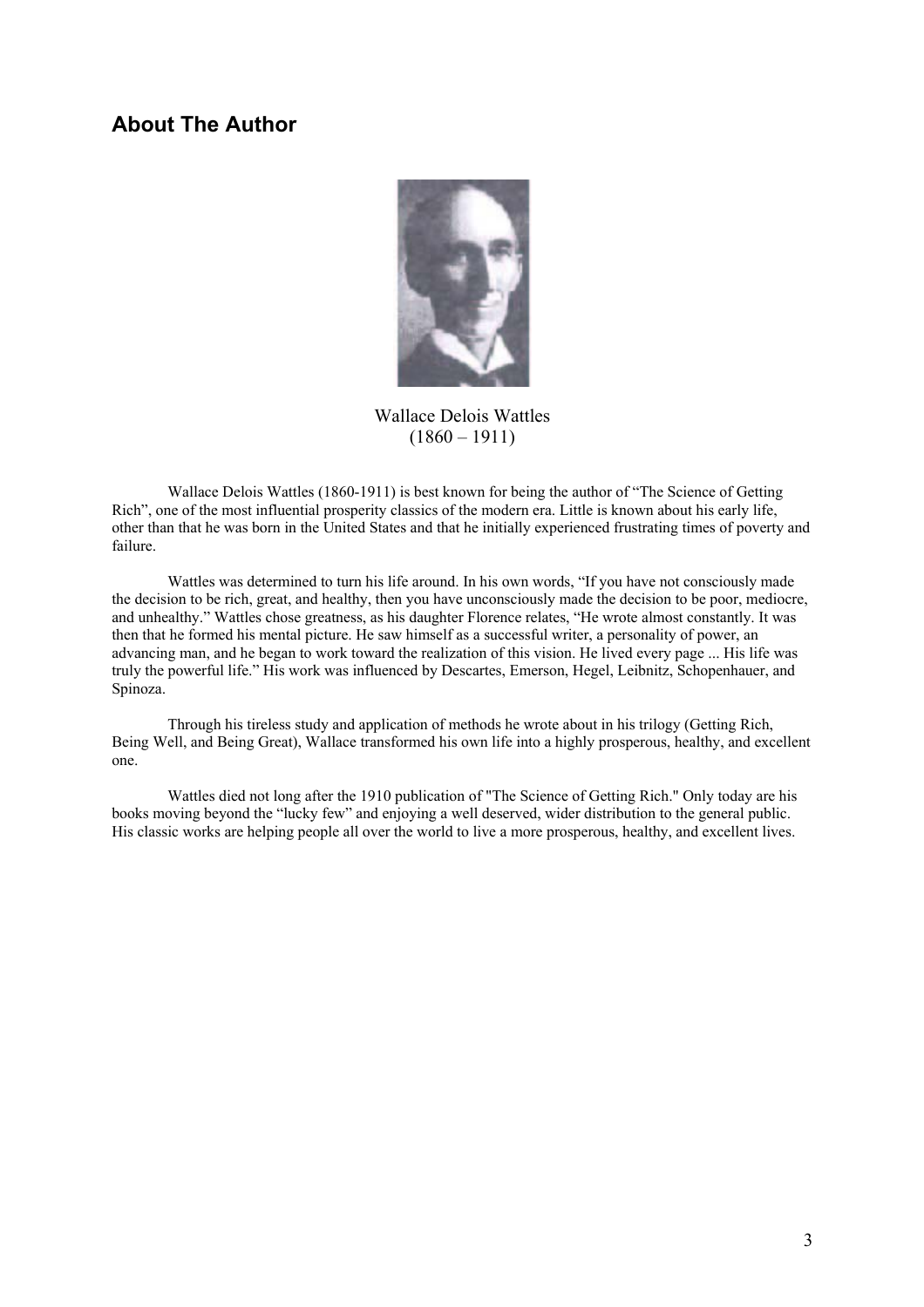## About The Author

Wallace Delois Wattles
(1860 – 1911)

Wallace Delois Wattles (1860-1911) is best known for being the author of "The Science of Getting Rich", one of the most influential prosperity classics of the modern era. Little is known about his early life, other than that he was born in the United States and that he initially experienced frustrating times of poverty and failure.

Wattles was determined to turn his life around. In his own words, "If you have not consciously made the decision to be rich, great, and healthy, then you have unconsciously made the decision to be poor, mediocre, and unhealthy." Wattles chose greatness, as his daughter Florence relates, "He wrote almost constantly. It was then that he formed his mental picture. He saw himself as a successful writer, a personality of power, an advancing man, and he began to work toward the realization of this vision. He lived every page ... His life was truly the powerful life." His work was influenced by Descartes, Emerson, Hegel, Leibnitz, Schopenhauer, and Spinoza.

Through his tireless study and application of methods he wrote about in his trilogy (Getting Rich, Being Well, and Being Great), Wallace transformed his own life into a highly prosperous, healthy, and excellent one.

Wattles died not long after the 1910 publication of "The Science of Getting Rich." Only today are his books moving beyond the "lucky few" and enjoying a well deserved, wider distribution to the general public. His classic works are helping people all over the world to live a more prosperous, healthy, and excellent lives.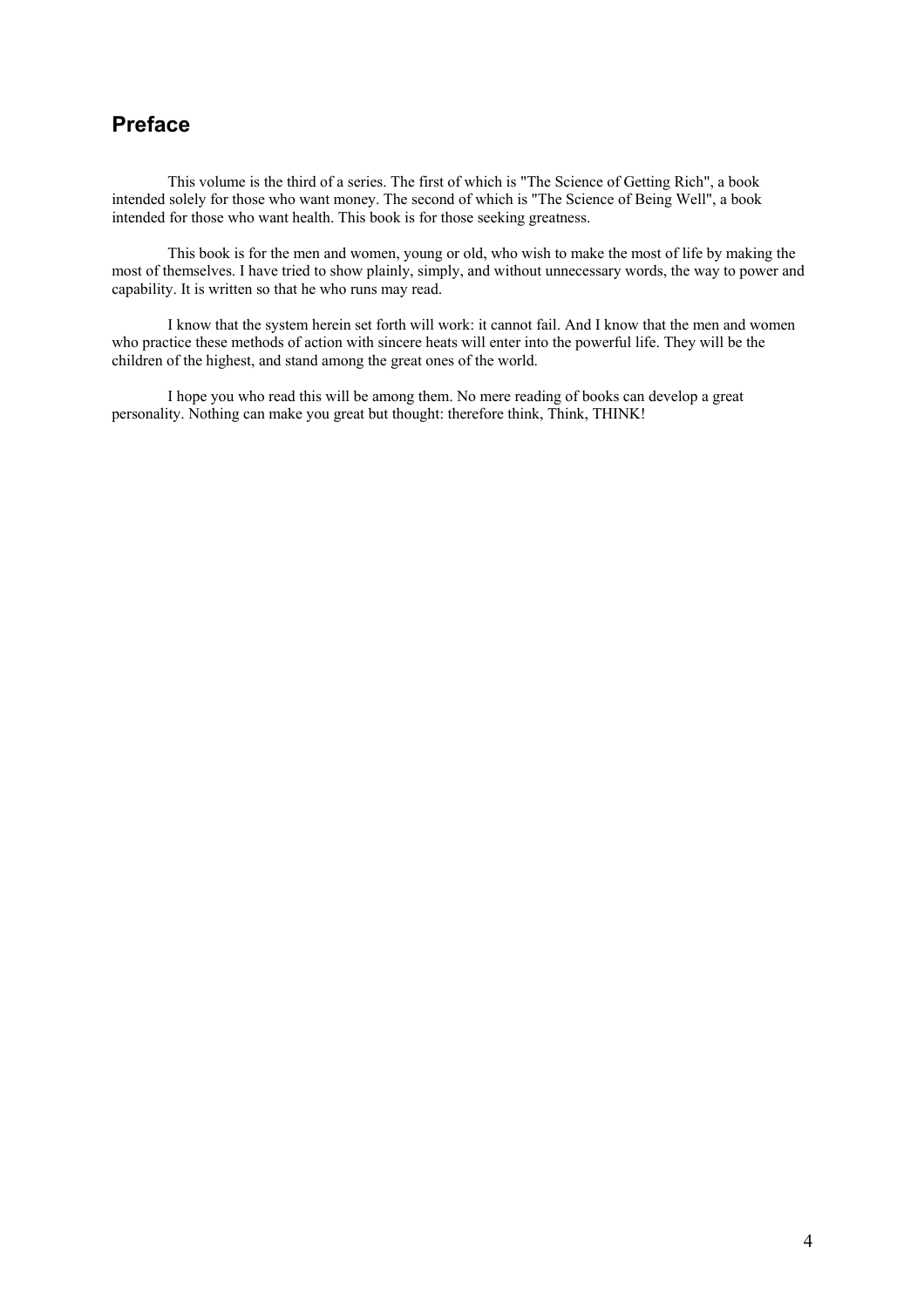## Preface

This volume is the third of a series. The first of which is "The Science of Getting Rich", a book intended solely for those who want money. The second of which is "The Science of Being Well", a book intended for those who want health. This book is for those seeking greatness.

This book is for the men and women, young or old, who wish to make the most of life by making the most of themselves. I have tried to show plainly, simply, and without unnecessary words, the way to power and capability. It is written so that he who runs may read.

I know that the system herein set forth will work: it cannot fail. And I know that the men and women who practice these methods of action with sincere heats will enter into the powerful life. They will be the children of the highest, and stand among the great ones of the world.

I hope you who read this will be among them. No mere reading of books can develop a great personality. Nothing can make you great but thought: therefore think, Think, THINK!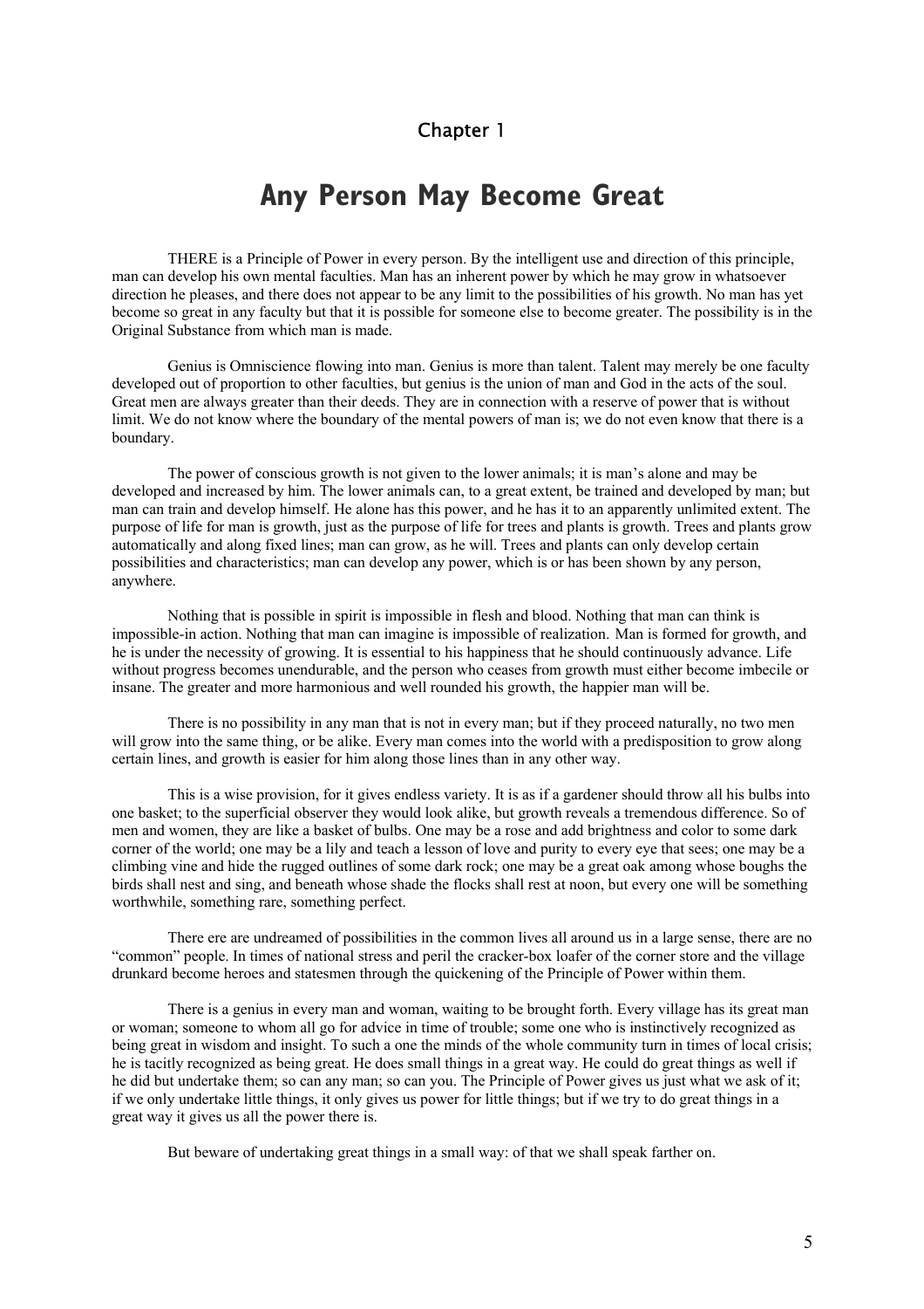Chapter 1

# Any Person May Become Great

THERE is a Principle of Power in every person. By the intelligent use and direction of this principle, man can develop his own mental faculties. Man has an inherent power by which he may grow in whatsoever direction he pleases, and there does not appear to be any limit to the possibilities of his growth. No man has yet become so great in any faculty but that it is possible for someone else to become greater. The possibility is in the Original Substance from which man is made.

Genius is Omniscience flowing into man. Genius is more than talent. Talent may merely be one faculty developed out of proportion to other faculties, but genius is the union of man and God in the acts of the soul. Great men are always greater than their deeds. They are in connection with a reserve of power that is without limit. We do not know where the boundary of the mental powers of man is; we do not even know that there is a boundary.

The power of conscious growth is not given to the lower animals; it is man's alone and may be developed and increased by him. The lower animals can, to a great extent, be trained and developed by man; but man can train and develop himself. He alone has this power, and he has it to an apparently unlimited extent. The purpose of life for man is growth, just as the purpose of life for trees and plants is growth. Trees and plants grow automatically and along fixed lines; man can grow, as he will. Trees and plants can only develop certain possibilities and characteristics; man can develop any power, which is or has been shown by any person, anywhere.

Nothing that is possible in spirit is impossible in flesh and blood. Nothing that man can think is impossible-in action. Nothing that man can imagine is impossible of realization. Man is formed for growth, and he is under the necessity of growing. It is essential to his happiness that he should continuously advance. Life without progress becomes unendurable, and the person who ceases from growth must either become imbecile or insane. The greater and more harmonious and well rounded his growth, the happier man will be.

There is no possibility in any man that is not in every man; but if they proceed naturally, no two men will grow into the same thing, or be alike. Every man comes into the world with a predisposition to grow along certain lines, and growth is easier for him along those lines than in any other way.

This is a wise provision, for it gives endless variety. It is as if a gardener should throw all his bulbs into one basket; to the superficial observer they would look alike, but growth reveals a tremendous difference. So of men and women, they are like a basket of bulbs. One may be a rose and add brightness and color to some dark corner of the world; one may be a lily and teach a lesson of love and purity to every eye that sees; one may be a climbing vine and hide the rugged outlines of some dark rock; one may be a great oak among whose boughs the birds shall nest and sing, and beneath whose shade the flocks shall rest at noon, but every one will be something worthwhile, something rare, something perfect.

There ere are undreamed of possibilities in the common lives all around us in a large sense, there are no "common" people. In times of national stress and peril the cracker-box loafer of the corner store and the village drunkard become heroes and statesmen through the quickening of the Principle of Power within them.

There is a genius in every man and woman, waiting to be brought forth. Every village has its great man or woman; someone to whom all go for advice in time of trouble; some one who is instinctively recognized as being great in wisdom and insight. To such a one the minds of the whole community turn in times of local crisis; he is tacitly recognized as being great. He does small things in a great way. He could do great things as well if he did but undertake them; so can any man; so can you. The Principle of Power gives us just what we ask of it; if we only undertake little things, it only gives us power for little things; but if we try to do great things in a great way it gives us all the power there is.

But beware of undertaking great things in a small way: of that we shall speak farther on.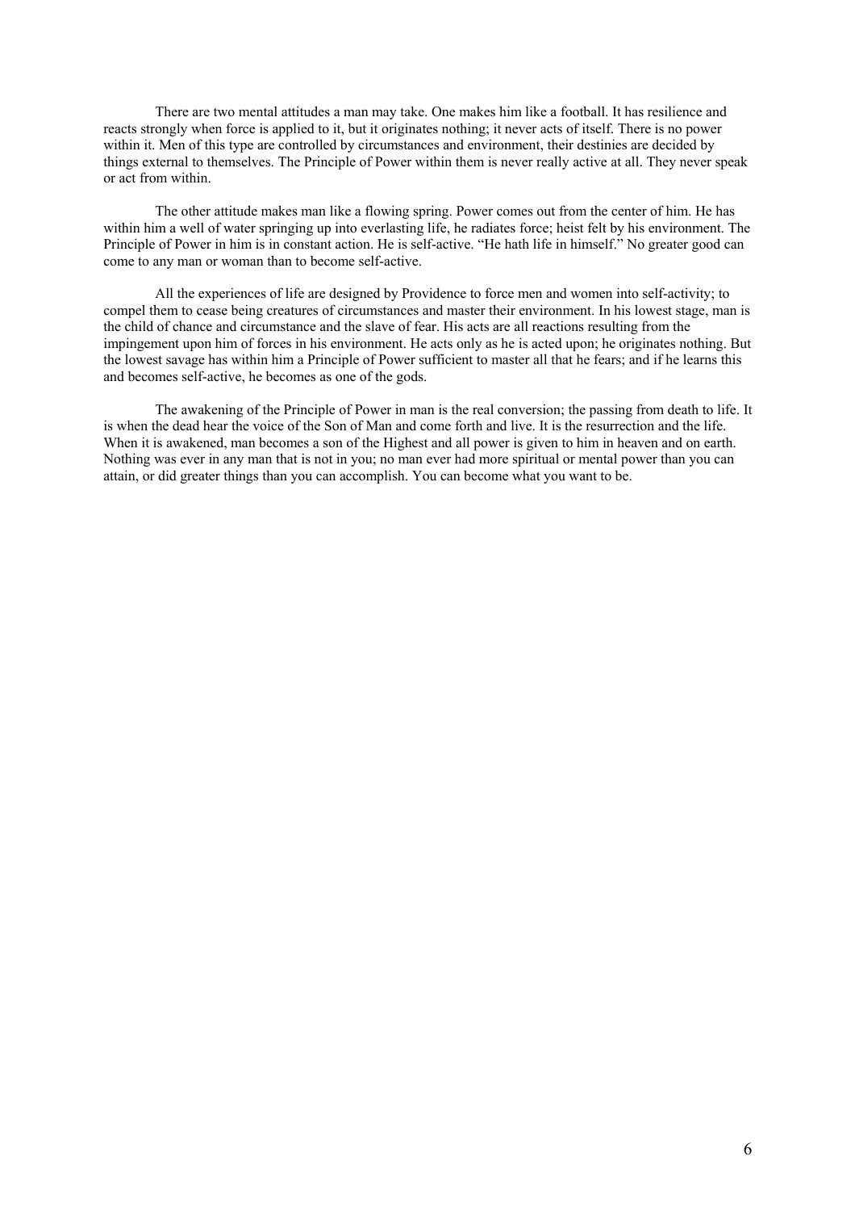There are two mental attitudes a man may take. One makes him like a football. It has resilience and reacts strongly when force is applied to it, but it originates nothing; it never acts of itself. There is no power within it. Men of this type are controlled by circumstances and environment, their destinies are decided by things external to themselves. The Principle of Power within them is never really active at all. They never speak or act from within.

The other attitude makes man like a flowing spring. Power comes out from the center of him. He has within him a well of water springing up into everlasting life, he radiates force; heist felt by his environment. The Principle of Power in him is in constant action. He is self-active. "He hath life in himself." No greater good can come to any man or woman than to become self-active.

All the experiences of life are designed by Providence to force men and women into self-activity; to compel them to cease being creatures of circumstances and master their environment. In his lowest stage, man is the child of chance and circumstance and the slave of fear. His acts are all reactions resulting from the impingement upon him of forces in his environment. He acts only as he is acted upon; he originates nothing. But the lowest savage has within him a Principle of Power sufficient to master all that he fears; and if he learns this and becomes self-active, he becomes as one of the gods.

The awakening of the Principle of Power in man is the real conversion; the passing from death to life. It is when the dead hear the voice of the Son of Man and come forth and live. It is the resurrection and the life. When it is awakened, man becomes a son of the Highest and all power is given to him in heaven and on earth. Nothing was ever in any man that is not in you; no man ever had more spiritual or mental power than you can attain, or did greater things than you can accomplish. You can become what you want to be.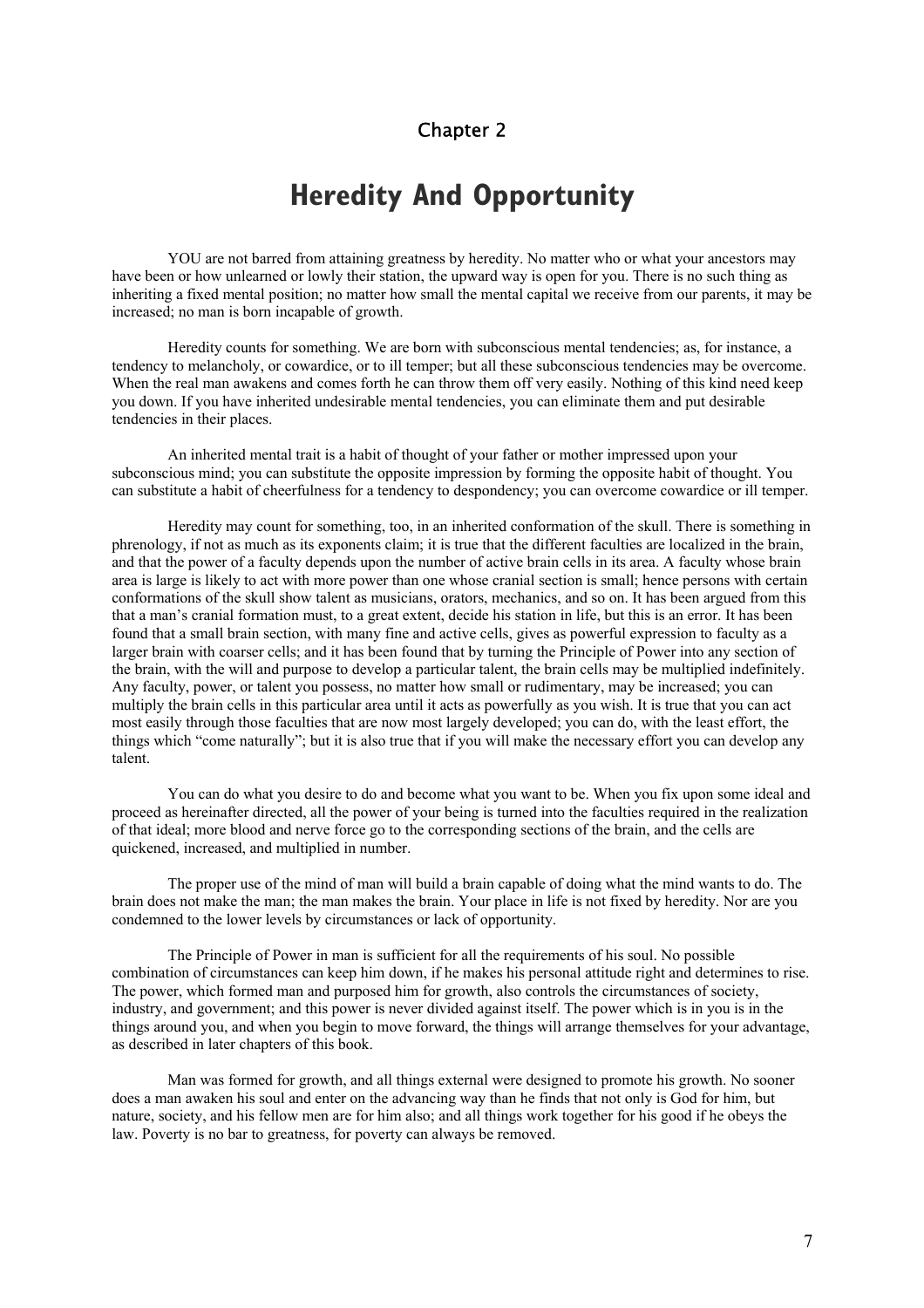## Chapter 2

# Heredity And Opportunity

YOU are not barred from attaining greatness by heredity. No matter who or what your ancestors may have been or how unlearned or lowly their station, the upward way is open for you. There is no such thing as inheriting a fixed mental position; no matter how small the mental capital we receive from our parents, it may be increased; no man is born incapable of growth.

Heredity counts for something. We are born with subconscious mental tendencies; as, for instance, a tendency to melancholy, or cowardice, or to ill temper; but all these subconscious tendencies may be overcome. When the real man awakens and comes forth he can throw them off very easily. Nothing of this kind need keep you down. If you have inherited undesirable mental tendencies, you can eliminate them and put desirable tendencies in their places.

An inherited mental trait is a habit of thought of your father or mother impressed upon your subconscious mind; you can substitute the opposite impression by forming the opposite habit of thought. You can substitute a habit of cheerfulness for a tendency to despondency; you can overcome cowardice or ill temper.

Heredity may count for something, too, in an inherited conformation of the skull. There is something in phrenology, if not as much as its exponents claim; it is true that the different faculties are localized in the brain, and that the power of a faculty depends upon the number of active brain cells in its area. A faculty whose brain area is large is likely to act with more power than one whose cranial section is small; hence persons with certain conformations of the skull show talent as musicians, orators, mechanics, and so on. It has been argued from this that a man's cranial formation must, to a great extent, decide his station in life, but this is an error. It has been found that a small brain section, with many fine and active cells, gives as powerful expression to faculty as a larger brain with coarser cells; and it has been found that by turning the Principle of Power into any section of the brain, with the will and purpose to develop a particular talent, the brain cells may be multiplied indefinitely. Any faculty, power, or talent you possess, no matter how small or rudimentary, may be increased; you can multiply the brain cells in this particular area until it acts as powerfully as you wish. It is true that you can act most easily through those faculties that are now most largely developed; you can do, with the least effort, the things which "come naturally"; but it is also true that if you will make the necessary effort you can develop any talent.

You can do what you desire to do and become what you want to be. When you fix upon some ideal and proceed as hereinafter directed, all the power of your being is turned into the faculties required in the realization of that ideal; more blood and nerve force go to the corresponding sections of the brain, and the cells are quickened, increased, and multiplied in number.

The proper use of the mind of man will build a brain capable of doing what the mind wants to do. The brain does not make the man; the man makes the brain. Your place in life is not fixed by heredity. Nor are you condemned to the lower levels by circumstances or lack of opportunity.

The Principle of Power in man is sufficient for all the requirements of his soul. No possible combination of circumstances can keep him down, if he makes his personal attitude right and determines to rise. The power, which formed man and purposed him for growth, also controls the circumstances of society, industry, and government; and this power is never divided against itself. The power which is in you is in the things around you, and when you begin to move forward, the things will arrange themselves for your advantage, as described in later chapters of this book.

Man was formed for growth, and all things external were designed to promote his growth. No sooner does a man awaken his soul and enter on the advancing way than he finds that not only is God for him, but nature, society, and his fellow men are for him also; and all things work together for his good if he obeys the law. Poverty is no bar to greatness, for poverty can always be removed.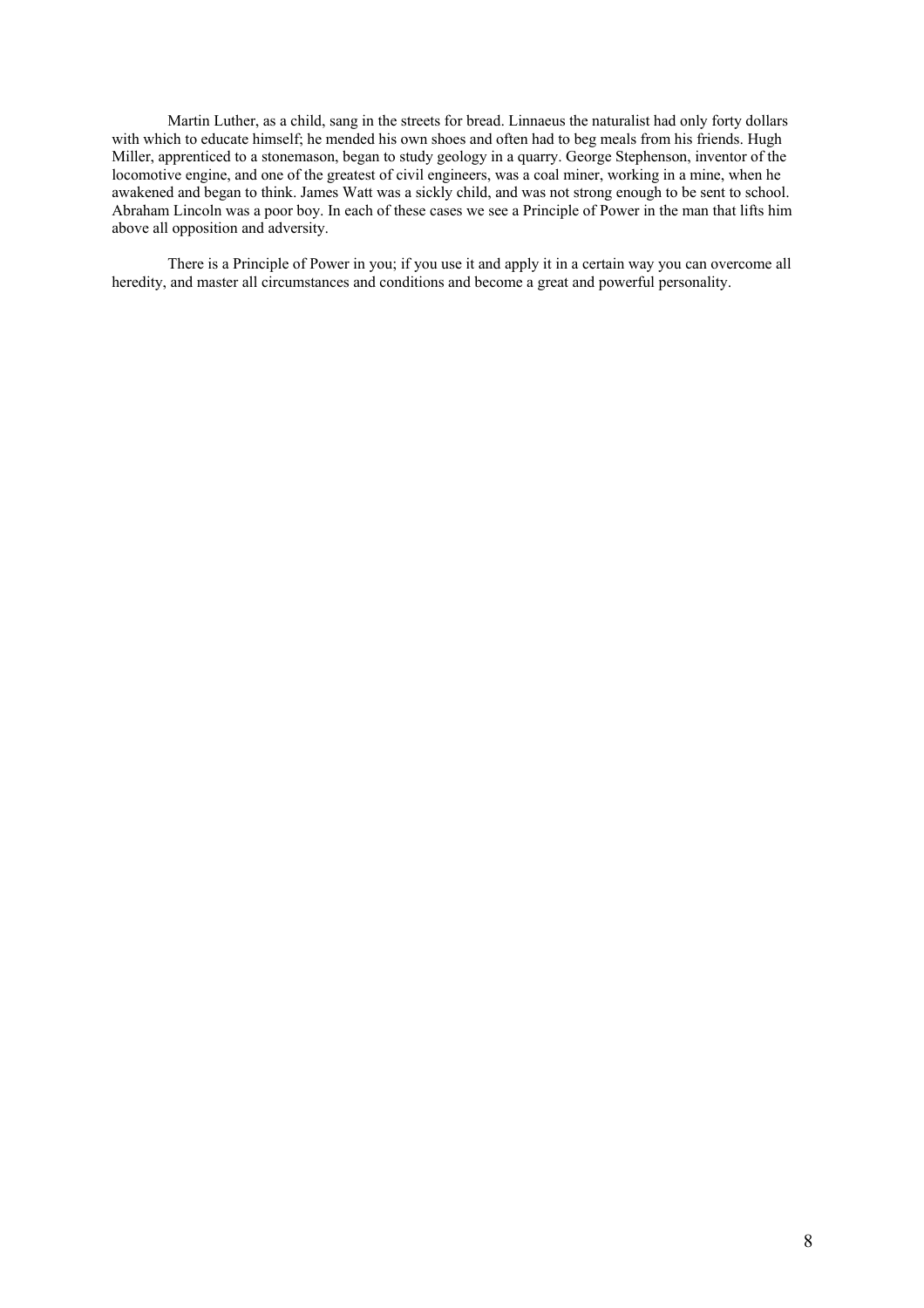Martin Luther, as a child, sang in the streets for bread. Linnaeus the naturalist had only forty dollars with which to educate himself; he mended his own shoes and often had to beg meals from his friends. Hugh Miller, apprenticed to a stonemason, began to study geology in a quarry. George Stephenson, inventor of the locomotive engine, and one of the greatest of civil engineers, was a coal miner, working in a mine, when he awakened and began to think. James Watt was a sickly child, and was not strong enough to be sent to school. Abraham Lincoln was a poor boy. In each of these cases we see a Principle of Power in the man that lifts him above all opposition and adversity.

There is a Principle of Power in you; if you use it and apply it in a certain way you can overcome all heredity, and master all circumstances and conditions and become a great and powerful personality.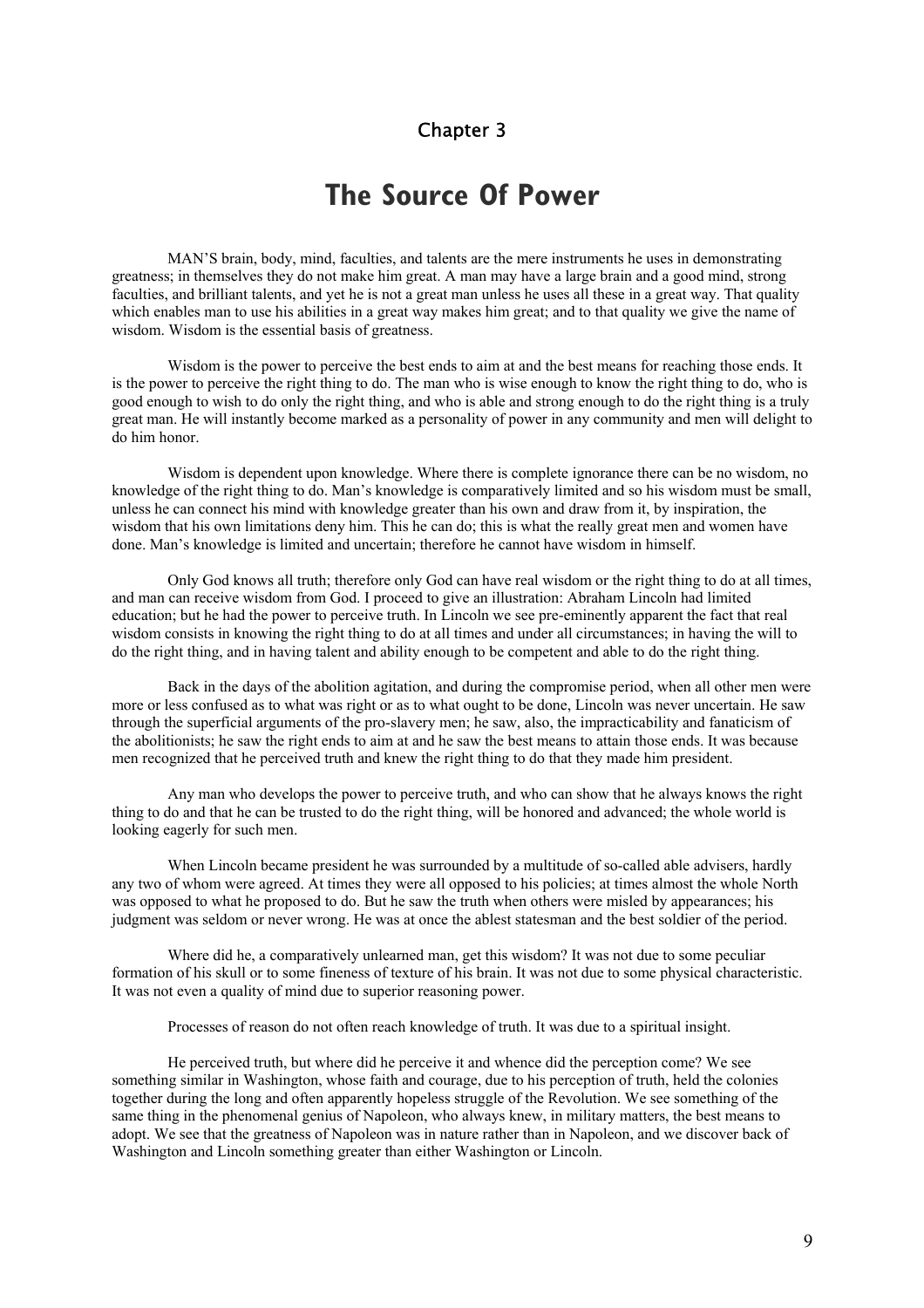## Chapter 3

# The Source Of Power

MAN'S brain, body, mind, faculties, and talents are the mere instruments he uses in demonstrating greatness; in themselves they do not make him great. A man may have a large brain and a good mind, strong faculties, and brilliant talents, and yet he is not a great man unless he uses all these in a great way. That quality which enables man to use his abilities in a great way makes him great; and to that quality we give the name of wisdom. Wisdom is the essential basis of greatness.

Wisdom is the power to perceive the best ends to aim at and the best means for reaching those ends. It is the power to perceive the right thing to do. The man who is wise enough to know the right thing to do, who is good enough to wish to do only the right thing, and who is able and strong enough to do the right thing is a truly great man. He will instantly become marked as a personality of power in any community and men will delight to do him honor.

Wisdom is dependent upon knowledge. Where there is complete ignorance there can be no wisdom, no knowledge of the right thing to do. Man's knowledge is comparatively limited and so his wisdom must be small, unless he can connect his mind with knowledge greater than his own and draw from it, by inspiration, the wisdom that his own limitations deny him. This he can do; this is what the really great men and women have done. Man's knowledge is limited and uncertain; therefore he cannot have wisdom in himself.

Only God knows all truth; therefore only God can have real wisdom or the right thing to do at all times, and man can receive wisdom from God. I proceed to give an illustration: Abraham Lincoln had limited education; but he had the power to perceive truth. In Lincoln we see pre-eminently apparent the fact that real wisdom consists in knowing the right thing to do at all times and under all circumstances; in having the will to do the right thing, and in having talent and ability enough to be competent and able to do the right thing.

Back in the days of the abolition agitation, and during the compromise period, when all other men were more or less confused as to what was right or as to what ought to be done, Lincoln was never uncertain. He saw through the superficial arguments of the pro-slavery men; he saw, also, the impracticability and fanaticism of the abolitionists; he saw the right ends to aim at and he saw the best means to attain those ends. It was because men recognized that he perceived truth and knew the right thing to do that they made him president.

Any man who develops the power to perceive truth, and who can show that he always knows the right thing to do and that he can be trusted to do the right thing, will be honored and advanced; the whole world is looking eagerly for such men.

When Lincoln became president he was surrounded by a multitude of so-called able advisers, hardly any two of whom were agreed. At times they were all opposed to his policies; at times almost the whole North was opposed to what he proposed to do. But he saw the truth when others were misled by appearances; his judgment was seldom or never wrong. He was at once the ablest statesman and the best soldier of the period.

Where did he, a comparatively unlearned man, get this wisdom? It was not due to some peculiar formation of his skull or to some fineness of texture of his brain. It was not due to some physical characteristic. It was not even a quality of mind due to superior reasoning power.

Processes of reason do not often reach knowledge of truth. It was due to a spiritual insight.

He perceived truth, but where did he perceive it and whence did the perception come? We see something similar in Washington, whose faith and courage, due to his perception of truth, held the colonies together during the long and often apparently hopeless struggle of the Revolution. We see something of the same thing in the phenomenal genius of Napoleon, who always knew, in military matters, the best means to adopt. We see that the greatness of Napoleon was in nature rather than in Napoleon, and we discover back of Washington and Lincoln something greater than either Washington or Lincoln.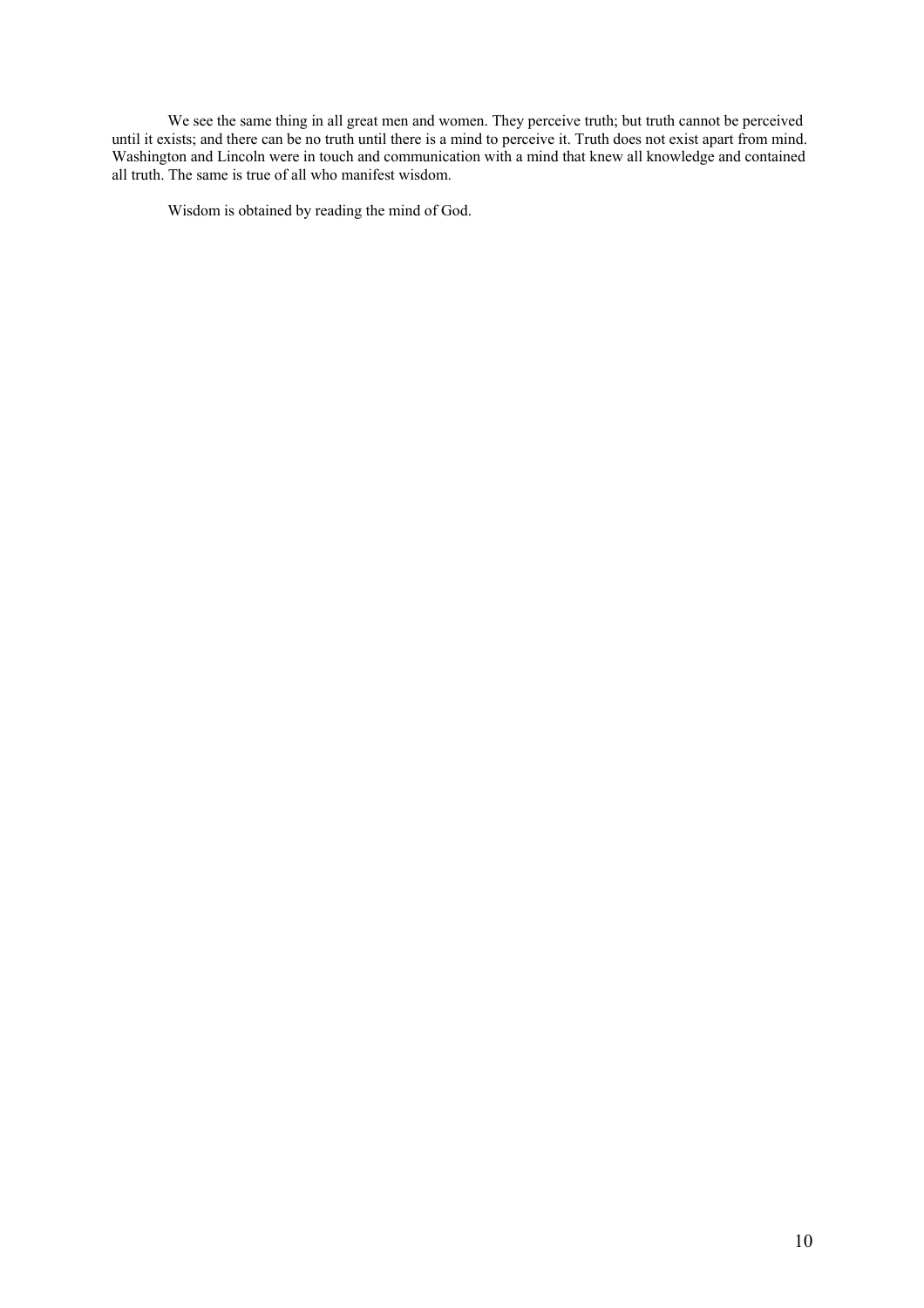We see the same thing in all great men and women. They perceive truth; but truth cannot be perceived until it exists; and there can be no truth until there is a mind to perceive it. Truth does not exist apart from mind. Washington and Lincoln were in touch and communication with a mind that knew all knowledge and contained all truth. The same is true of all who manifest wisdom.

Wisdom is obtained by reading the mind of God.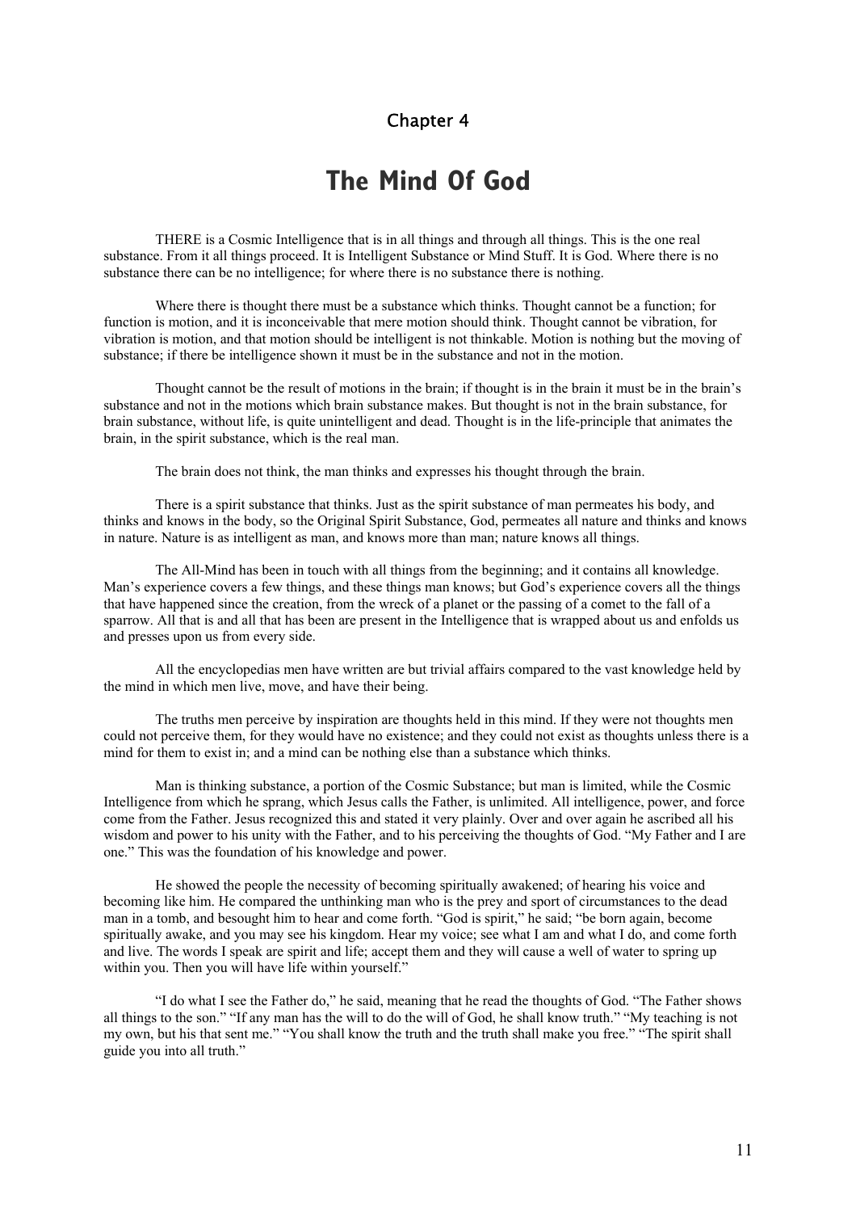## Chapter 4

# The Mind Of God

THERE is a Cosmic Intelligence that is in all things and through all things. This is the one real substance. From it all things proceed. It is Intelligent Substance or Mind Stuff. It is God. Where there is no substance there can be no intelligence; for where there is no substance there is nothing.

Where there is thought there must be a substance which thinks. Thought cannot be a function; for function is motion, and it is inconceivable that mere motion should think. Thought cannot be vibration, for vibration is motion, and that motion should be intelligent is not thinkable. Motion is nothing but the moving of substance; if there be intelligence shown it must be in the substance and not in the motion.

Thought cannot be the result of motions in the brain; if thought is in the brain it must be in the brain's substance and not in the motions which brain substance makes. But thought is not in the brain substance, for brain substance, without life, is quite unintelligent and dead. Thought is in the life-principle that animates the brain, in the spirit substance, which is the real man.

The brain does not think, the man thinks and expresses his thought through the brain.

There is a spirit substance that thinks. Just as the spirit substance of man permeates his body, and thinks and knows in the body, so the Original Spirit Substance, God, permeates all nature and thinks and knows in nature. Nature is as intelligent as man, and knows more than man; nature knows all things.

The All-Mind has been in touch with all things from the beginning; and it contains all knowledge. Man's experience covers a few things, and these things man knows; but God's experience covers all the things that have happened since the creation, from the wreck of a planet or the passing of a comet to the fall of a sparrow. All that is and all that has been are present in the Intelligence that is wrapped about us and enfolds us and presses upon us from every side.

All the encyclopedias men have written are but trivial affairs compared to the vast knowledge held by the mind in which men live, move, and have their being.

The truths men perceive by inspiration are thoughts held in this mind. If they were not thoughts men could not perceive them, for they would have no existence; and they could not exist as thoughts unless there is a mind for them to exist in; and a mind can be nothing else than a substance which thinks.

Man is thinking substance, a portion of the Cosmic Substance; but man is limited, while the Cosmic Intelligence from which he sprang, which Jesus calls the Father, is unlimited. All intelligence, power, and force come from the Father. Jesus recognized this and stated it very plainly. Over and over again he ascribed all his wisdom and power to his unity with the Father, and to his perceiving the thoughts of God. "My Father and I are one." This was the foundation of his knowledge and power.

He showed the people the necessity of becoming spiritually awakened; of hearing his voice and becoming like him. He compared the unthinking man who is the prey and sport of circumstances to the dead man in a tomb, and besought him to hear and come forth. "God is spirit," he said; "be born again, become spiritually awake, and you may see his kingdom. Hear my voice; see what I am and what I do, and come forth and live. The words I speak are spirit and life; accept them and they will cause a well of water to spring up within you. Then you will have life within yourself."

"I do what I see the Father do," he said, meaning that he read the thoughts of God. "The Father shows all things to the son." "If any man has the will to do the will of God, he shall know truth." "My teaching is not my own, but his that sent me." "You shall know the truth and the truth shall make you free." "The spirit shall guide you into all truth."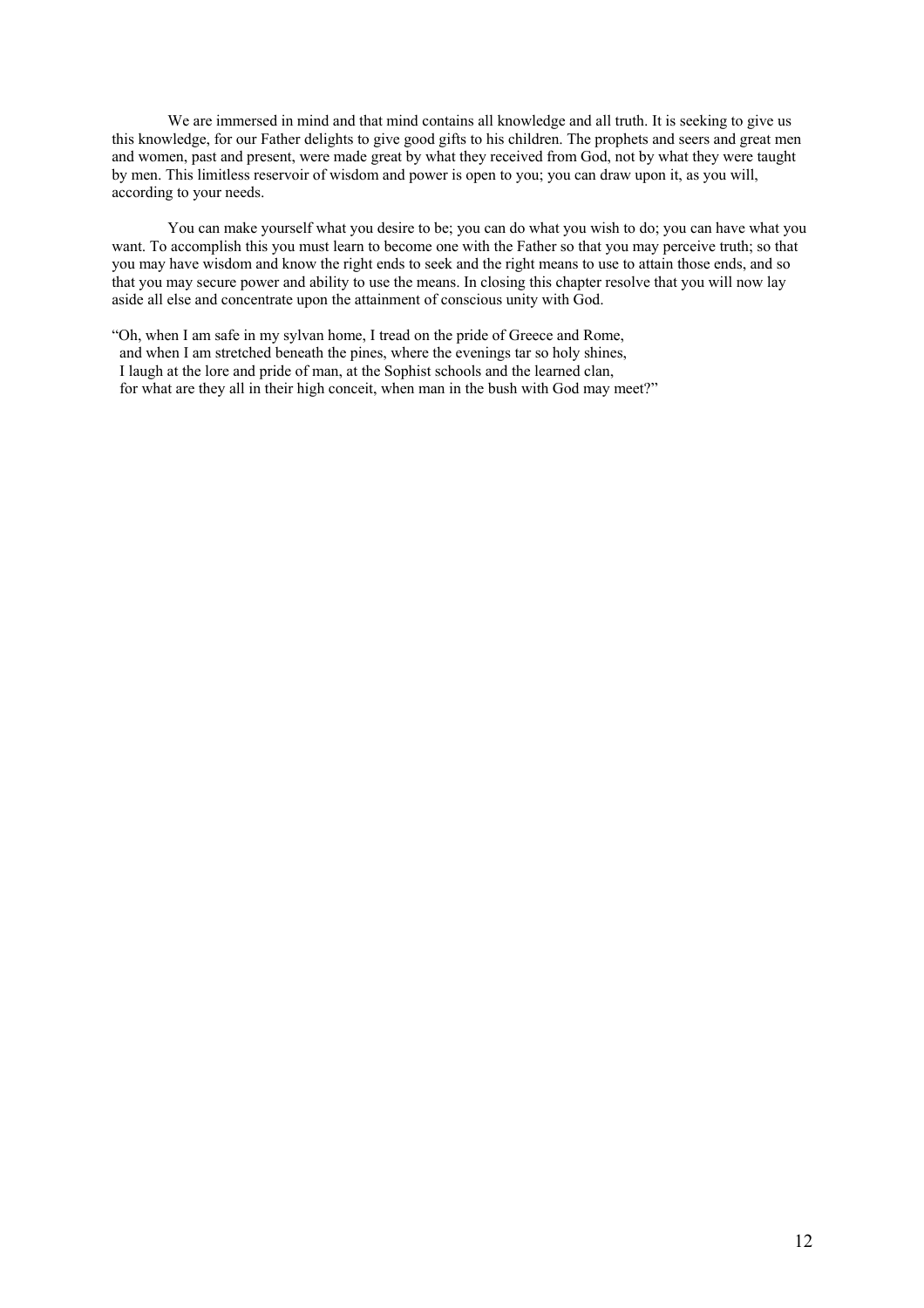We are immersed in mind and that mind contains all knowledge and all truth. It is seeking to give us this knowledge, for our Father delights to give good gifts to his children. The prophets and seers and great men and women, past and present, were made great by what they received from God, not by what they were taught by men. This limitless reservoir of wisdom and power is open to you; you can draw upon it, as you will, according to your needs.

You can make yourself what you desire to be; you can do what you wish to do; you can have what you want. To accomplish this you must learn to become one with the Father so that you may perceive truth; so that you may have wisdom and know the right ends to seek and the right means to use to attain those ends, and so that you may secure power and ability to use the means. In closing this chapter resolve that you will now lay aside all else and concentrate upon the attainment of conscious unity with God.

"Oh, when I am safe in my sylvan home, I tread on the pride of Greece and Rome,  
and when I am stretched beneath the pines, where the evenings tar so holy shines,  
I laugh at the lore and pride of man, at the Sophist schools and the learned clan,  
for what are they all in their high conceit, when man in the bush with God may meet?"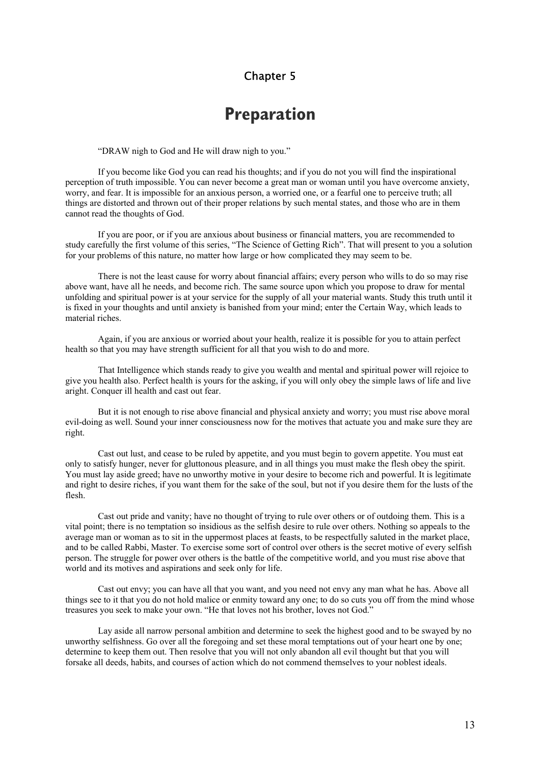## Chapter 5

# Preparation

"DRAW nigh to God and He will draw nigh to you."

If you become like God you can read his thoughts; and if you do not you will find the inspirational perception of truth impossible. You can never become a great man or woman until you have overcome anxiety, worry, and fear. It is impossible for an anxious person, a worried one, or a fearful one to perceive truth; all things are distorted and thrown out of their proper relations by such mental states, and those who are in them cannot read the thoughts of God.

If you are poor, or if you are anxious about business or financial matters, you are recommended to study carefully the first volume of this series, "The Science of Getting Rich". That will present to you a solution for your problems of this nature, no matter how large or how complicated they may seem to be.

There is not the least cause for worry about financial affairs; every person who wills to do so may rise above want, have all he needs, and become rich. The same source upon which you propose to draw for mental unfolding and spiritual power is at your service for the supply of all your material wants. Study this truth until it is fixed in your thoughts and until anxiety is banished from your mind; enter the Certain Way, which leads to material riches.

Again, if you are anxious or worried about your health, realize it is possible for you to attain perfect health so that you may have strength sufficient for all that you wish to do and more.

That Intelligence which stands ready to give you wealth and mental and spiritual power will rejoice to give you health also. Perfect health is yours for the asking, if you will only obey the simple laws of life and live aright. Conquer ill health and cast out fear.

But it is not enough to rise above financial and physical anxiety and worry; you must rise above moral evil-doing as well. Sound your inner consciousness now for the motives that actuate you and make sure they are right.

Cast out lust, and cease to be ruled by appetite, and you must begin to govern appetite. You must eat only to satisfy hunger, never for gluttonous pleasure, and in all things you must make the flesh obey the spirit. You must lay aside greed; have no unworthy motive in your desire to become rich and powerful. It is legitimate and right to desire riches, if you want them for the sake of the soul, but not if you desire them for the lusts of the flesh.

Cast out pride and vanity; have no thought of trying to rule over others or of outdoing them. This is a vital point; there is no temptation so insidious as the selfish desire to rule over others. Nothing so appeals to the average man or woman as to sit in the uppermost places at feasts, to be respectfully saluted in the market place, and to be called Rabbi, Master. To exercise some sort of control over others is the secret motive of every selfish person. The struggle for power over others is the battle of the competitive world, and you must rise above that world and its motives and aspirations and seek only for life.

Cast out envy; you can have all that you want, and you need not envy any man what he has. Above all things see to it that you do not hold malice or enmity toward any one; to do so cuts you off from the mind whose treasures you seek to make your own. "He that loves not his brother, loves not God."

Lay aside all narrow personal ambition and determine to seek the highest good and to be swayed by no unworthy selfishness. Go over all the foregoing and set these moral temptations out of your heart one by one; determine to keep them out. Then resolve that you will not only abandon all evil thought but that you will forsake all deeds, habits, and courses of action which do not commend themselves to your noblest ideals.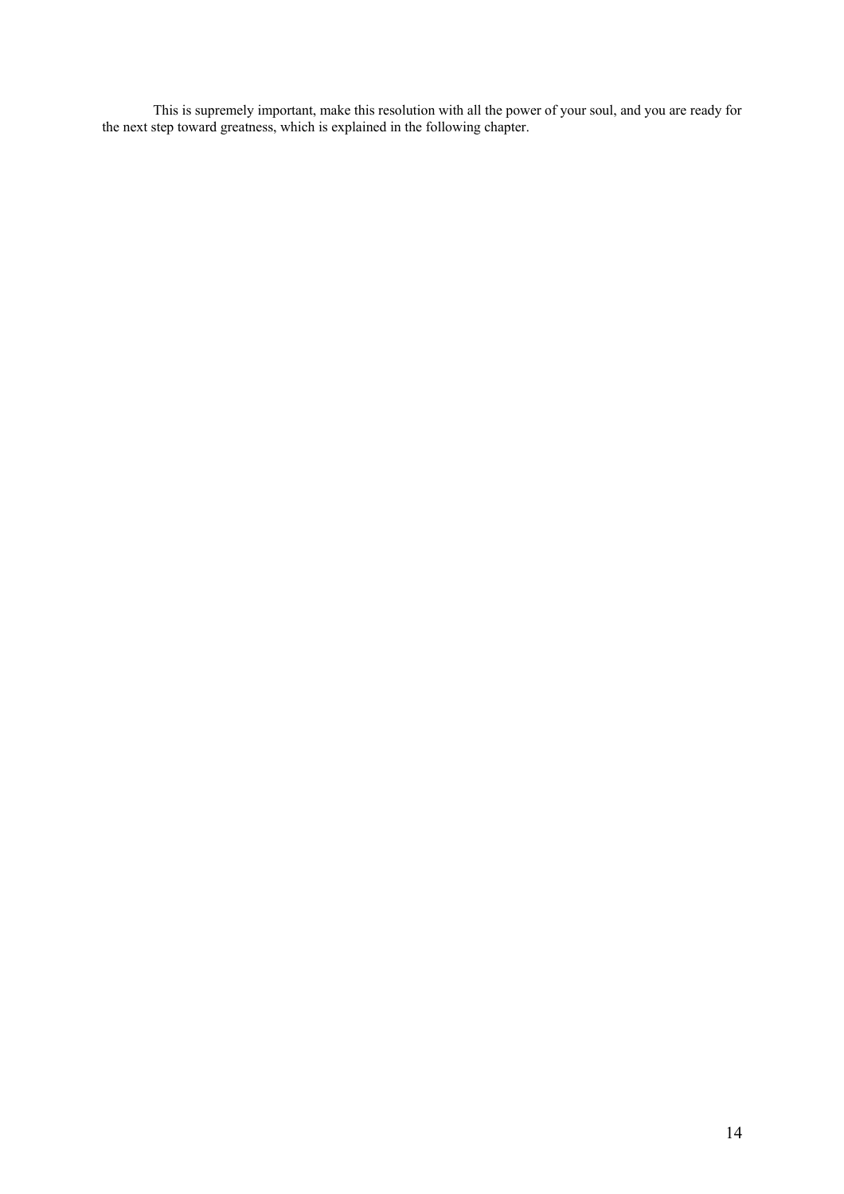This is supremely important, make this resolution with all the power of your soul, and you are ready for the next step toward greatness, which is explained in the following chapter.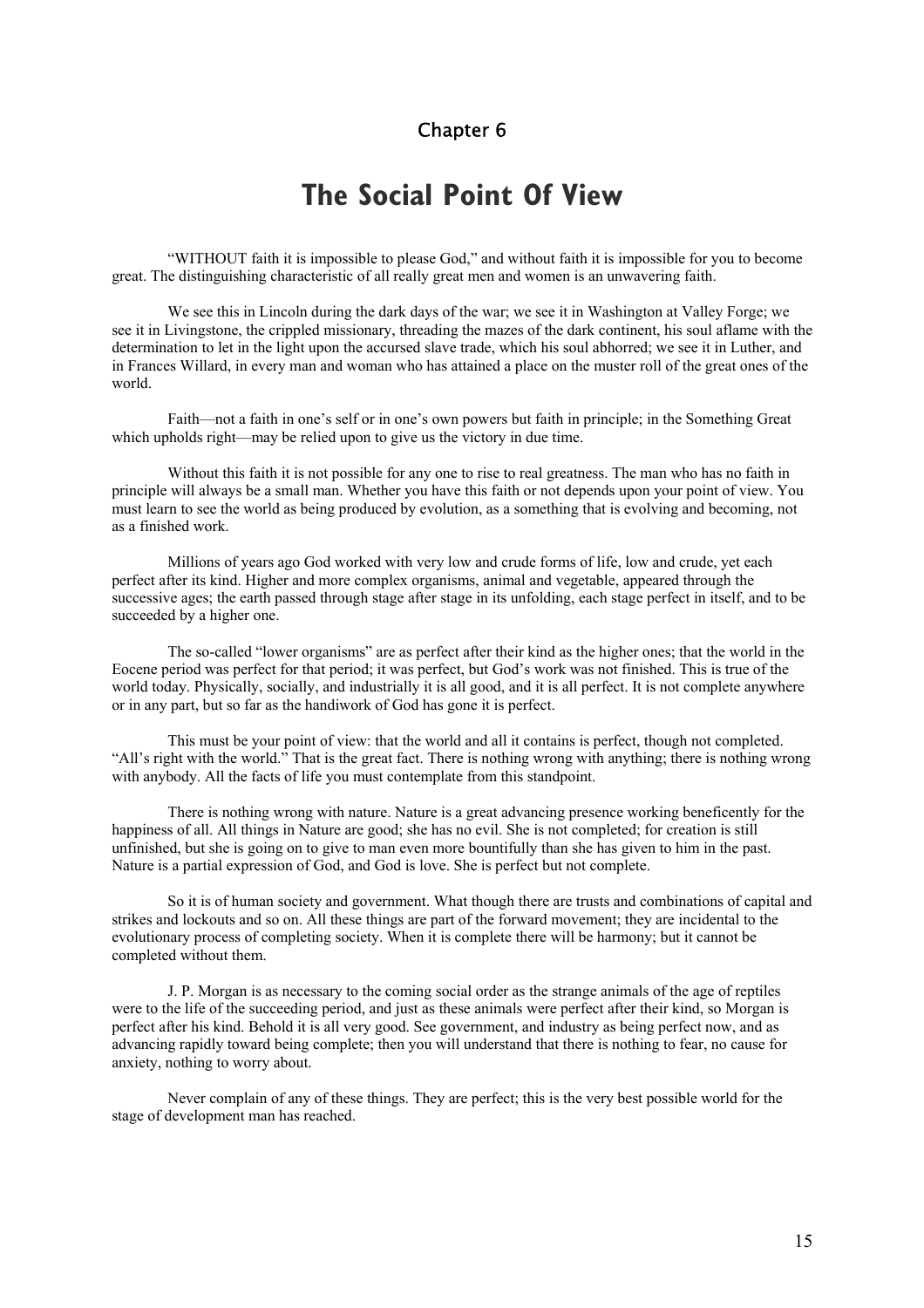## Chapter 6

# The Social Point Of View

"WITHOUT faith it is impossible to please God," and without faith it is impossible for you to become great. The distinguishing characteristic of all really great men and women is an unwavering faith.

We see this in Lincoln during the dark days of the war; we see it in Washington at Valley Forge; we see it in Livingstone, the crippled missionary, threading the mazes of the dark continent, his soul aflame with the determination to let in the light upon the accursed slave trade, which his soul abhorred; we see it in Luther, and in Frances Willard, in every man and woman who has attained a place on the muster roll of the great ones of the world.

Faith—not a faith in one's self or in one's own powers but faith in principle; in the Something Great which upholds right—may be relied upon to give us the victory in due time.

Without this faith it is not possible for any one to rise to real greatness. The man who has no faith in principle will always be a small man. Whether you have this faith or not depends upon your point of view. You must learn to see the world as being produced by evolution, as a something that is evolving and becoming, not as a finished work.

Millions of years ago God worked with very low and crude forms of life, low and crude, yet each perfect after its kind. Higher and more complex organisms, animal and vegetable, appeared through the successive ages; the earth passed through stage after stage in its unfolding, each stage perfect in itself, and to be succeeded by a higher one.

The so-called "lower organisms" are as perfect after their kind as the higher ones; that the world in the Eocene period was perfect for that period; it was perfect, but God's work was not finished. This is true of the world today. Physically, socially, and industrially it is all good, and it is all perfect. It is not complete anywhere or in any part, but so far as the handiwork of God has gone it is perfect.

This must be your point of view: that the world and all it contains is perfect, though not completed. "All's right with the world." That is the great fact. There is nothing wrong with anything; there is nothing wrong with anybody. All the facts of life you must contemplate from this standpoint.

There is nothing wrong with nature. Nature is a great advancing presence working beneficently for the happiness of all. All things in Nature are good; she has no evil. She is not completed; for creation is still unfinished, but she is going on to give to man even more bountifully than she has given to him in the past. Nature is a partial expression of God, and God is love. She is perfect but not complete.

So it is of human society and government. What though there are trusts and combinations of capital and strikes and lockouts and so on. All these things are part of the forward movement; they are incidental to the evolutionary process of completing society. When it is complete there will be harmony; but it cannot be completed without them.

J. P. Morgan is as necessary to the coming social order as the strange animals of the age of reptiles were to the life of the succeeding period, and just as these animals were perfect after their kind, so Morgan is perfect after his kind. Behold it is all very good. See government, and industry as being perfect now, and as advancing rapidly toward being complete; then you will understand that there is nothing to fear, no cause for anxiety, nothing to worry about.

Never complain of any of these things. They are perfect; this is the very best possible world for the stage of development man has reached.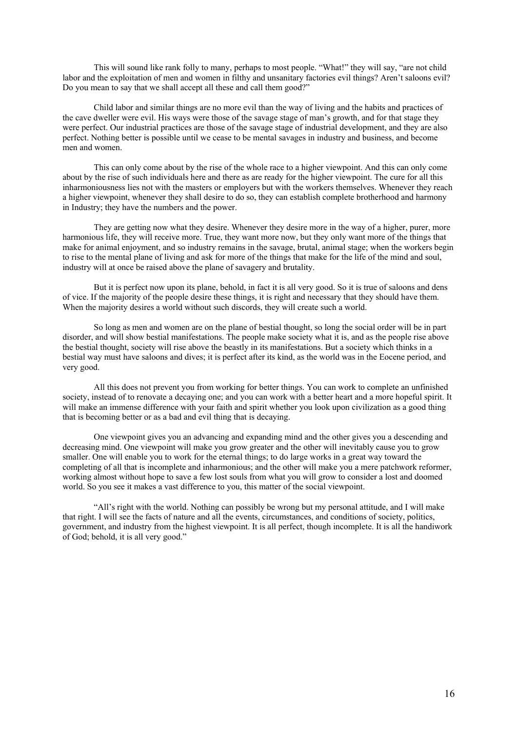This will sound like rank folly to many, perhaps to most people. "What!" they will say, "are not child labor and the exploitation of men and women in filthy and unsanitary factories evil things? Aren't saloons evil? Do you mean to say that we shall accept all these and call them good?"

Child labor and similar things are no more evil than the way of living and the habits and practices of the cave dweller were evil. His ways were those of the savage stage of man's growth, and for that stage they were perfect. Our industrial practices are those of the savage stage of industrial development, and they are also perfect. Nothing better is possible until we cease to be mental savages in industry and business, and become men and women.

This can only come about by the rise of the whole race to a higher viewpoint. And this can only come about by the rise of such individuals here and there as are ready for the higher viewpoint. The cure for all this inharmoniousness lies not with the masters or employers but with the workers themselves. Whenever they reach a higher viewpoint, whenever they shall desire to do so, they can establish complete brotherhood and harmony in Industry; they have the numbers and the power.

They are getting now what they desire. Whenever they desire more in the way of a higher, purer, more harmonious life, they will receive more. True, they want more now, but they only want more of the things that make for animal enjoyment, and so industry remains in the savage, brutal, animal stage; when the workers begin to rise to the mental plane of living and ask for more of the things that make for the life of the mind and soul, industry will at once be raised above the plane of savagery and brutality.

But it is perfect now upon its plane, behold, in fact it is all very good. So it is true of saloons and dens of vice. If the majority of the people desire these things, it is right and necessary that they should have them. When the majority desires a world without such discords, they will create such a world.

So long as men and women are on the plane of bestial thought, so long the social order will be in part disorder, and will show bestial manifestations. The people make society what it is, and as the people rise above the bestial thought, society will rise above the beastly in its manifestations. But a society which thinks in a bestial way must have saloons and dives; it is perfect after its kind, as the world was in the Eocene period, and very good.

All this does not prevent you from working for better things. You can work to complete an unfinished society, instead of to renovate a decaying one; and you can work with a better heart and a more hopeful spirit. It will make an immense difference with your faith and spirit whether you look upon civilization as a good thing that is becoming better or as a bad and evil thing that is decaying.

One viewpoint gives you an advancing and expanding mind and the other gives you a descending and decreasing mind. One viewpoint will make you grow greater and the other will inevitably cause you to grow smaller. One will enable you to work for the eternal things; to do large works in a great way toward the completing of all that is incomplete and inharmonious; and the other will make you a mere patchwork reformer, working almost without hope to save a few lost souls from what you will grow to consider a lost and doomed world. So you see it makes a vast difference to you, this matter of the social viewpoint.

"All's right with the world. Nothing can possibly be wrong but my personal attitude, and I will make that right. I will see the facts of nature and all the events, circumstances, and conditions of society, politics, government, and industry from the highest viewpoint. It is all perfect, though incomplete. It is all the handiwork of God; behold, it is all very good."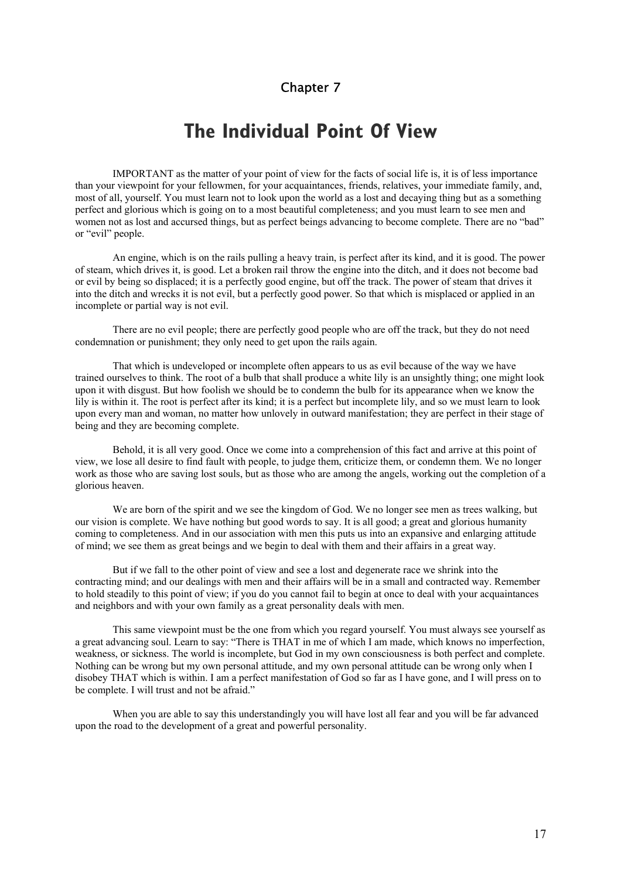Chapter 7

# The Individual Point Of View

IMPORTANT as the matter of your point of view for the facts of social life is, it is of less importance than your viewpoint for your fellowmen, for your acquaintances, friends, relatives, your immediate family, and, most of all, yourself. You must learn not to look upon the world as a lost and decaying thing but as a something perfect and glorious which is going on to a most beautiful completeness; and you must learn to see men and women not as lost and accursed things, but as perfect beings advancing to become complete. There are no "bad" or "evil" people.

An engine, which is on the rails pulling a heavy train, is perfect after its kind, and it is good. The power of steam, which drives it, is good. Let a broken rail throw the engine into the ditch, and it does not become bad or evil by being so displaced; it is a perfectly good engine, but off the track. The power of steam that drives it into the ditch and wrecks it is not evil, but a perfectly good power. So that which is misplaced or applied in an incomplete or partial way is not evil.

There are no evil people; there are perfectly good people who are off the track, but they do not need condemnation or punishment; they only need to get upon the rails again.

That which is undeveloped or incomplete often appears to us as evil because of the way we have trained ourselves to think. The root of a bulb that shall produce a white lily is an unsightly thing; one might look upon it with disgust. But how foolish we should be to condemn the bulb for its appearance when we know the lily is within it. The root is perfect after its kind; it is a perfect but incomplete lily, and so we must learn to look upon every man and woman, no matter how unlovely in outward manifestation; they are perfect in their stage of being and they are becoming complete.

Behold, it is all very good. Once we come into a comprehension of this fact and arrive at this point of view, we lose all desire to find fault with people, to judge them, criticize them, or condemn them. We no longer work as those who are saving lost souls, but as those who are among the angels, working out the completion of a glorious heaven.

We are born of the spirit and we see the kingdom of God. We no longer see men as trees walking, but our vision is complete. We have nothing but good words to say. It is all good; a great and glorious humanity coming to completeness. And in our association with men this puts us into an expansive and enlarging attitude of mind; we see them as great beings and we begin to deal with them and their affairs in a great way.

But if we fall to the other point of view and see a lost and degenerate race we shrink into the contracting mind; and our dealings with men and their affairs will be in a small and contracted way. Remember to hold steadily to this point of view; if you do you cannot fail to begin at once to deal with your acquaintances and neighbors and with your own family as a great personality deals with men.

This same viewpoint must be the one from which you regard yourself. You must always see yourself as a great advancing soul. Learn to say: "There is THAT in me of which I am made, which knows no imperfection, weakness, or sickness. The world is incomplete, but God in my own consciousness is both perfect and complete. Nothing can be wrong but my own personal attitude, and my own personal attitude can be wrong only when I disobey THAT which is within. I am a perfect manifestation of God so far as I have gone, and I will press on to be complete. I will trust and not be afraid."

When you are able to say this understandingly you will have lost all fear and you will be far advanced upon the road to the development of a great and powerful personality.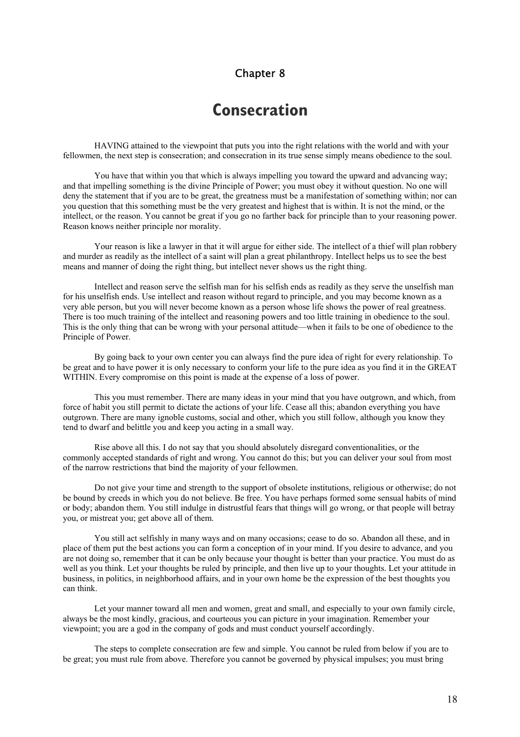## Chapter 8

# Consecration

HAVING attained to the viewpoint that puts you into the right relations with the world and with your fellowmen, the next step is consecration; and consecration in its true sense simply means obedience to the soul.

You have that within you that which is always impelling you toward the upward and advancing way; and that impelling something is the divine Principle of Power; you must obey it without question. No one will deny the statement that if you are to be great, the greatness must be a manifestation of something within; nor can you question that this something must be the very greatest and highest that is within. It is not the mind, or the intellect, or the reason. You cannot be great if you go no farther back for principle than to your reasoning power. Reason knows neither principle nor morality.

Your reason is like a lawyer in that it will argue for either side. The intellect of a thief will plan robbery and murder as readily as the intellect of a saint will plan a great philanthropy. Intellect helps us to see the best means and manner of doing the right thing, but intellect never shows us the right thing.

Intellect and reason serve the selfish man for his selfish ends as readily as they serve the unselfish man for his unselfish ends. Use intellect and reason without regard to principle, and you may become known as a very able person, but you will never become known as a person whose life shows the power of real greatness. There is too much training of the intellect and reasoning powers and too little training in obedience to the soul. This is the only thing that can be wrong with your personal attitude—when it fails to be one of obedience to the Principle of Power.

By going back to your own center you can always find the pure idea of right for every relationship. To be great and to have power it is only necessary to conform your life to the pure idea as you find it in the GREAT WITHIN. Every compromise on this point is made at the expense of a loss of power.

This you must remember. There are many ideas in your mind that you have outgrown, and which, from force of habit you still permit to dictate the actions of your life. Cease all this; abandon everything you have outgrown. There are many ignoble customs, social and other, which you still follow, although you know they tend to dwarf and belittle you and keep you acting in a small way.

Rise above all this. I do not say that you should absolutely disregard conventionalities, or the commonly accepted standards of right and wrong. You cannot do this; but you can deliver your soul from most of the narrow restrictions that bind the majority of your fellowmen.

Do not give your time and strength to the support of obsolete institutions, religious or otherwise; do not be bound by creeds in which you do not believe. Be free. You have perhaps formed some sensual habits of mind or body; abandon them. You still indulge in distrustful fears that things will go wrong, or that people will betray you, or mistreat you; get above all of them.

You still act selfishly in many ways and on many occasions; cease to do so. Abandon all these, and in place of them put the best actions you can form a conception of in your mind. If you desire to advance, and you are not doing so, remember that it can be only because your thought is better than your practice. You must do as well as you think. Let your thoughts be ruled by principle, and then live up to your thoughts. Let your attitude in business, in politics, in neighborhood affairs, and in your own home be the expression of the best thoughts you can think.

Let your manner toward all men and women, great and small, and especially to your own family circle, always be the most kindly, gracious, and courteous you can picture in your imagination. Remember your viewpoint; you are a god in the company of gods and must conduct yourself accordingly.

The steps to complete consecration are few and simple. You cannot be ruled from below if you are to be great; you must rule from above. Therefore you cannot be governed by physical impulses; you must bring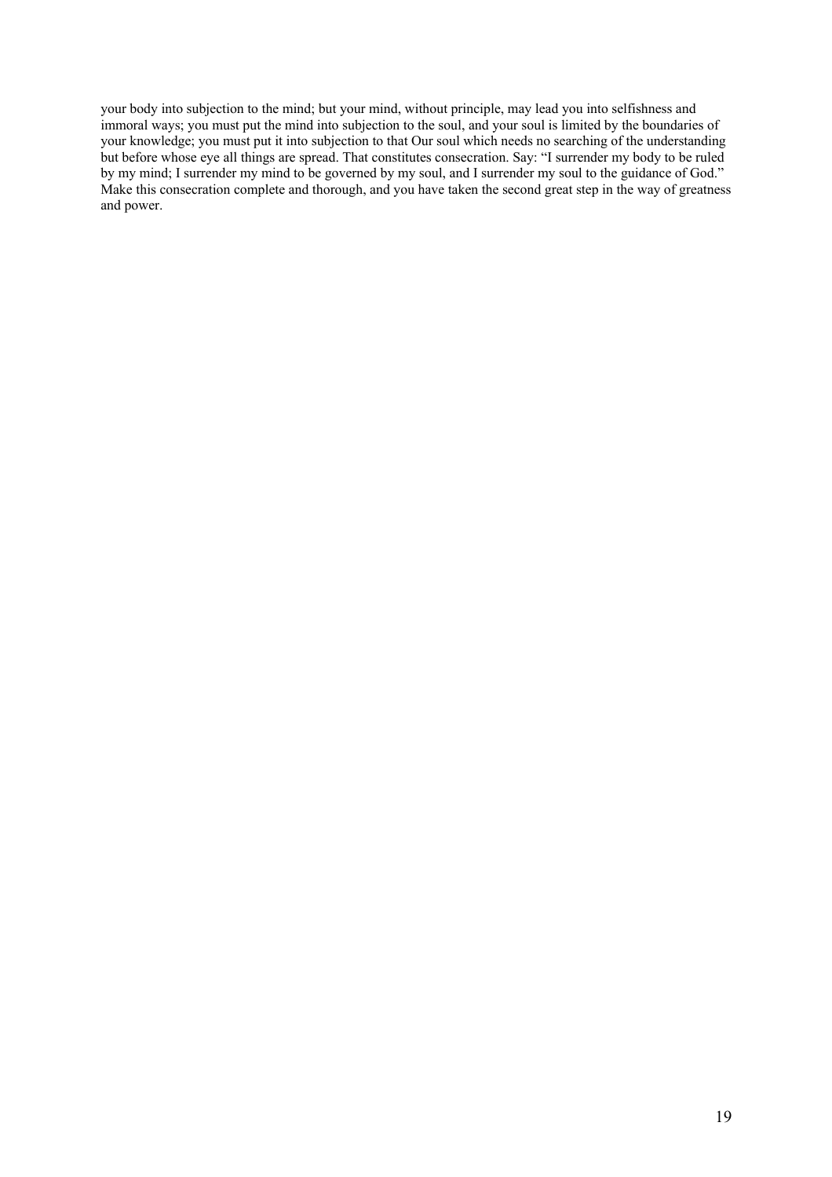your body into subjection to the mind; but your mind, without principle, may lead you into selfishness and immoral ways; you must put the mind into subjection to the soul, and your soul is limited by the boundaries of your knowledge; you must put it into subjection to that Our soul which needs no searching of the understanding but before whose eye all things are spread. That constitutes consecration. Say: "I surrender my body to be ruled by my mind; I surrender my mind to be governed by my soul, and I surrender my soul to the guidance of God." Make this consecration complete and thorough, and you have taken the second great step in the way of greatness and power.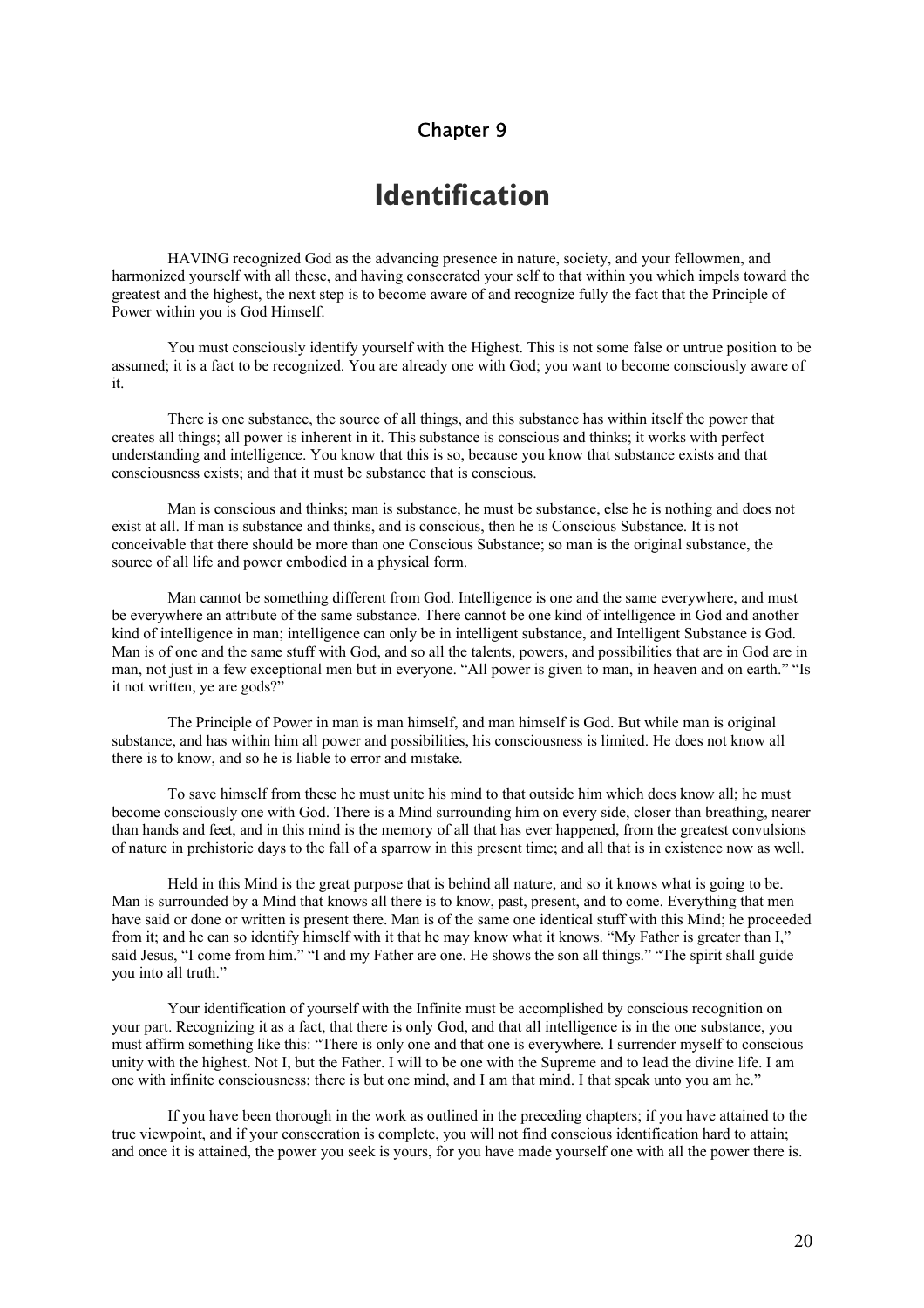Chapter 9

# Identification

HAVING recognized God as the advancing presence in nature, society, and your fellowmen, and harmonized yourself with all these, and having consecrated your self to that within you which impels toward the greatest and the highest, the next step is to become aware of and recognize fully the fact that the Principle of Power within you is God Himself.

You must consciously identify yourself with the Highest. This is not some false or untrue position to be assumed; it is a fact to be recognized. You are already one with God; you want to become consciously aware of it.

There is one substance, the source of all things, and this substance has within itself the power that creates all things; all power is inherent in it. This substance is conscious and thinks; it works with perfect understanding and intelligence. You know that this is so, because you know that substance exists and that consciousness exists; and that it must be substance that is conscious.

Man is conscious and thinks; man is substance, he must be substance, else he is nothing and does not exist at all. If man is substance and thinks, and is conscious, then he is Conscious Substance. It is not conceivable that there should be more than one Conscious Substance; so man is the original substance, the source of all life and power embodied in a physical form.

Man cannot be something different from God. Intelligence is one and the same everywhere, and must be everywhere an attribute of the same substance. There cannot be one kind of intelligence in God and another kind of intelligence in man; intelligence can only be in intelligent substance, and Intelligent Substance is God. Man is of one and the same stuff with God, and so all the talents, powers, and possibilities that are in God are in man, not just in a few exceptional men but in everyone. "All power is given to man, in heaven and on earth." "Is it not written, ye are gods?"

The Principle of Power in man is man himself, and man himself is God. But while man is original substance, and has within him all power and possibilities, his consciousness is limited. He does not know all there is to know, and so he is liable to error and mistake.

To save himself from these he must unite his mind to that outside him which does know all; he must become consciously one with God. There is a Mind surrounding him on every side, closer than breathing, nearer than hands and feet, and in this mind is the memory of all that has ever happened, from the greatest convulsions of nature in prehistoric days to the fall of a sparrow in this present time; and all that is in existence now as well.

Held in this Mind is the great purpose that is behind all nature, and so it knows what is going to be. Man is surrounded by a Mind that knows all there is to know, past, present, and to come. Everything that men have said or done or written is present there. Man is of the same one identical stuff with this Mind; he proceeded from it; and he can so identify himself with it that he may know what it knows. "My Father is greater than I," said Jesus, "I come from him." "I and my Father are one. He shows the son all things." "The spirit shall guide you into all truth."

Your identification of yourself with the Infinite must be accomplished by conscious recognition on your part. Recognizing it as a fact, that there is only God, and that all intelligence is in the one substance, you must affirm something like this: "There is only one and that one is everywhere. I surrender myself to conscious unity with the highest. Not I, but the Father. I will to be one with the Supreme and to lead the divine life. I am one with infinite consciousness; there is but one mind, and I am that mind. I that speak unto you am he."

If you have been thorough in the work as outlined in the preceding chapters; if you have attained to the true viewpoint, and if your consecration is complete, you will not find conscious identification hard to attain; and once it is attained, the power you seek is yours, for you have made yourself one with all the power there is.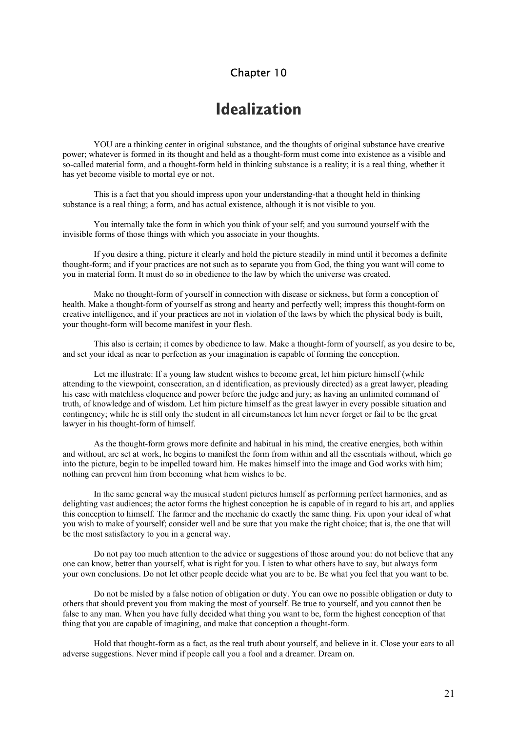## Chapter 10

# Idealization

YOU are a thinking center in original substance, and the thoughts of original substance have creative power; whatever is formed in its thought and held as a thought-form must come into existence as a visible and so-called material form, and a thought-form held in thinking substance is a reality; it is a real thing, whether it has yet become visible to mortal eye or not.

This is a fact that you should impress upon your understanding-that a thought held in thinking substance is a real thing; a form, and has actual existence, although it is not visible to you.

You internally take the form in which you think of your self; and you surround yourself with the invisible forms of those things with which you associate in your thoughts.

If you desire a thing, picture it clearly and hold the picture steadily in mind until it becomes a definite thought-form; and if your practices are not such as to separate you from God, the thing you want will come to you in material form. It must do so in obedience to the law by which the universe was created.

Make no thought-form of yourself in connection with disease or sickness, but form a conception of health. Make a thought-form of yourself as strong and hearty and perfectly well; impress this thought-form on creative intelligence, and if your practices are not in violation of the laws by which the physical body is built, your thought-form will become manifest in your flesh.

This also is certain; it comes by obedience to law. Make a thought-form of yourself, as you desire to be, and set your ideal as near to perfection as your imagination is capable of forming the conception.

Let me illustrate: If a young law student wishes to become great, let him picture himself (while attending to the viewpoint, consecration, an d identification, as previously directed) as a great lawyer, pleading his case with matchless eloquence and power before the judge and jury; as having an unlimited command of truth, of knowledge and of wisdom. Let him picture himself as the great lawyer in every possible situation and contingency; while he is still only the student in all circumstances let him never forget or fail to be the great lawyer in his thought-form of himself.

As the thought-form grows more definite and habitual in his mind, the creative energies, both within and without, are set at work, he begins to manifest the form from within and all the essentials without, which go into the picture, begin to be impelled toward him. He makes himself into the image and God works with him; nothing can prevent him from becoming what hem wishes to be.

In the same general way the musical student pictures himself as performing perfect harmonies, and as delighting vast audiences; the actor forms the highest conception he is capable of in regard to his art, and applies this conception to himself. The farmer and the mechanic do exactly the same thing. Fix upon your ideal of what you wish to make of yourself; consider well and be sure that you make the right choice; that is, the one that will be the most satisfactory to you in a general way.

Do not pay too much attention to the advice or suggestions of those around you: do not believe that any one can know, better than yourself, what is right for you. Listen to what others have to say, but always form your own conclusions. Do not let other people decide what you are to be. Be what you feel that you want to be.

Do not be misled by a false notion of obligation or duty. You can owe no possible obligation or duty to others that should prevent you from making the most of yourself. Be true to yourself, and you cannot then be false to any man. When you have fully decided what thing you want to be, form the highest conception of that thing that you are capable of imagining, and make that conception a thought-form.

Hold that thought-form as a fact, as the real truth about yourself, and believe in it. Close your ears to all adverse suggestions. Never mind if people call you a fool and a dreamer. Dream on.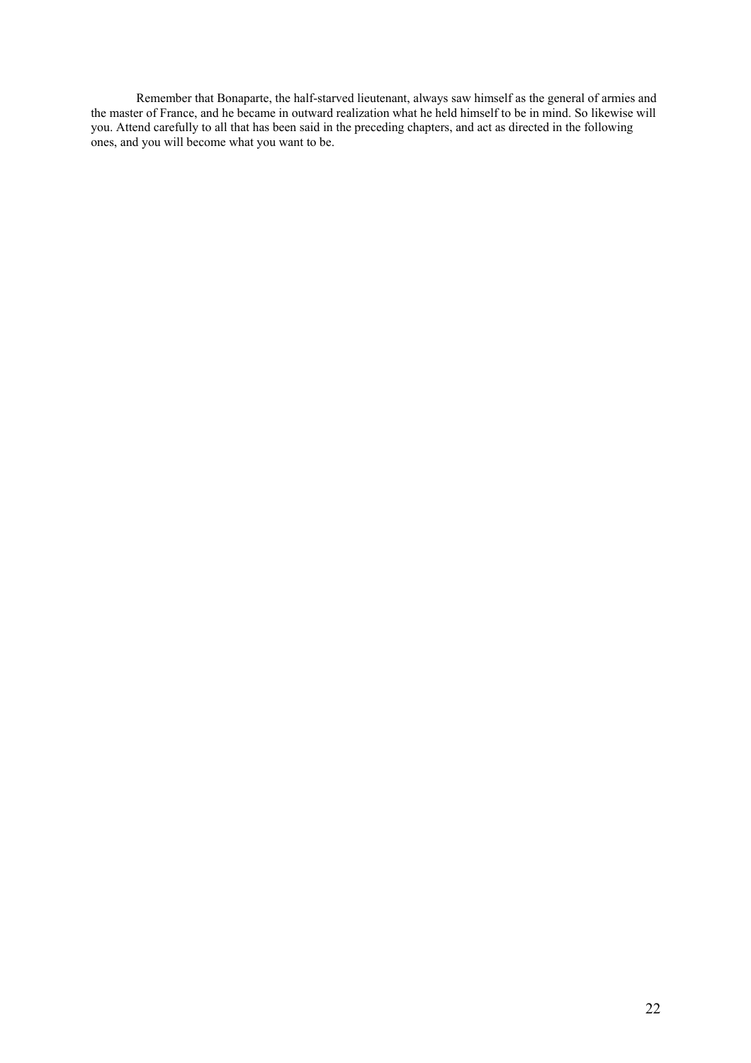Remember that Bonaparte, the half-starved lieutenant, always saw himself as the general of armies and the master of France, and he became in outward realization what he held himself to be in mind. So likewise will you. Attend carefully to all that has been said in the preceding chapters, and act as directed in the following ones, and you will become what you want to be.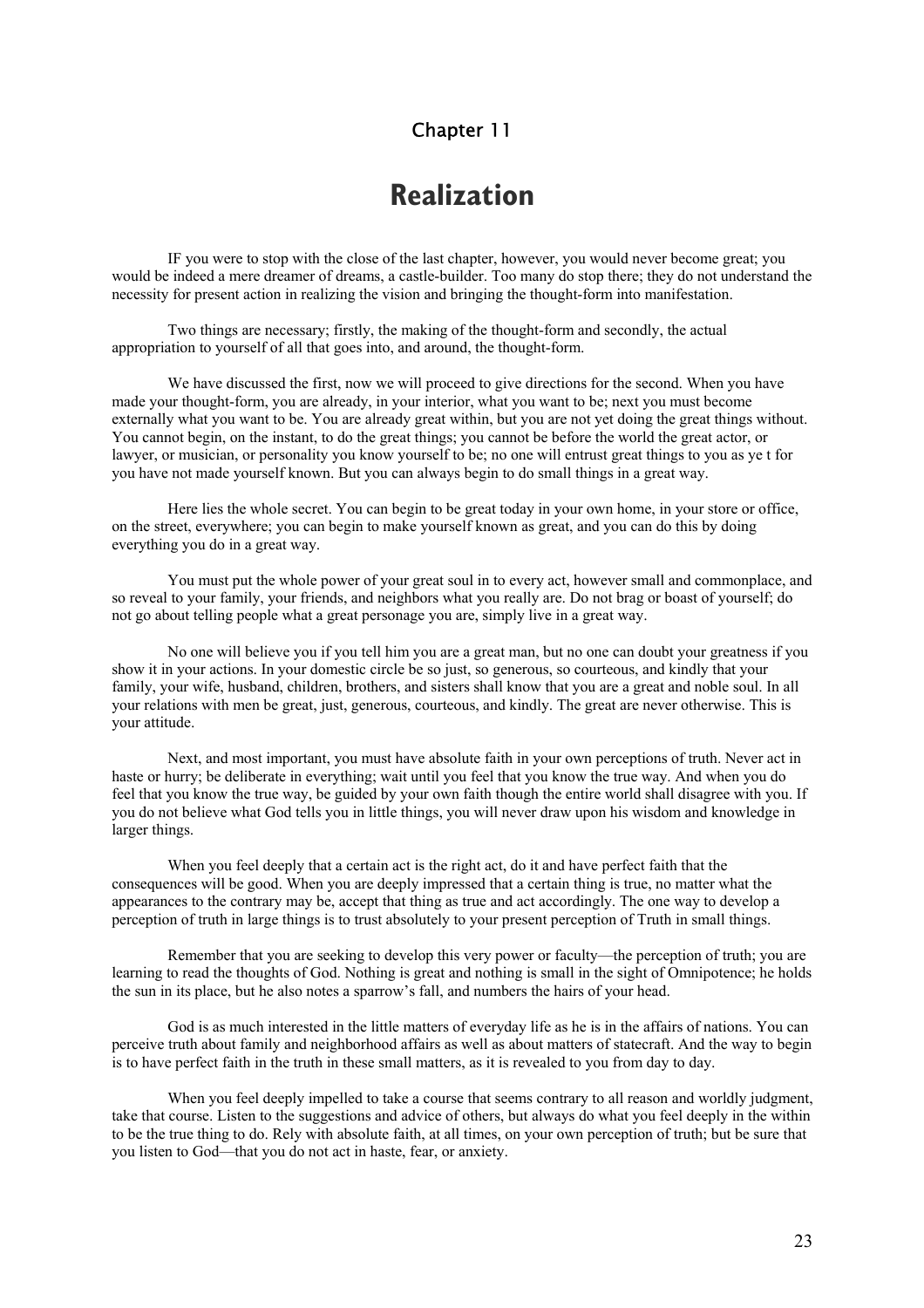## Chapter 11

# Realization

IF you were to stop with the close of the last chapter, however, you would never become great; you would be indeed a mere dreamer of dreams, a castle-builder. Too many do stop there; they do not understand the necessity for present action in realizing the vision and bringing the thought-form into manifestation.

Two things are necessary; firstly, the making of the thought-form and secondly, the actual appropriation to yourself of all that goes into, and around, the thought-form.

We have discussed the first, now we will proceed to give directions for the second. When you have made your thought-form, you are already, in your interior, what you want to be; next you must become externally what you want to be. You are already great within, but you are not yet doing the great things without. You cannot begin, on the instant, to do the great things; you cannot be before the world the great actor, or lawyer, or musician, or personality you know yourself to be; no one will entrust great things to you as ye t for you have not made yourself known. But you can always begin to do small things in a great way.

Here lies the whole secret. You can begin to be great today in your own home, in your store or office, on the street, everywhere; you can begin to make yourself known as great, and you can do this by doing everything you do in a great way.

You must put the whole power of your great soul in to every act, however small and commonplace, and so reveal to your family, your friends, and neighbors what you really are. Do not brag or boast of yourself; do not go about telling people what a great personage you are, simply live in a great way.

No one will believe you if you tell him you are a great man, but no one can doubt your greatness if you show it in your actions. In your domestic circle be so just, so generous, so courteous, and kindly that your family, your wife, husband, children, brothers, and sisters shall know that you are a great and noble soul. In all your relations with men be great, just, generous, courteous, and kindly. The great are never otherwise. This is your attitude.

Next, and most important, you must have absolute faith in your own perceptions of truth. Never act in haste or hurry; be deliberate in everything; wait until you feel that you know the true way. And when you do feel that you know the true way, be guided by your own faith though the entire world shall disagree with you. If you do not believe what God tells you in little things, you will never draw upon his wisdom and knowledge in larger things.

When you feel deeply that a certain act is the right act, do it and have perfect faith that the consequences will be good. When you are deeply impressed that a certain thing is true, no matter what the appearances to the contrary may be, accept that thing as true and act accordingly. The one way to develop a perception of truth in large things is to trust absolutely to your present perception of Truth in small things.

Remember that you are seeking to develop this very power or faculty—the perception of truth; you are learning to read the thoughts of God. Nothing is great and nothing is small in the sight of Omnipotence; he holds the sun in its place, but he also notes a sparrow's fall, and numbers the hairs of your head.

God is as much interested in the little matters of everyday life as he is in the affairs of nations. You can perceive truth about family and neighborhood affairs as well as about matters of statecraft. And the way to begin is to have perfect faith in the truth in these small matters, as it is revealed to you from day to day.

When you feel deeply impelled to take a course that seems contrary to all reason and worldly judgment, take that course. Listen to the suggestions and advice of others, but always do what you feel deeply in the within to be the true thing to do. Rely with absolute faith, at all times, on your own perception of truth; but be sure that you listen to God—that you do not act in haste, fear, or anxiety.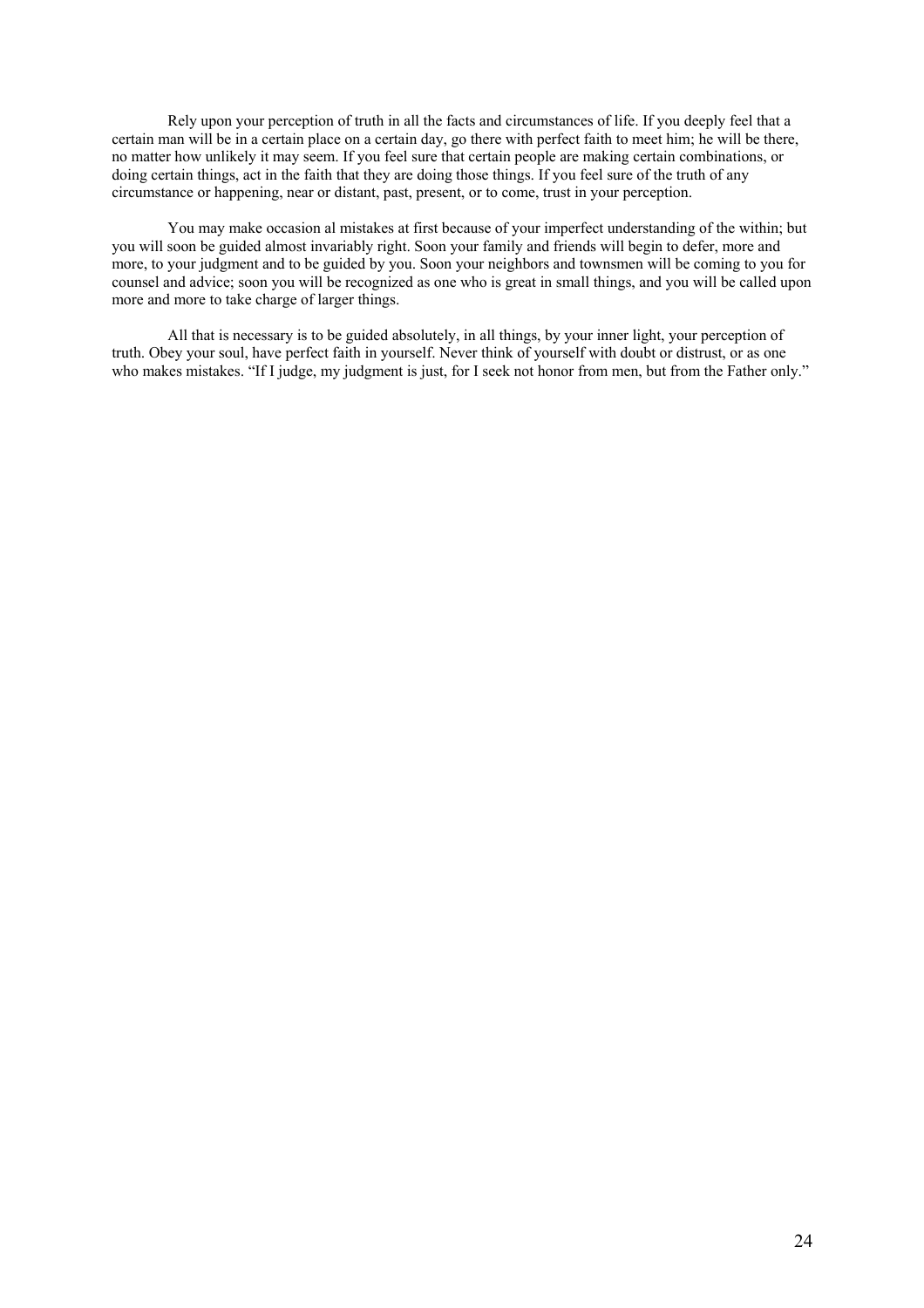Rely upon your perception of truth in all the facts and circumstances of life. If you deeply feel that a certain man will be in a certain place on a certain day, go there with perfect faith to meet him; he will be there, no matter how unlikely it may seem. If you feel sure that certain people are making certain combinations, or doing certain things, act in the faith that they are doing those things. If you feel sure of the truth of any circumstance or happening, near or distant, past, present, or to come, trust in your perception.

You may make occasion al mistakes at first because of your imperfect understanding of the within; but you will soon be guided almost invariably right. Soon your family and friends will begin to defer, more and more, to your judgment and to be guided by you. Soon your neighbors and townsmen will be coming to you for counsel and advice; soon you will be recognized as one who is great in small things, and you will be called upon more and more to take charge of larger things.

All that is necessary is to be guided absolutely, in all things, by your inner light, your perception of truth. Obey your soul, have perfect faith in yourself. Never think of yourself with doubt or distrust, or as one who makes mistakes. "If I judge, my judgment is just, for I seek not honor from men, but from the Father only."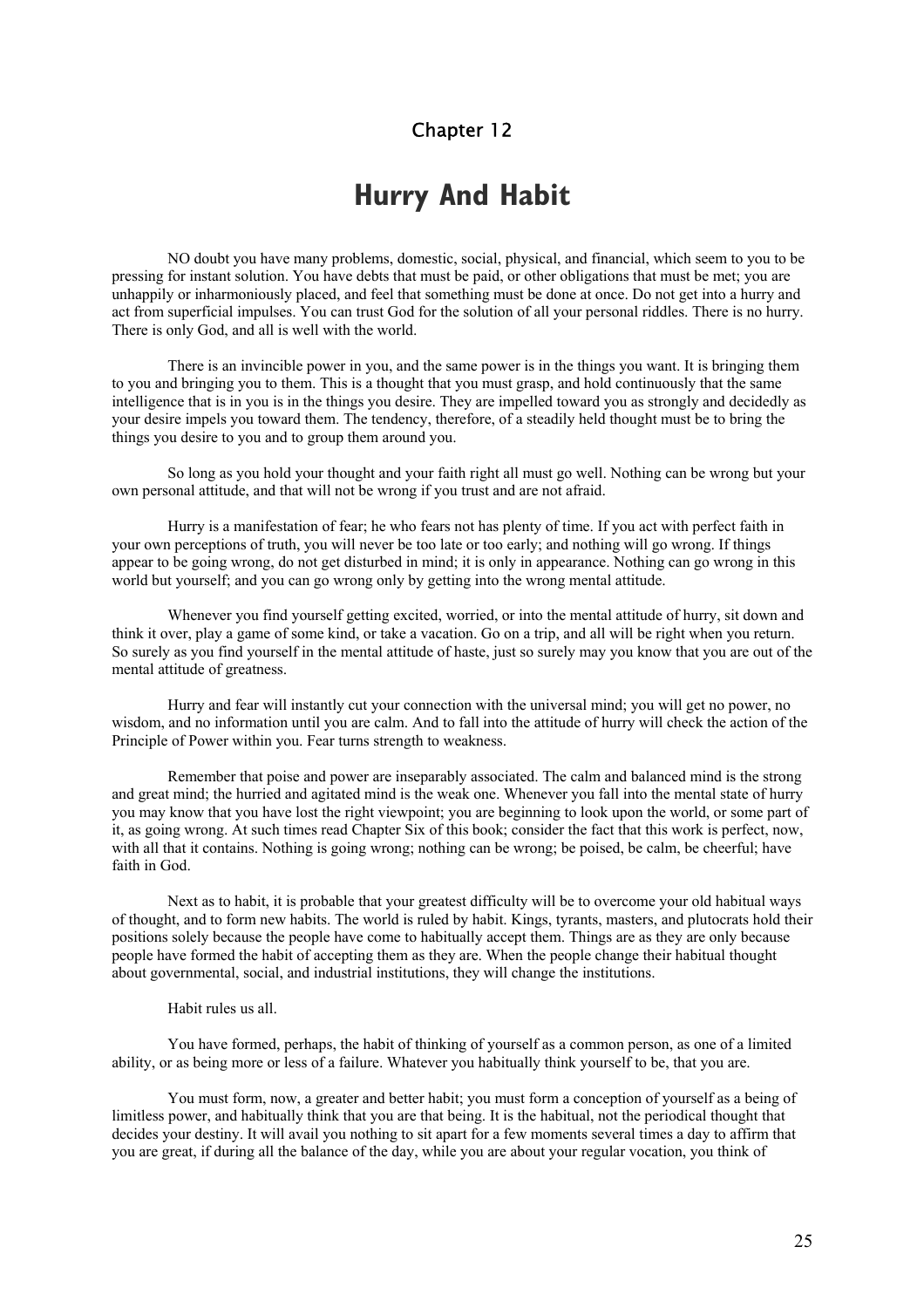## Chapter 12

# Hurry And Habit

NO doubt you have many problems, domestic, social, physical, and financial, which seem to you to be pressing for instant solution. You have debts that must be paid, or other obligations that must be met; you are unhappily or inharmoniously placed, and feel that something must be done at once. Do not get into a hurry and act from superficial impulses. You can trust God for the solution of all your personal riddles. There is no hurry. There is only God, and all is well with the world.

There is an invincible power in you, and the same power is in the things you want. It is bringing them to you and bringing you to them. This is a thought that you must grasp, and hold continuously that the same intelligence that is in you is in the things you desire. They are impelled toward you as strongly and decidedly as your desire impels you toward them. The tendency, therefore, of a steadily held thought must be to bring the things you desire to you and to group them around you.

So long as you hold your thought and your faith right all must go well. Nothing can be wrong but your own personal attitude, and that will not be wrong if you trust and are not afraid.

Hurry is a manifestation of fear; he who fears not has plenty of time. If you act with perfect faith in your own perceptions of truth, you will never be too late or too early; and nothing will go wrong. If things appear to be going wrong, do not get disturbed in mind; it is only in appearance. Nothing can go wrong in this world but yourself; and you can go wrong only by getting into the wrong mental attitude.

Whenever you find yourself getting excited, worried, or into the mental attitude of hurry, sit down and think it over, play a game of some kind, or take a vacation. Go on a trip, and all will be right when you return. So surely as you find yourself in the mental attitude of haste, just so surely may you know that you are out of the mental attitude of greatness.

Hurry and fear will instantly cut your connection with the universal mind; you will get no power, no wisdom, and no information until you are calm. And to fall into the attitude of hurry will check the action of the Principle of Power within you. Fear turns strength to weakness.

Remember that poise and power are inseparably associated. The calm and balanced mind is the strong and great mind; the hurried and agitated mind is the weak one. Whenever you fall into the mental state of hurry you may know that you have lost the right viewpoint; you are beginning to look upon the world, or some part of it, as going wrong. At such times read Chapter Six of this book; consider the fact that this work is perfect, now, with all that it contains. Nothing is going wrong; nothing can be wrong; be poised, be calm, be cheerful; have faith in God.

Next as to habit, it is probable that your greatest difficulty will be to overcome your old habitual ways of thought, and to form new habits. The world is ruled by habit. Kings, tyrants, masters, and plutocrats hold their positions solely because the people have come to habitually accept them. Things are as they are only because people have formed the habit of accepting them as they are. When the people change their habitual thought about governmental, social, and industrial institutions, they will change the institutions.

Habit rules us all.

You have formed, perhaps, the habit of thinking of yourself as a common person, as one of a limited ability, or as being more or less of a failure. Whatever you habitually think yourself to be, that you are.

You must form, now, a greater and better habit; you must form a conception of yourself as a being of limitless power, and habitually think that you are that being. It is the habitual, not the periodical thought that decides your destiny. It will avail you nothing to sit apart for a few moments several times a day to affirm that you are great, if during all the balance of the day, while you are about your regular vocation, you think of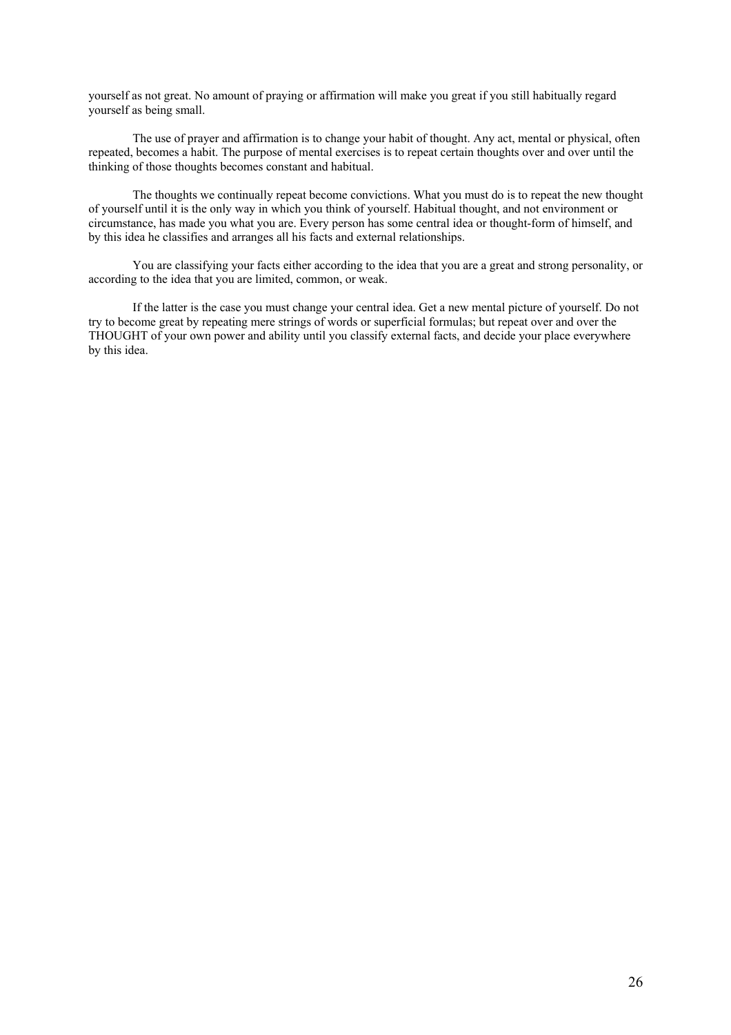yourself as not great. No amount of praying or affirmation will make you great if you still habitually regard yourself as being small.

The use of prayer and affirmation is to change your habit of thought. Any act, mental or physical, often repeated, becomes a habit. The purpose of mental exercises is to repeat certain thoughts over and over until the thinking of those thoughts becomes constant and habitual.

The thoughts we continually repeat become convictions. What you must do is to repeat the new thought of yourself until it is the only way in which you think of yourself. Habitual thought, and not environment or circumstance, has made you what you are. Every person has some central idea or thought-form of himself, and by this idea he classifies and arranges all his facts and external relationships.

You are classifying your facts either according to the idea that you are a great and strong personality, or according to the idea that you are limited, common, or weak.

If the latter is the case you must change your central idea. Get a new mental picture of yourself. Do not try to become great by repeating mere strings of words or superficial formulas; but repeat over and over the THOUGHT of your own power and ability until you classify external facts, and decide your place everywhere by this idea.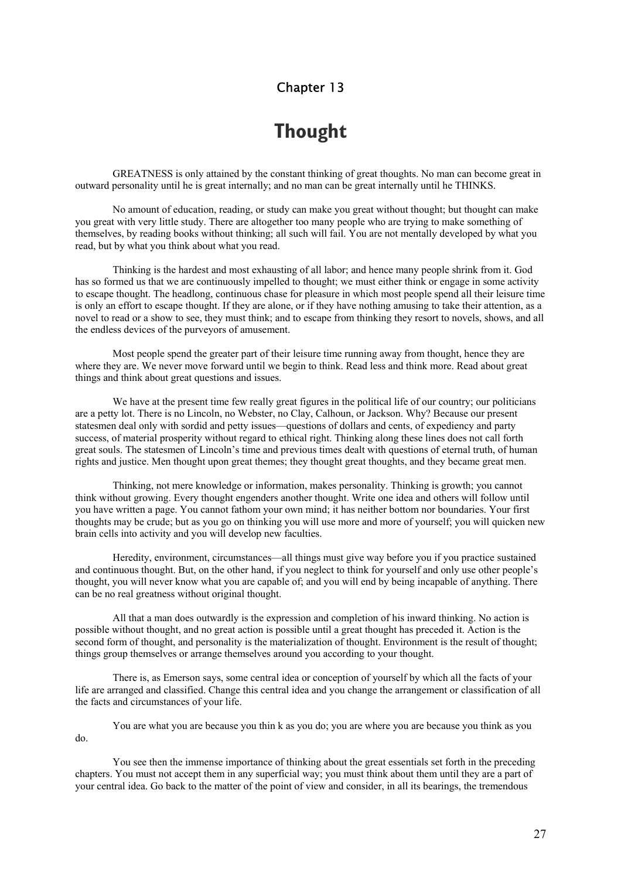## Chapter 13

# Thought

GREATNESS is only attained by the constant thinking of great thoughts. No man can become great in outward personality until he is great internally; and no man can be great internally until he THINKS.

No amount of education, reading, or study can make you great without thought; but thought can make you great with very little study. There are altogether too many people who are trying to make something of themselves, by reading books without thinking; all such will fail. You are not mentally developed by what you read, but by what you think about what you read.

Thinking is the hardest and most exhausting of all labor; and hence many people shrink from it. God has so formed us that we are continuously impelled to thought; we must either think or engage in some activity to escape thought. The headlong, continuous chase for pleasure in which most people spend all their leisure time is only an effort to escape thought. If they are alone, or if they have nothing amusing to take their attention, as a novel to read or a show to see, they must think; and to escape from thinking they resort to novels, shows, and all the endless devices of the purveyors of amusement.

Most people spend the greater part of their leisure time running away from thought, hence they are where they are. We never move forward until we begin to think. Read less and think more. Read about great things and think about great questions and issues.

We have at the present time few really great figures in the political life of our country; our politicians are a petty lot. There is no Lincoln, no Webster, no Clay, Calhoun, or Jackson. Why? Because our present statesmen deal only with sordid and petty issues—questions of dollars and cents, of expediency and party success, of material prosperity without regard to ethical right. Thinking along these lines does not call forth great souls. The statesmen of Lincoln's time and previous times dealt with questions of eternal truth, of human rights and justice. Men thought upon great themes; they thought great thoughts, and they became great men.

Thinking, not mere knowledge or information, makes personality. Thinking is growth; you cannot think without growing. Every thought engenders another thought. Write one idea and others will follow until you have written a page. You cannot fathom your own mind; it has neither bottom nor boundaries. Your first thoughts may be crude; but as you go on thinking you will use more and more of yourself; you will quicken new brain cells into activity and you will develop new faculties.

Heredity, environment, circumstances—all things must give way before you if you practice sustained and continuous thought. But, on the other hand, if you neglect to think for yourself and only use other people's thought, you will never know what you are capable of; and you will end by being incapable of anything. There can be no real greatness without original thought.

All that a man does outwardly is the expression and completion of his inward thinking. No action is possible without thought, and no great action is possible until a great thought has preceded it. Action is the second form of thought, and personality is the materialization of thought. Environment is the result of thought; things group themselves or arrange themselves around you according to your thought.

There is, as Emerson says, some central idea or conception of yourself by which all the facts of your life are arranged and classified. Change this central idea and you change the arrangement or classification of all the facts and circumstances of your life.

You are what you are because you thin k as you do; you are where you are because you think as you do.

You see then the immense importance of thinking about the great essentials set forth in the preceding chapters. You must not accept them in any superficial way; you must think about them until they are a part of your central idea. Go back to the matter of the point of view and consider, in all its bearings, the tremendous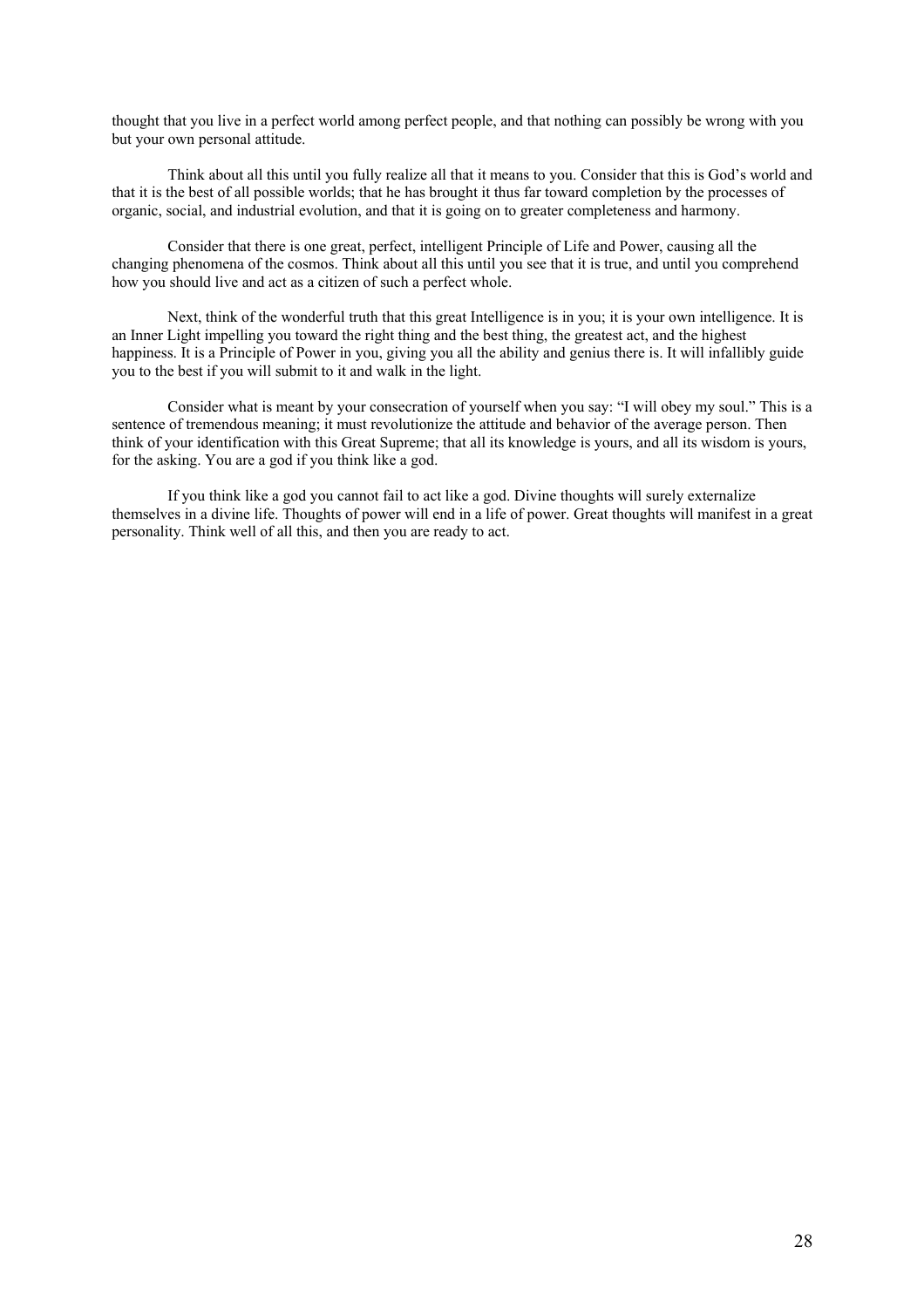thought that you live in a perfect world among perfect people, and that nothing can possibly be wrong with you but your own personal attitude.

Think about all this until you fully realize all that it means to you. Consider that this is God's world and that it is the best of all possible worlds; that he has brought it thus far toward completion by the processes of organic, social, and industrial evolution, and that it is going on to greater completeness and harmony.

Consider that there is one great, perfect, intelligent Principle of Life and Power, causing all the changing phenomena of the cosmos. Think about all this until you see that it is true, and until you comprehend how you should live and act as a citizen of such a perfect whole.

Next, think of the wonderful truth that this great Intelligence is in you; it is your own intelligence. It is an Inner Light impelling you toward the right thing and the best thing, the greatest act, and the highest happiness. It is a Principle of Power in you, giving you all the ability and genius there is. It will infallibly guide you to the best if you will submit to it and walk in the light.

Consider what is meant by your consecration of yourself when you say: "I will obey my soul." This is a sentence of tremendous meaning; it must revolutionize the attitude and behavior of the average person. Then think of your identification with this Great Supreme; that all its knowledge is yours, and all its wisdom is yours, for the asking. You are a god if you think like a god.

If you think like a god you cannot fail to act like a god. Divine thoughts will surely externalize themselves in a divine life. Thoughts of power will end in a life of power. Great thoughts will manifest in a great personality. Think well of all this, and then you are ready to act.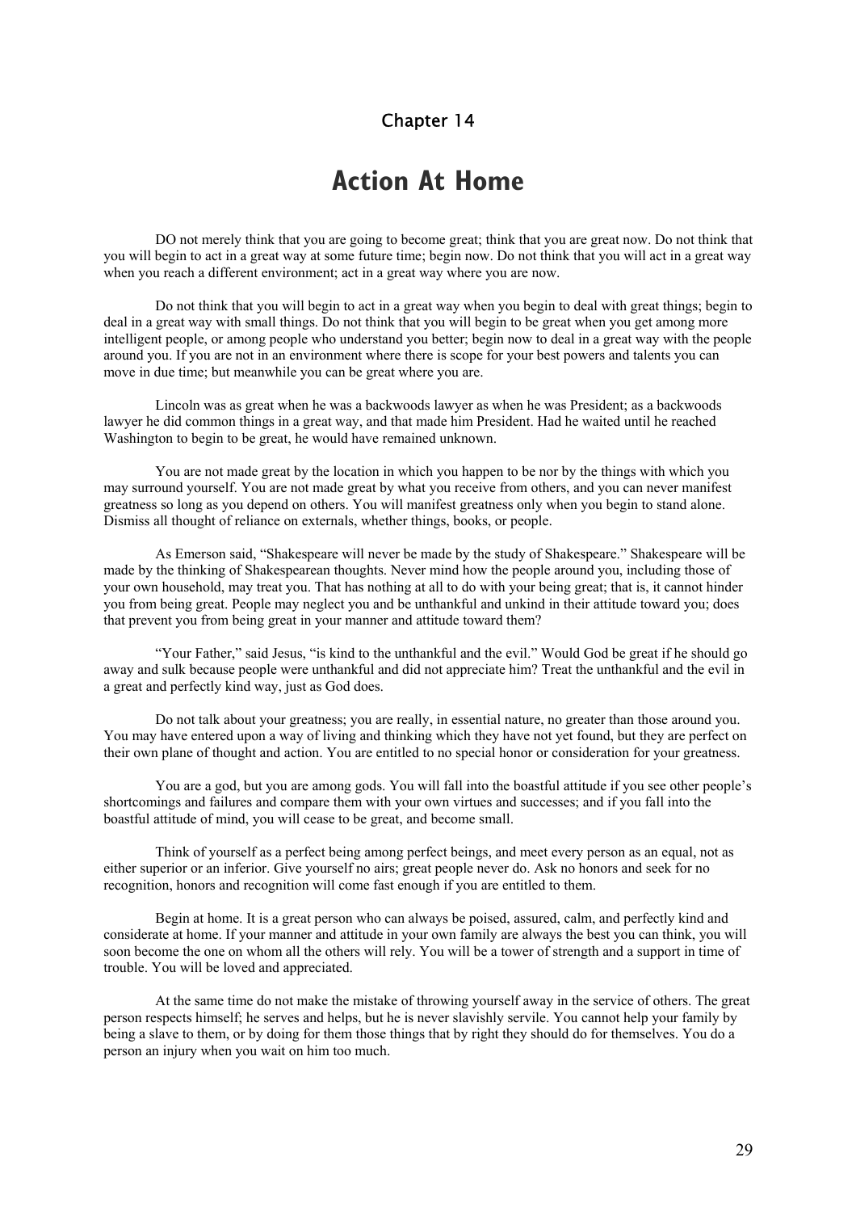Chapter 14

# Action At Home

DO not merely think that you are going to become great; think that you are great now. Do not think that you will begin to act in a great way at some future time; begin now. Do not think that you will act in a great way when you reach a different environment; act in a great way where you are now.

Do not think that you will begin to act in a great way when you begin to deal with great things; begin to deal in a great way with small things. Do not think that you will begin to be great when you get among more intelligent people, or among people who understand you better; begin now to deal in a great way with the people around you. If you are not in an environment where there is scope for your best powers and talents you can move in due time; but meanwhile you can be great where you are.

Lincoln was as great when he was a backwoods lawyer as when he was President; as a backwoods lawyer he did common things in a great way, and that made him President. Had he waited until he reached Washington to begin to be great, he would have remained unknown.

You are not made great by the location in which you happen to be nor by the things with which you may surround yourself. You are not made great by what you receive from others, and you can never manifest greatness so long as you depend on others. You will manifest greatness only when you begin to stand alone. Dismiss all thought of reliance on externals, whether things, books, or people.

As Emerson said, "Shakespeare will never be made by the study of Shakespeare." Shakespeare will be made by the thinking of Shakespearean thoughts. Never mind how the people around you, including those of your own household, may treat you. That has nothing at all to do with your being great; that is, it cannot hinder you from being great. People may neglect you and be unthankful and unkind in their attitude toward you; does that prevent you from being great in your manner and attitude toward them?

"Your Father," said Jesus, "is kind to the unthankful and the evil." Would God be great if he should go away and sulk because people were unthankful and did not appreciate him? Treat the unthankful and the evil in a great and perfectly kind way, just as God does.

Do not talk about your greatness; you are really, in essential nature, no greater than those around you. You may have entered upon a way of living and thinking which they have not yet found, but they are perfect on their own plane of thought and action. You are entitled to no special honor or consideration for your greatness.

You are a god, but you are among gods. You will fall into the boastful attitude if you see other people's shortcomings and failures and compare them with your own virtues and successes; and if you fall into the boastful attitude of mind, you will cease to be great, and become small.

Think of yourself as a perfect being among perfect beings, and meet every person as an equal, not as either superior or an inferior. Give yourself no airs; great people never do. Ask no honors and seek for no recognition, honors and recognition will come fast enough if you are entitled to them.

Begin at home. It is a great person who can always be poised, assured, calm, and perfectly kind and considerate at home. If your manner and attitude in your own family are always the best you can think, you will soon become the one on whom all the others will rely. You will be a tower of strength and a support in time of trouble. You will be loved and appreciated.

At the same time do not make the mistake of throwing yourself away in the service of others. The great person respects himself; he serves and helps, but he is never slavishly servile. You cannot help your family by being a slave to them, or by doing for them those things that by right they should do for themselves. You do a person an injury when you wait on him too much.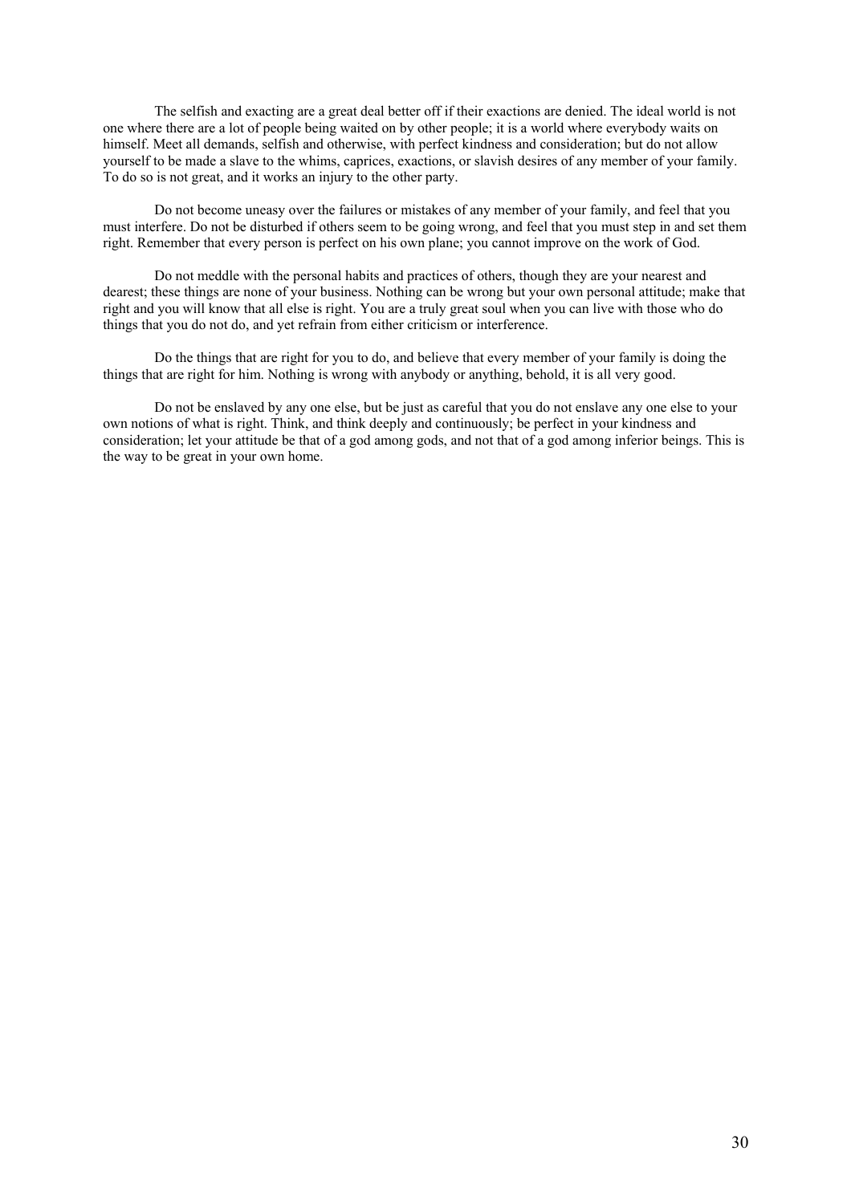The selfish and exacting are a great deal better off if their exactions are denied. The ideal world is not one where there are a lot of people being waited on by other people; it is a world where everybody waits on himself. Meet all demands, selfish and otherwise, with perfect kindness and consideration; but do not allow yourself to be made a slave to the whims, caprices, exactions, or slavish desires of any member of your family. To do so is not great, and it works an injury to the other party.

Do not become uneasy over the failures or mistakes of any member of your family, and feel that you must interfere. Do not be disturbed if others seem to be going wrong, and feel that you must step in and set them right. Remember that every person is perfect on his own plane; you cannot improve on the work of God.

Do not meddle with the personal habits and practices of others, though they are your nearest and dearest; these things are none of your business. Nothing can be wrong but your own personal attitude; make that right and you will know that all else is right. You are a truly great soul when you can live with those who do things that you do not do, and yet refrain from either criticism or interference.

Do the things that are right for you to do, and believe that every member of your family is doing the things that are right for him. Nothing is wrong with anybody or anything, behold, it is all very good.

Do not be enslaved by any one else, but be just as careful that you do not enslave any one else to your own notions of what is right. Think, and think deeply and continuously; be perfect in your kindness and consideration; let your attitude be that of a god among gods, and not that of a god among inferior beings. This is the way to be great in your own home.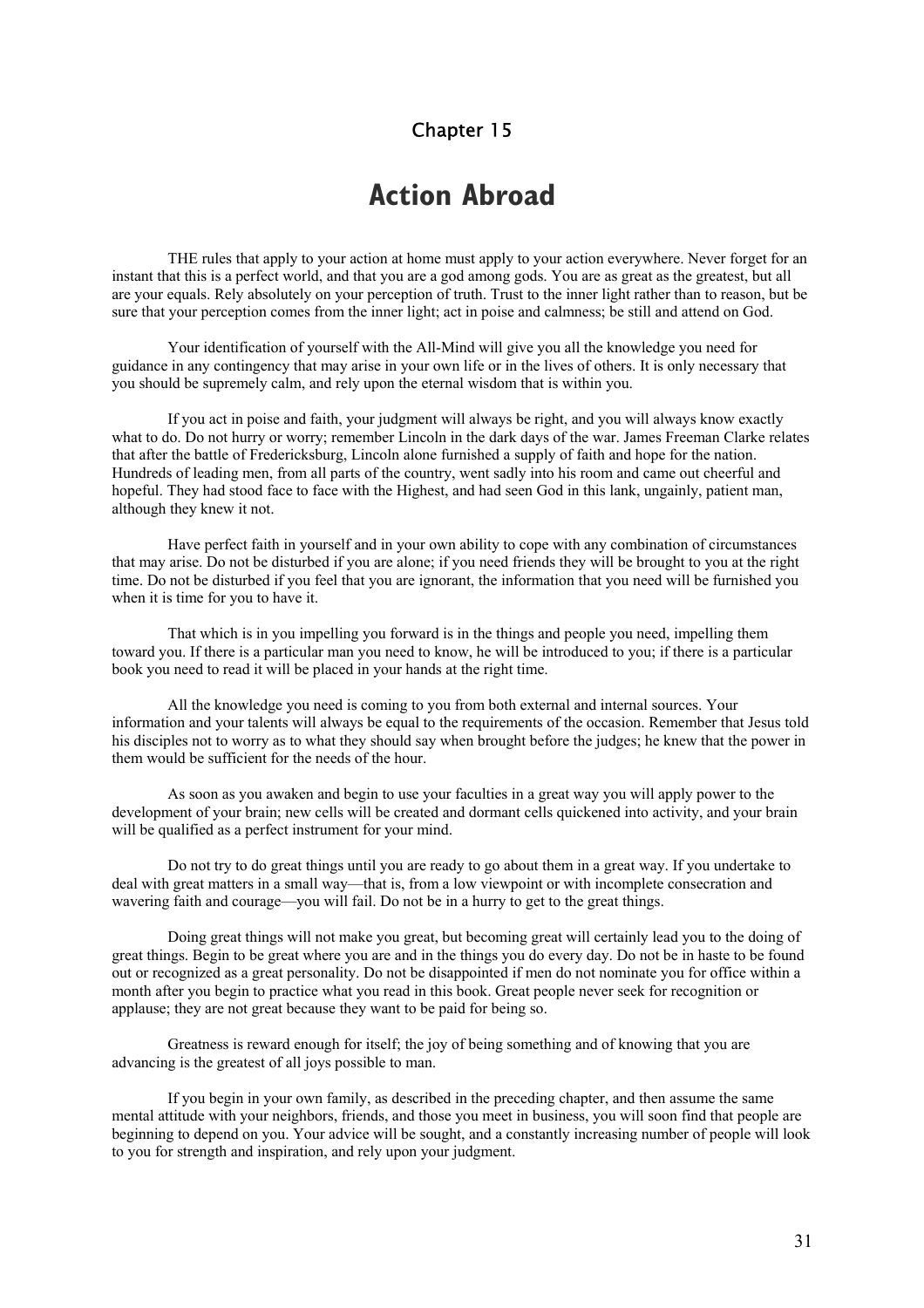Chapter 15

# Action Abroad

THE rules that apply to your action at home must apply to your action everywhere. Never forget for an instant that this is a perfect world, and that you are a god among gods. You are as great as the greatest, but all are your equals. Rely absolutely on your perception of truth. Trust to the inner light rather than to reason, but be sure that your perception comes from the inner light; act in poise and calmness; be still and attend on God.

Your identification of yourself with the All-Mind will give you all the knowledge you need for guidance in any contingency that may arise in your own life or in the lives of others. It is only necessary that you should be supremely calm, and rely upon the eternal wisdom that is within you.

If you act in poise and faith, your judgment will always be right, and you will always know exactly what to do. Do not hurry or worry; remember Lincoln in the dark days of the war. James Freeman Clarke relates that after the battle of Fredericksburg, Lincoln alone furnished a supply of faith and hope for the nation. Hundreds of leading men, from all parts of the country, went sadly into his room and came out cheerful and hopeful. They had stood face to face with the Highest, and had seen God in this lank, ungainly, patient man, although they knew it not.

Have perfect faith in yourself and in your own ability to cope with any combination of circumstances that may arise. Do not be disturbed if you are alone; if you need friends they will be brought to you at the right time. Do not be disturbed if you feel that you are ignorant, the information that you need will be furnished you when it is time for you to have it.

That which is in you impelling you forward is in the things and people you need, impelling them toward you. If there is a particular man you need to know, he will be introduced to you; if there is a particular book you need to read it will be placed in your hands at the right time.

All the knowledge you need is coming to you from both external and internal sources. Your information and your talents will always be equal to the requirements of the occasion. Remember that Jesus told his disciples not to worry as to what they should say when brought before the judges; he knew that the power in them would be sufficient for the needs of the hour.

As soon as you awaken and begin to use your faculties in a great way you will apply power to the development of your brain; new cells will be created and dormant cells quickened into activity, and your brain will be qualified as a perfect instrument for your mind.

Do not try to do great things until you are ready to go about them in a great way. If you undertake to deal with great matters in a small way—that is, from a low viewpoint or with incomplete consecration and wavering faith and courage—you will fail. Do not be in a hurry to get to the great things.

Doing great things will not make you great, but becoming great will certainly lead you to the doing of great things. Begin to be great where you are and in the things you do every day. Do not be in haste to be found out or recognized as a great personality. Do not be disappointed if men do not nominate you for office within a month after you begin to practice what you read in this book. Great people never seek for recognition or applause; they are not great because they want to be paid for being so.

Greatness is reward enough for itself; the joy of being something and of knowing that you are advancing is the greatest of all joys possible to man.

If you begin in your own family, as described in the preceding chapter, and then assume the same mental attitude with your neighbors, friends, and those you meet in business, you will soon find that people are beginning to depend on you. Your advice will be sought, and a constantly increasing number of people will look to you for strength and inspiration, and rely upon your judgment.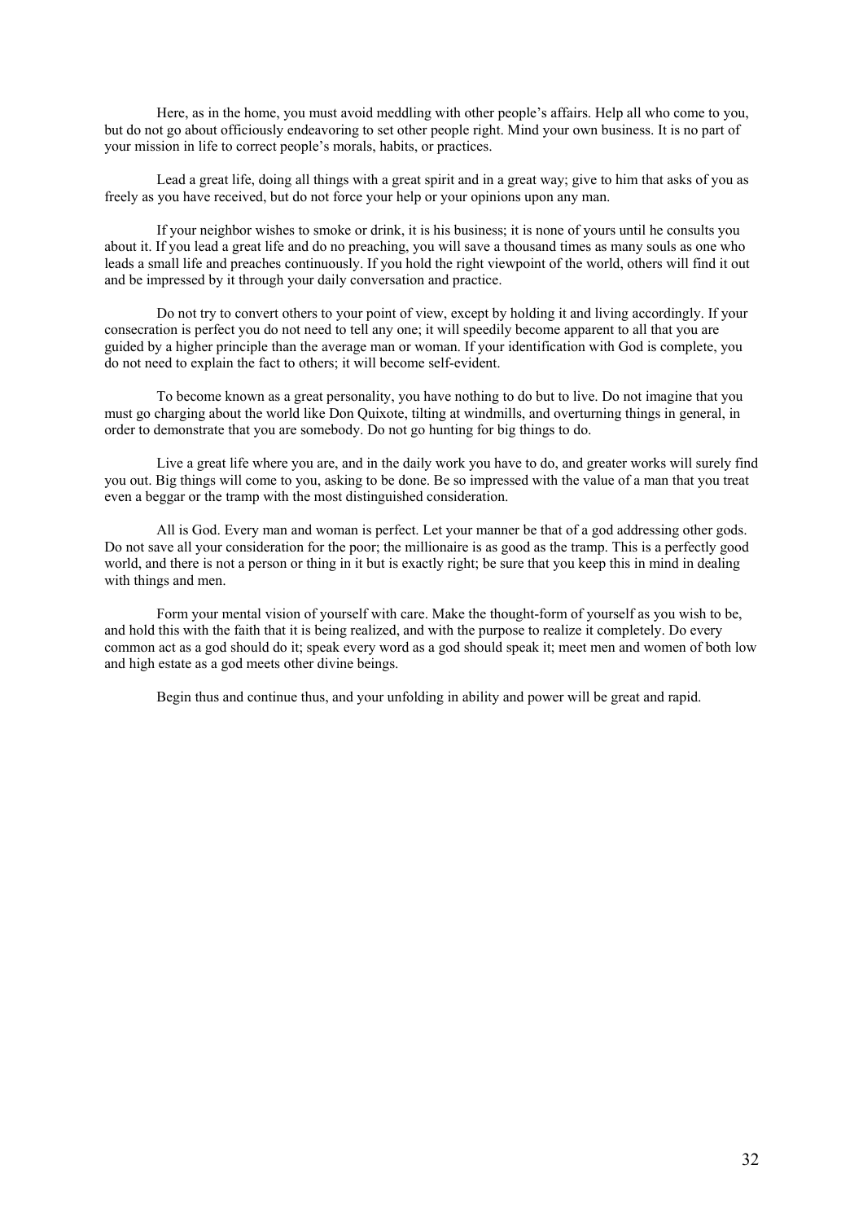Here, as in the home, you must avoid meddling with other people's affairs. Help all who come to you, but do not go about officiously endeavoring to set other people right. Mind your own business. It is no part of your mission in life to correct people's morals, habits, or practices.

Lead a great life, doing all things with a great spirit and in a great way; give to him that asks of you as freely as you have received, but do not force your help or your opinions upon any man.

If your neighbor wishes to smoke or drink, it is his business; it is none of yours until he consults you about it. If you lead a great life and do no preaching, you will save a thousand times as many souls as one who leads a small life and preaches continuously. If you hold the right viewpoint of the world, others will find it out and be impressed by it through your daily conversation and practice.

Do not try to convert others to your point of view, except by holding it and living accordingly. If your consecration is perfect you do not need to tell any one; it will speedily become apparent to all that you are guided by a higher principle than the average man or woman. If your identification with God is complete, you do not need to explain the fact to others; it will become self-evident.

To become known as a great personality, you have nothing to do but to live. Do not imagine that you must go charging about the world like Don Quixote, tilting at windmills, and overturning things in general, in order to demonstrate that you are somebody. Do not go hunting for big things to do.

Live a great life where you are, and in the daily work you have to do, and greater works will surely find you out. Big things will come to you, asking to be done. Be so impressed with the value of a man that you treat even a beggar or the tramp with the most distinguished consideration.

All is God. Every man and woman is perfect. Let your manner be that of a god addressing other gods. Do not save all your consideration for the poor; the millionaire is as good as the tramp. This is a perfectly good world, and there is not a person or thing in it but is exactly right; be sure that you keep this in mind in dealing with things and men.

Form your mental vision of yourself with care. Make the thought-form of yourself as you wish to be, and hold this with the faith that it is being realized, and with the purpose to realize it completely. Do every common act as a god should do it; speak every word as a god should speak it; meet men and women of both low and high estate as a god meets other divine beings.

Begin thus and continue thus, and your unfolding in ability and power will be great and rapid.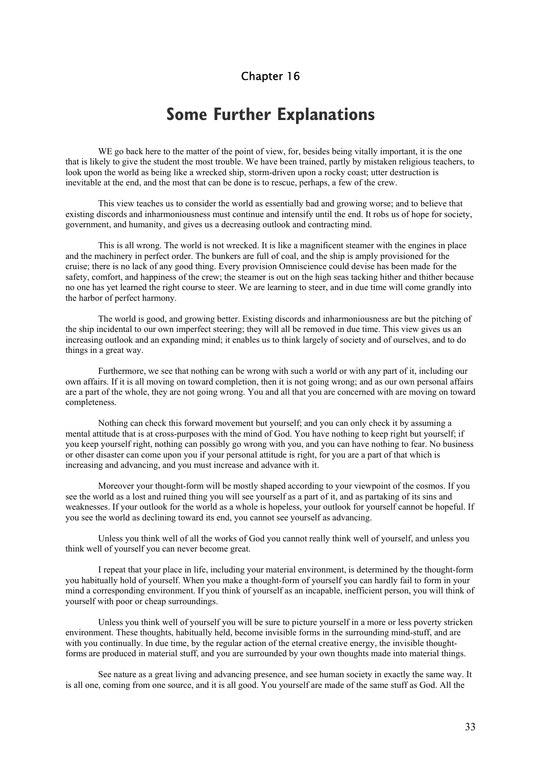## Chapter 16

# Some Further Explanations

WE go back here to the matter of the point of view, for, besides being vitally important, it is the one that is likely to give the student the most trouble. We have been trained, partly by mistaken religious teachers, to look upon the world as being like a wrecked ship, storm-driven upon a rocky coast; utter destruction is inevitable at the end, and the most that can be done is to rescue, perhaps, a few of the crew.

This view teaches us to consider the world as essentially bad and growing worse; and to believe that existing discords and inharmoniousness must continue and intensify until the end. It robs us of hope for society, government, and humanity, and gives us a decreasing outlook and contracting mind.

This is all wrong. The world is not wrecked. It is like a magnificent steamer with the engines in place and the machinery in perfect order. The bunkers are full of coal, and the ship is amply provisioned for the cruise; there is no lack of any good thing. Every provision Omniscience could devise has been made for the safety, comfort, and happiness of the crew; the steamer is out on the high seas tacking hither and thither because no one has yet learned the right course to steer. We are learning to steer, and in due time will come grandly into the harbor of perfect harmony.

The world is good, and growing better. Existing discords and inharmoniousness are but the pitching of the ship incidental to our own imperfect steering; they will all be removed in due time. This view gives us an increasing outlook and an expanding mind; it enables us to think largely of society and of ourselves, and to do things in a great way.

Furthermore, we see that nothing can be wrong with such a world or with any part of it, including our own affairs. If it is all moving on toward completion, then it is not going wrong; and as our own personal affairs are a part of the whole, they are not going wrong. You and all that you are concerned with are moving on toward completeness.

Nothing can check this forward movement but yourself; and you can only check it by assuming a mental attitude that is at cross-purposes with the mind of God. You have nothing to keep right but yourself; if you keep yourself right, nothing can possibly go wrong with you, and you can have nothing to fear. No business or other disaster can come upon you if your personal attitude is right, for you are a part of that which is increasing and advancing, and you must increase and advance with it.

Moreover your thought-form will be mostly shaped according to your viewpoint of the cosmos. If you see the world as a lost and ruined thing you will see yourself as a part of it, and as partaking of its sins and weaknesses. If your outlook for the world as a whole is hopeless, your outlook for yourself cannot be hopeful. If you see the world as declining toward its end, you cannot see yourself as advancing.

Unless you think well of all the works of God you cannot really think well of yourself, and unless you think well of yourself you can never become great.

I repeat that your place in life, including your material environment, is determined by the thought-form you habitually hold of yourself. When you make a thought-form of yourself you can hardly fail to form in your mind a corresponding environment. If you think of yourself as an incapable, inefficient person, you will think of yourself with poor or cheap surroundings.

Unless you think well of yourself you will be sure to picture yourself in a more or less poverty stricken environment. These thoughts, habitually held, become invisible forms in the surrounding mind-stuff, and are with you continually. In due time, by the regular action of the eternal creative energy, the invisible thought-forms are produced in material stuff, and you are surrounded by your own thoughts made into material things.

See nature as a great living and advancing presence, and see human society in exactly the same way. It is all one, coming from one source, and it is all good. You yourself are made of the same stuff as God. All the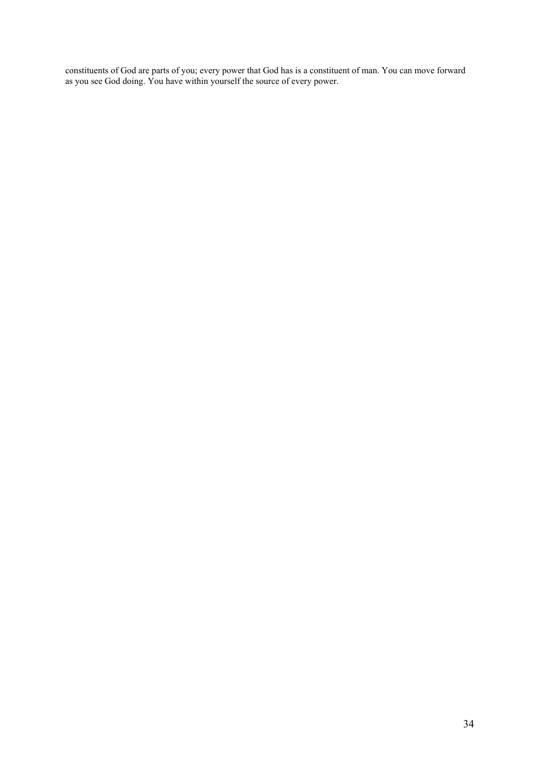constituents of God are parts of you; every power that God has is a constituent of man. You can move forward as you see God doing. You have within yourself the source of every power.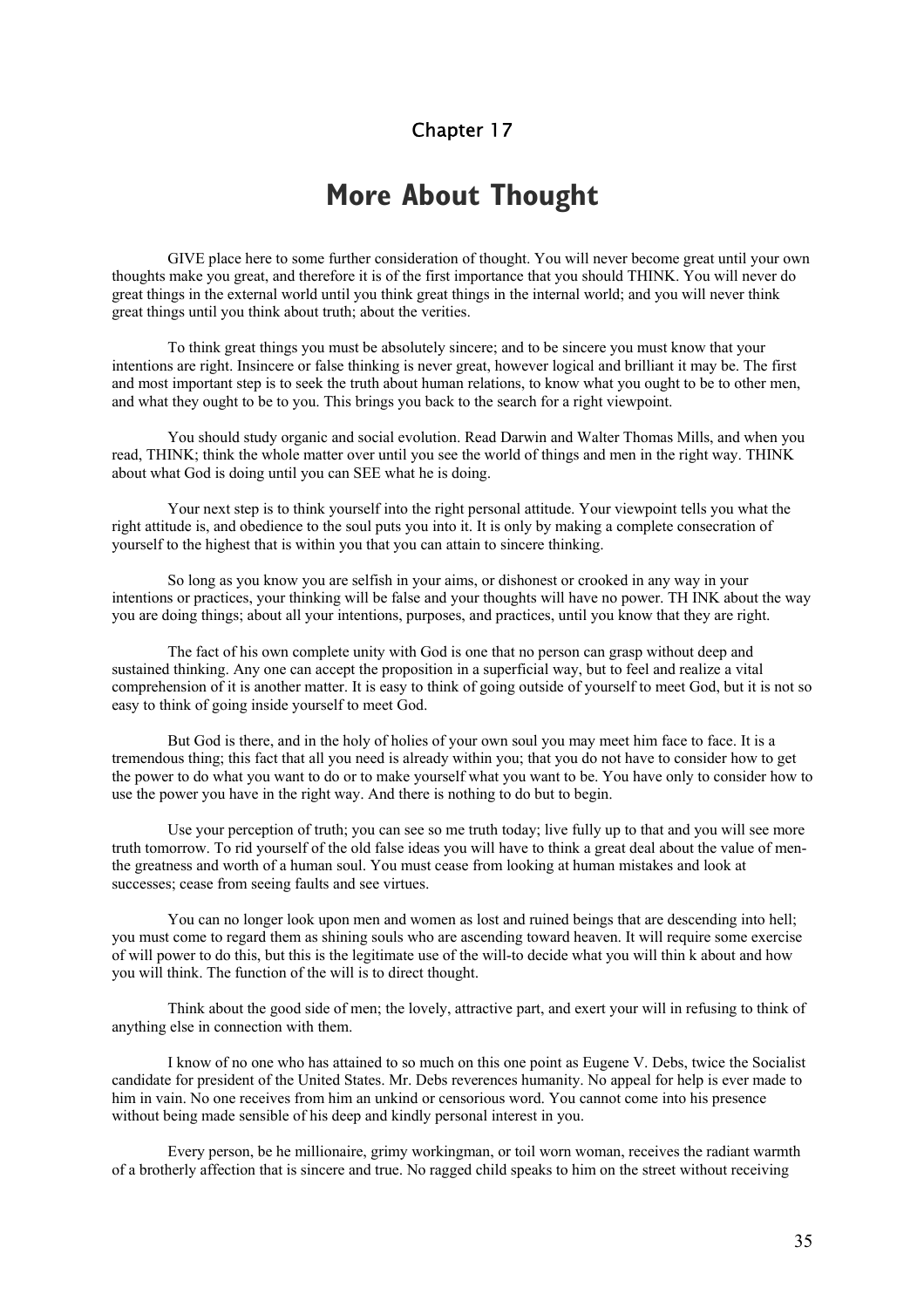Chapter 17

# More About Thought

GIVE place here to some further consideration of thought. You will never become great until your own thoughts make you great, and therefore it is of the first importance that you should THINK. You will never do great things in the external world until you think great things in the internal world; and you will never think great things until you think about truth; about the verities.

To think great things you must be absolutely sincere; and to be sincere you must know that your intentions are right. Insincere or false thinking is never great, however logical and brilliant it may be. The first and most important step is to seek the truth about human relations, to know what you ought to be to other men, and what they ought to be to you. This brings you back to the search for a right viewpoint.

You should study organic and social evolution. Read Darwin and Walter Thomas Mills, and when you read, THINK; think the whole matter over until you see the world of things and men in the right way. THINK about what God is doing until you can SEE what he is doing.

Your next step is to think yourself into the right personal attitude. Your viewpoint tells you what the right attitude is, and obedience to the soul puts you into it. It is only by making a complete consecration of yourself to the highest that is within you that you can attain to sincere thinking.

So long as you know you are selfish in your aims, or dishonest or crooked in any way in your intentions or practices, your thinking will be false and your thoughts will have no power. TH INK about the way you are doing things; about all your intentions, purposes, and practices, until you know that they are right.

The fact of his own complete unity with God is one that no person can grasp without deep and sustained thinking. Any one can accept the proposition in a superficial way, but to feel and realize a vital comprehension of it is another matter. It is easy to think of going outside of yourself to meet God, but it is not so easy to think of going inside yourself to meet God.

But God is there, and in the holy of holies of your own soul you may meet him face to face. It is a tremendous thing; this fact that all you need is already within you; that you do not have to consider how to get the power to do what you want to do or to make yourself what you want to be. You have only to consider how to use the power you have in the right way. And there is nothing to do but to begin.

Use your perception of truth; you can see so me truth today; live fully up to that and you will see more truth tomorrow. To rid yourself of the old false ideas you will have to think a great deal about the value of men-the greatness and worth of a human soul. You must cease from looking at human mistakes and look at successes; cease from seeing faults and see virtues.

You can no longer look upon men and women as lost and ruined beings that are descending into hell; you must come to regard them as shining souls who are ascending toward heaven. It will require some exercise of will power to do this, but this is the legitimate use of the will-to decide what you will thin k about and how you will think. The function of the will is to direct thought.

Think about the good side of men; the lovely, attractive part, and exert your will in refusing to think of anything else in connection with them.

I know of no one who has attained to so much on this one point as Eugene V. Debs, twice the Socialist candidate for president of the United States. Mr. Debs reverences humanity. No appeal for help is ever made to him in vain. No one receives from him an unkind or censorious word. You cannot come into his presence without being made sensible of his deep and kindly personal interest in you.

Every person, be he millionaire, grimy workingman, or toil worn woman, receives the radiant warmth of a brotherly affection that is sincere and true. No ragged child speaks to him on the street without receiving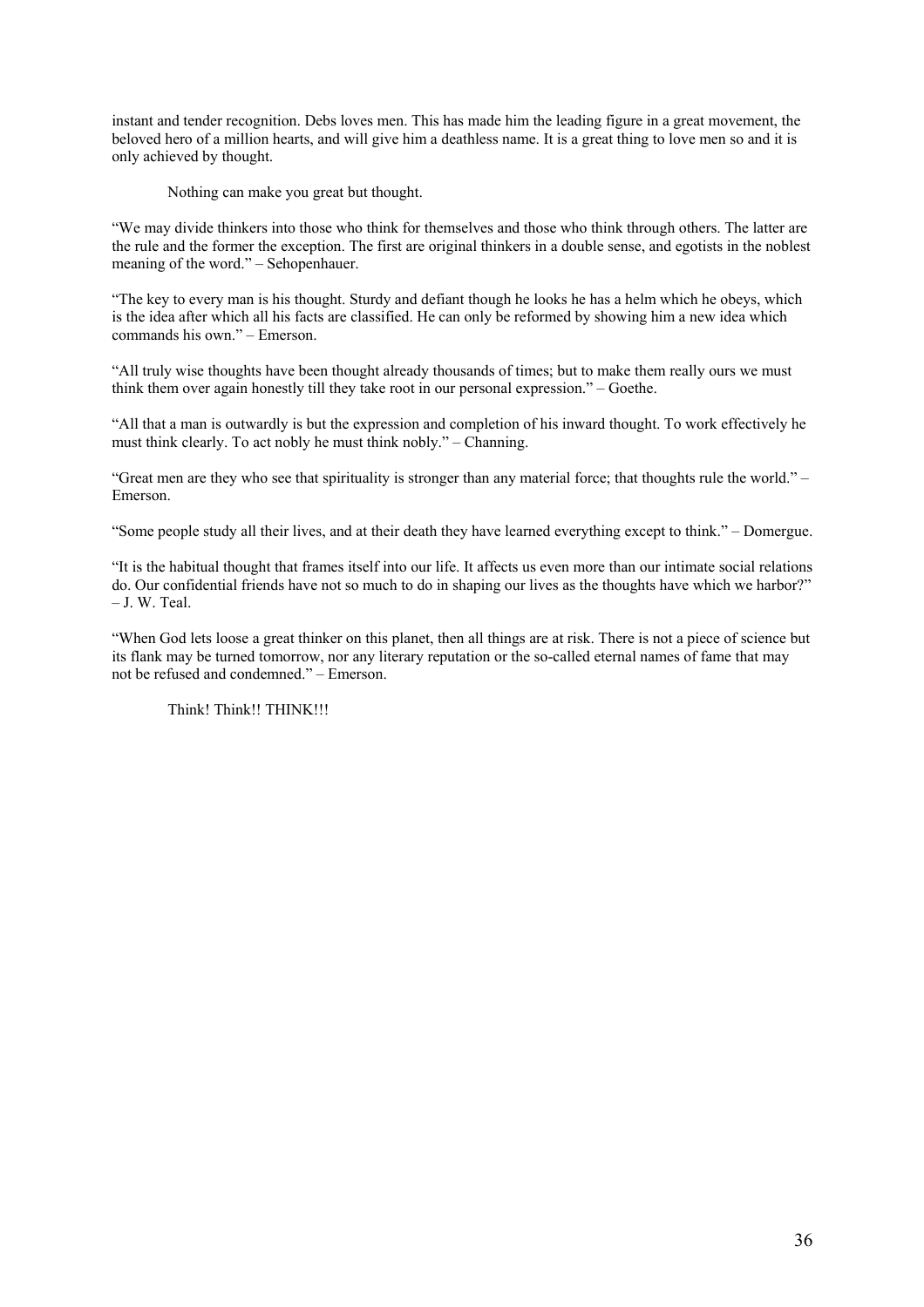instant and tender recognition. Debs loves men. This has made him the leading figure in a great movement, the beloved hero of a million hearts, and will give him a deathless name. It is a great thing to love men so and it is only achieved by thought.

Nothing can make you great but thought.

"We may divide thinkers into those who think for themselves and those who think through others. The latter are the rule and the former the exception. The first are original thinkers in a double sense, and egotists in the noblest meaning of the word." – Sehopenhauer.

"The key to every man is his thought. Sturdy and defiant though he looks he has a helm which he obeys, which is the idea after which all his facts are classified. He can only be reformed by showing him a new idea which commands his own." – Emerson.

"All truly wise thoughts have been thought already thousands of times; but to make them really ours we must think them over again honestly till they take root in our personal expression." – Goethe.

"All that a man is outwardly is but the expression and completion of his inward thought. To work effectively he must think clearly. To act nobly he must think nobly." – Channing.

"Great men are they who see that spirituality is stronger than any material force; that thoughts rule the world." – Emerson.

"Some people study all their lives, and at their death they have learned everything except to think." – Domergue.

"It is the habitual thought that frames itself into our life. It affects us even more than our intimate social relations do. Our confidential friends have not so much to do in shaping our lives as the thoughts have which we harbor?" – J. W. Teal.

"When God lets loose a great thinker on this planet, then all things are at risk. There is not a piece of science but its flank may be turned tomorrow, nor any literary reputation or the so-called eternal names of fame that may not be refused and condemned." – Emerson.

Think! Think!! THINK!!!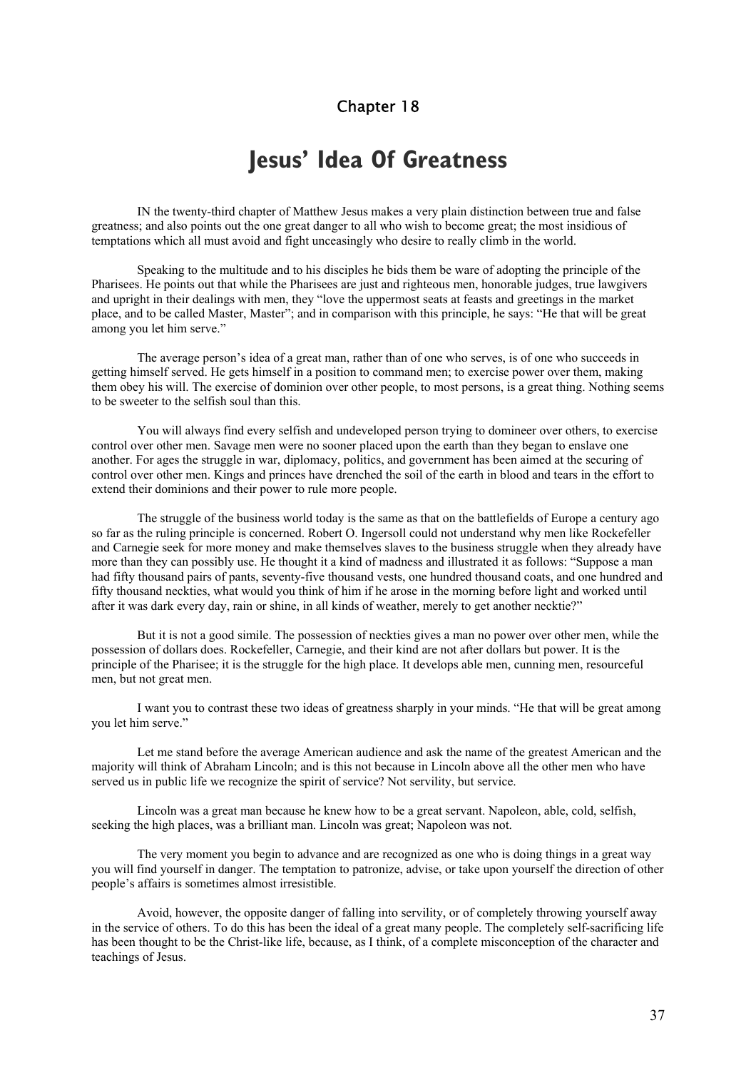## Chapter 18

# Jesus' Idea Of Greatness

IN the twenty-third chapter of Matthew Jesus makes a very plain distinction between true and false greatness; and also points out the one great danger to all who wish to become great; the most insidious of temptations which all must avoid and fight unceasingly who desire to really climb in the world.

Speaking to the multitude and to his disciples he bids them be ware of adopting the principle of the Pharisees. He points out that while the Pharisees are just and righteous men, honorable judges, true lawgivers and upright in their dealings with men, they "love the uppermost seats at feasts and greetings in the market place, and to be called Master, Master"; and in comparison with this principle, he says: "He that will be great among you let him serve."

The average person's idea of a great man, rather than of one who serves, is of one who succeeds in getting himself served. He gets himself in a position to command men; to exercise power over them, making them obey his will. The exercise of dominion over other people, to most persons, is a great thing. Nothing seems to be sweeter to the selfish soul than this.

You will always find every selfish and undeveloped person trying to domineer over others, to exercise control over other men. Savage men were no sooner placed upon the earth than they began to enslave one another. For ages the struggle in war, diplomacy, politics, and government has been aimed at the securing of control over other men. Kings and princes have drenched the soil of the earth in blood and tears in the effort to extend their dominions and their power to rule more people.

The struggle of the business world today is the same as that on the battlefields of Europe a century ago so far as the ruling principle is concerned. Robert O. Ingersoll could not understand why men like Rockefeller and Carnegie seek for more money and make themselves slaves to the business struggle when they already have more than they can possibly use. He thought it a kind of madness and illustrated it as follows: "Suppose a man had fifty thousand pairs of pants, seventy-five thousand vests, one hundred thousand coats, and one hundred and fifty thousand neckties, what would you think of him if he arose in the morning before light and worked until after it was dark every day, rain or shine, in all kinds of weather, merely to get another necktie?"

But it is not a good simile. The possession of neckties gives a man no power over other men, while the possession of dollars does. Rockefeller, Carnegie, and their kind are not after dollars but power. It is the principle of the Pharisee; it is the struggle for the high place. It develops able men, cunning men, resourceful men, but not great men.

I want you to contrast these two ideas of greatness sharply in your minds. "He that will be great among you let him serve."

Let me stand before the average American audience and ask the name of the greatest American and the majority will think of Abraham Lincoln; and is this not because in Lincoln above all the other men who have served us in public life we recognize the spirit of service? Not servility, but service.

Lincoln was a great man because he knew how to be a great servant. Napoleon, able, cold, selfish, seeking the high places, was a brilliant man. Lincoln was great; Napoleon was not.

The very moment you begin to advance and are recognized as one who is doing things in a great way you will find yourself in danger. The temptation to patronize, advise, or take upon yourself the direction of other people's affairs is sometimes almost irresistible.

Avoid, however, the opposite danger of falling into servility, or of completely throwing yourself away in the service of others. To do this has been the ideal of a great many people. The completely self-sacrificing life has been thought to be the Christ-like life, because, as I think, of a complete misconception of the character and teachings of Jesus.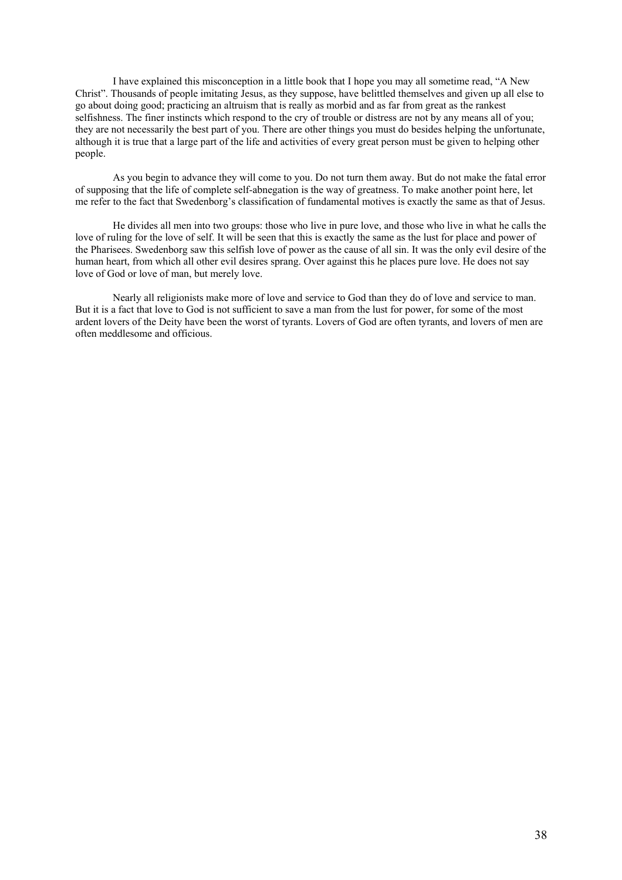I have explained this misconception in a little book that I hope you may all sometime read, "A New Christ". Thousands of people imitating Jesus, as they suppose, have belittled themselves and given up all else to go about doing good; practicing an altruism that is really as morbid and as far from great as the rankest selfishness. The finer instincts which respond to the cry of trouble or distress are not by any means all of you; they are not necessarily the best part of you. There are other things you must do besides helping the unfortunate, although it is true that a large part of the life and activities of every great person must be given to helping other people.

As you begin to advance they will come to you. Do not turn them away. But do not make the fatal error of supposing that the life of complete self-abnegation is the way of greatness. To make another point here, let me refer to the fact that Swedenborg's classification of fundamental motives is exactly the same as that of Jesus.

He divides all men into two groups: those who live in pure love, and those who live in what he calls the love of ruling for the love of self. It will be seen that this is exactly the same as the lust for place and power of the Pharisees. Swedenborg saw this selfish love of power as the cause of all sin. It was the only evil desire of the human heart, from which all other evil desires sprang. Over against this he places pure love. He does not say love of God or love of man, but merely love.

Nearly all religionists make more of love and service to God than they do of love and service to man. But it is a fact that love to God is not sufficient to save a man from the lust for power, for some of the most ardent lovers of the Deity have been the worst of tyrants. Lovers of God are often tyrants, and lovers of men are often meddlesome and officious.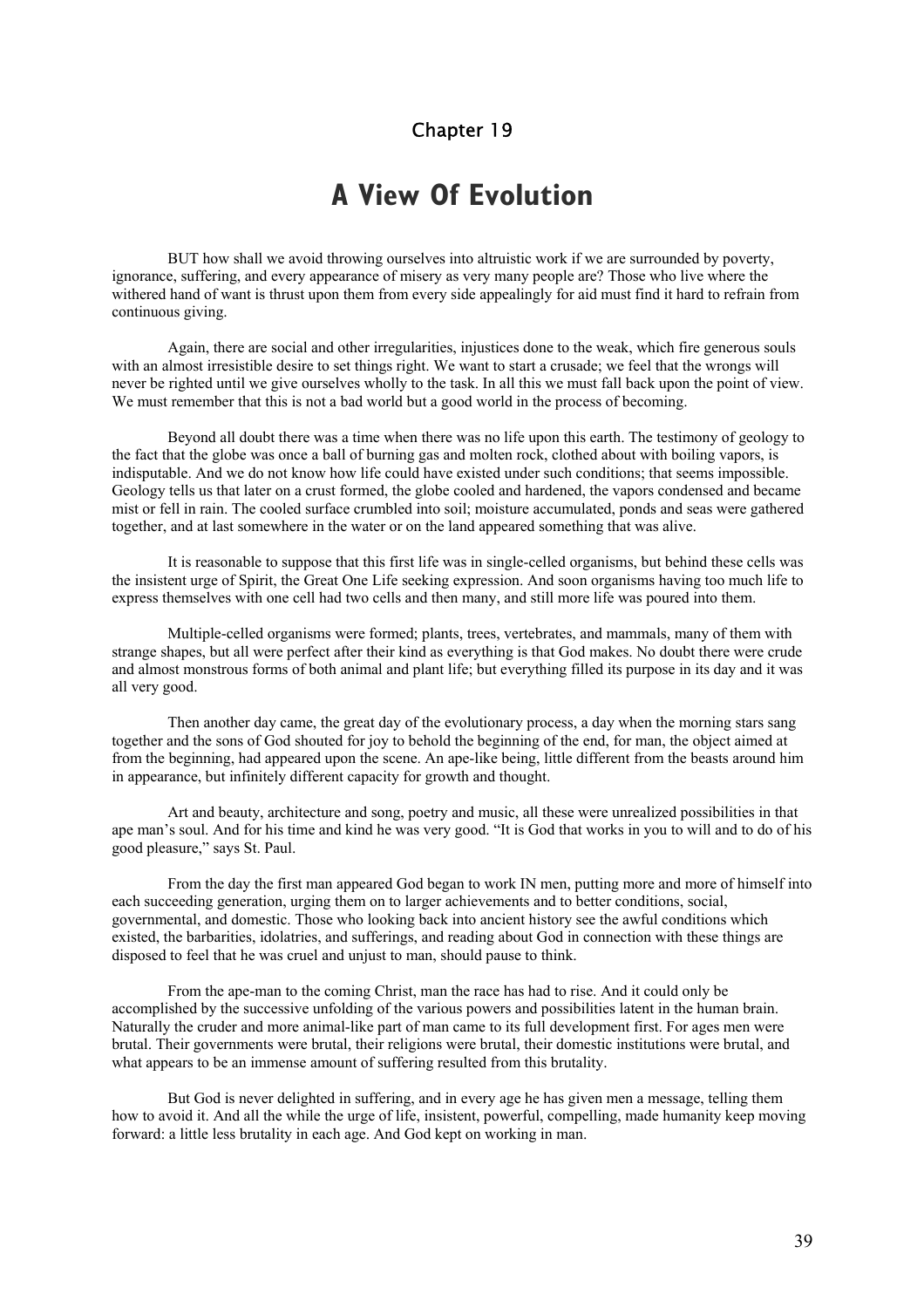Chapter 19

# A View Of Evolution

BUT how shall we avoid throwing ourselves into altruistic work if we are surrounded by poverty, ignorance, suffering, and every appearance of misery as very many people are? Those who live where the withered hand of want is thrust upon them from every side appealingly for aid must find it hard to refrain from continuous giving.

Again, there are social and other irregularities, injustices done to the weak, which fire generous souls with an almost irresistible desire to set things right. We want to start a crusade; we feel that the wrongs will never be righted until we give ourselves wholly to the task. In all this we must fall back upon the point of view. We must remember that this is not a bad world but a good world in the process of becoming.

Beyond all doubt there was a time when there was no life upon this earth. The testimony of geology to the fact that the globe was once a ball of burning gas and molten rock, clothed about with boiling vapors, is indisputable. And we do not know how life could have existed under such conditions; that seems impossible. Geology tells us that later on a crust formed, the globe cooled and hardened, the vapors condensed and became mist or fell in rain. The cooled surface crumbled into soil; moisture accumulated, ponds and seas were gathered together, and at last somewhere in the water or on the land appeared something that was alive.

It is reasonable to suppose that this first life was in single-celled organisms, but behind these cells was the insistent urge of Spirit, the Great One Life seeking expression. And soon organisms having too much life to express themselves with one cell had two cells and then many, and still more life was poured into them.

Multiple-celled organisms were formed; plants, trees, vertebrates, and mammals, many of them with strange shapes, but all were perfect after their kind as everything is that God makes. No doubt there were crude and almost monstrous forms of both animal and plant life; but everything filled its purpose in its day and it was all very good.

Then another day came, the great day of the evolutionary process, a day when the morning stars sang together and the sons of God shouted for joy to behold the beginning of the end, for man, the object aimed at from the beginning, had appeared upon the scene. An ape-like being, little different from the beasts around him in appearance, but infinitely different capacity for growth and thought.

Art and beauty, architecture and song, poetry and music, all these were unrealized possibilities in that ape man's soul. And for his time and kind he was very good. "It is God that works in you to will and to do of his good pleasure," says St. Paul.

From the day the first man appeared God began to work IN men, putting more and more of himself into each succeeding generation, urging them on to larger achievements and to better conditions, social, governmental, and domestic. Those who looking back into ancient history see the awful conditions which existed, the barbarities, idolatries, and sufferings, and reading about God in connection with these things are disposed to feel that he was cruel and unjust to man, should pause to think.

From the ape-man to the coming Christ, man the race has had to rise. And it could only be accomplished by the successive unfolding of the various powers and possibilities latent in the human brain. Naturally the cruder and more animal-like part of man came to its full development first. For ages men were brutal. Their governments were brutal, their religions were brutal, their domestic institutions were brutal, and what appears to be an immense amount of suffering resulted from this brutality.

But God is never delighted in suffering, and in every age he has given men a message, telling them how to avoid it. And all the while the urge of life, insistent, powerful, compelling, made humanity keep moving forward: a little less brutality in each age. And God kept on working in man.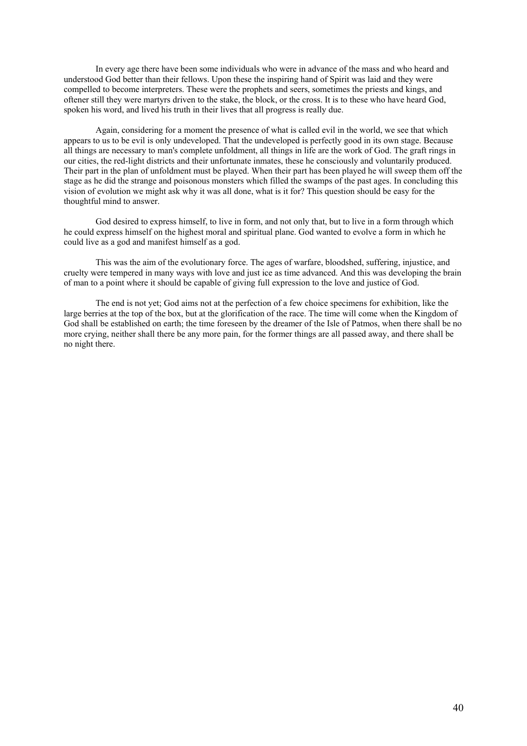In every age there have been some individuals who were in advance of the mass and who heard and understood God better than their fellows. Upon these the inspiring hand of Spirit was laid and they were compelled to become interpreters. These were the prophets and seers, sometimes the priests and kings, and oftener still they were martyrs driven to the stake, the block, or the cross. It is to these who have heard God, spoken his word, and lived his truth in their lives that all progress is really due.

Again, considering for a moment the presence of what is called evil in the world, we see that which appears to us to be evil is only undeveloped. That the undeveloped is perfectly good in its own stage. Because all things are necessary to man's complete unfoldment, all things in life are the work of God. The graft rings in our cities, the red-light districts and their unfortunate inmates, these he consciously and voluntarily produced. Their part in the plan of unfoldment must be played. When their part has been played he will sweep them off the stage as he did the strange and poisonous monsters which filled the swamps of the past ages. In concluding this vision of evolution we might ask why it was all done, what is it for? This question should be easy for the thoughtful mind to answer.

God desired to express himself, to live in form, and not only that, but to live in a form through which he could express himself on the highest moral and spiritual plane. God wanted to evolve a form in which he could live as a god and manifest himself as a god.

This was the aim of the evolutionary force. The ages of warfare, bloodshed, suffering, injustice, and cruelty were tempered in many ways with love and just ice as time advanced. And this was developing the brain of man to a point where it should be capable of giving full expression to the love and justice of God.

The end is not yet; God aims not at the perfection of a few choice specimens for exhibition, like the large berries at the top of the box, but at the glorification of the race. The time will come when the Kingdom of God shall be established on earth; the time foreseen by the dreamer of the Isle of Patmos, when there shall be no more crying, neither shall there be any more pain, for the former things are all passed away, and there shall be no night there.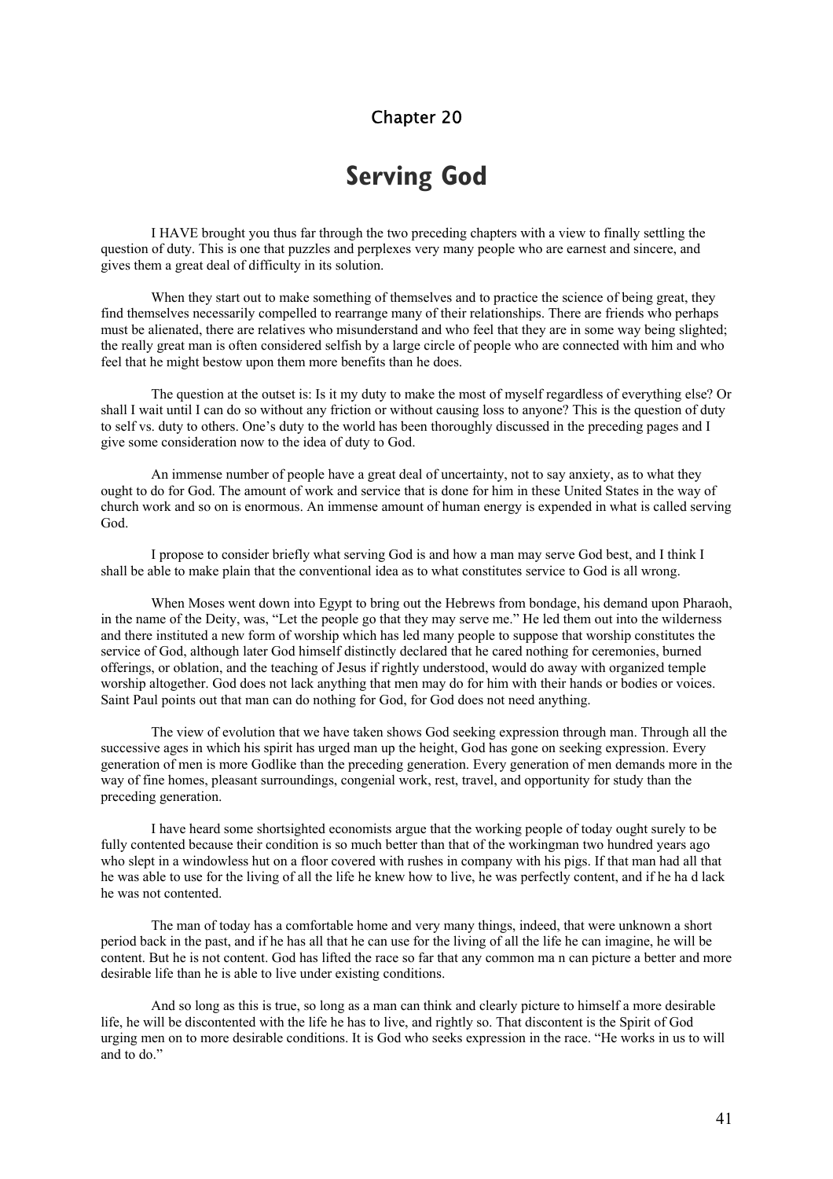## Chapter 20

# Serving God

I HAVE brought you thus far through the two preceding chapters with a view to finally settling the question of duty. This is one that puzzles and perplexes very many people who are earnest and sincere, and gives them a great deal of difficulty in its solution.

When they start out to make something of themselves and to practice the science of being great, they find themselves necessarily compelled to rearrange many of their relationships. There are friends who perhaps must be alienated, there are relatives who misunderstand and who feel that they are in some way being slighted; the really great man is often considered selfish by a large circle of people who are connected with him and who feel that he might bestow upon them more benefits than he does.

The question at the outset is: Is it my duty to make the most of myself regardless of everything else? Or shall I wait until I can do so without any friction or without causing loss to anyone? This is the question of duty to self vs. duty to others. One's duty to the world has been thoroughly discussed in the preceding pages and I give some consideration now to the idea of duty to God.

An immense number of people have a great deal of uncertainty, not to say anxiety, as to what they ought to do for God. The amount of work and service that is done for him in these United States in the way of church work and so on is enormous. An immense amount of human energy is expended in what is called serving God.

I propose to consider briefly what serving God is and how a man may serve God best, and I think I shall be able to make plain that the conventional idea as to what constitutes service to God is all wrong.

When Moses went down into Egypt to bring out the Hebrews from bondage, his demand upon Pharaoh, in the name of the Deity, was, "Let the people go that they may serve me." He led them out into the wilderness and there instituted a new form of worship which has led many people to suppose that worship constitutes the service of God, although later God himself distinctly declared that he cared nothing for ceremonies, burned offerings, or oblation, and the teaching of Jesus if rightly understood, would do away with organized temple worship altogether. God does not lack anything that men may do for him with their hands or bodies or voices. Saint Paul points out that man can do nothing for God, for God does not need anything.

The view of evolution that we have taken shows God seeking expression through man. Through all the successive ages in which his spirit has urged man up the height, God has gone on seeking expression. Every generation of men is more Godlike than the preceding generation. Every generation of men demands more in the way of fine homes, pleasant surroundings, congenial work, rest, travel, and opportunity for study than the preceding generation.

I have heard some shortsighted economists argue that the working people of today ought surely to be fully contented because their condition is so much better than that of the workingman two hundred years ago who slept in a windowless hut on a floor covered with rushes in company with his pigs. If that man had all that he was able to use for the living of all the life he knew how to live, he was perfectly content, and if he ha d lack he was not contented.

The man of today has a comfortable home and very many things, indeed, that were unknown a short period back in the past, and if he has all that he can use for the living of all the life he can imagine, he will be content. But he is not content. God has lifted the race so far that any common ma n can picture a better and more desirable life than he is able to live under existing conditions.

And so long as this is true, so long as a man can think and clearly picture to himself a more desirable life, he will be discontented with the life he has to live, and rightly so. That discontent is the Spirit of God urging men on to more desirable conditions. It is God who seeks expression in the race. "He works in us to will and to do."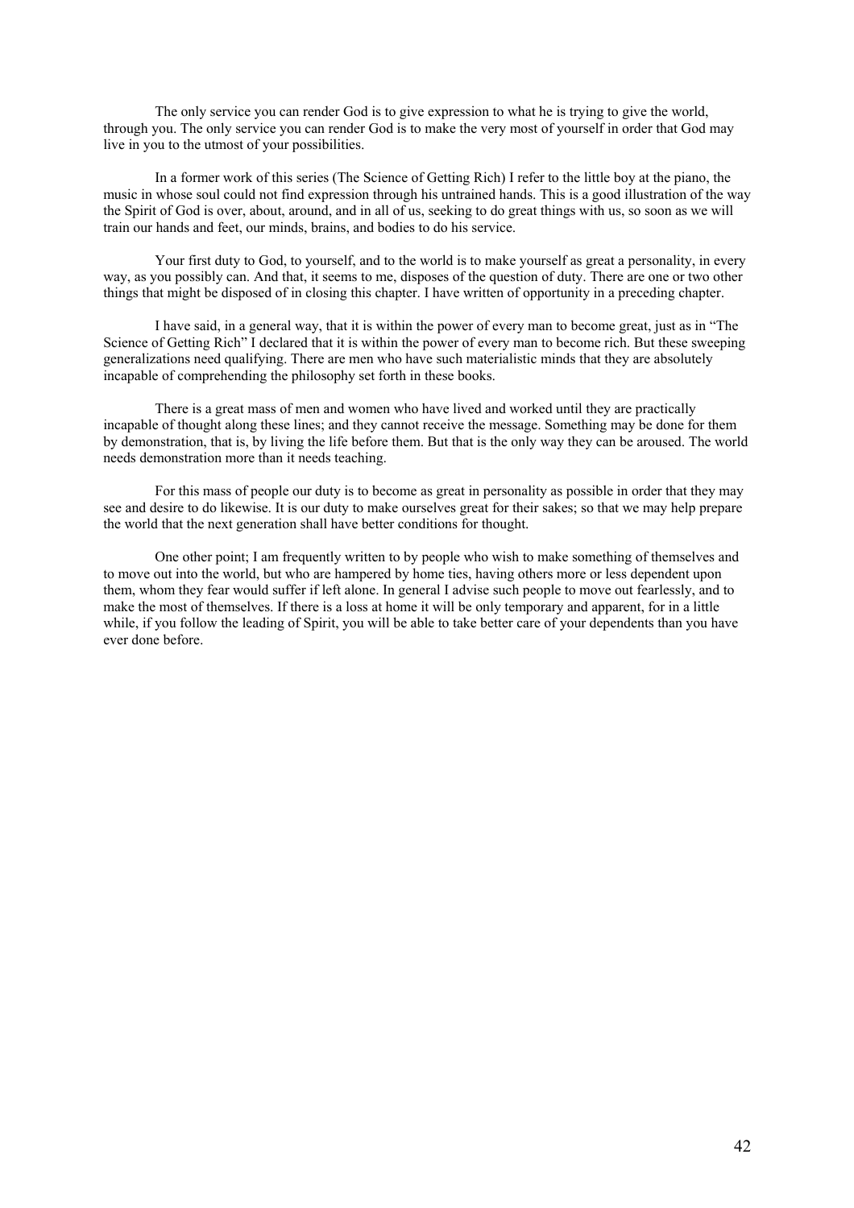The only service you can render God is to give expression to what he is trying to give the world, through you. The only service you can render God is to make the very most of yourself in order that God may live in you to the utmost of your possibilities.

In a former work of this series (The Science of Getting Rich) I refer to the little boy at the piano, the music in whose soul could not find expression through his untrained hands. This is a good illustration of the way the Spirit of God is over, about, around, and in all of us, seeking to do great things with us, so soon as we will train our hands and feet, our minds, brains, and bodies to do his service.

Your first duty to God, to yourself, and to the world is to make yourself as great a personality, in every way, as you possibly can. And that, it seems to me, disposes of the question of duty. There are one or two other things that might be disposed of in closing this chapter. I have written of opportunity in a preceding chapter.

I have said, in a general way, that it is within the power of every man to become great, just as in "The Science of Getting Rich" I declared that it is within the power of every man to become rich. But these sweeping generalizations need qualifying. There are men who have such materialistic minds that they are absolutely incapable of comprehending the philosophy set forth in these books.

There is a great mass of men and women who have lived and worked until they are practically incapable of thought along these lines; and they cannot receive the message. Something may be done for them by demonstration, that is, by living the life before them. But that is the only way they can be aroused. The world needs demonstration more than it needs teaching.

For this mass of people our duty is to become as great in personality as possible in order that they may see and desire to do likewise. It is our duty to make ourselves great for their sakes; so that we may help prepare the world that the next generation shall have better conditions for thought.

One other point; I am frequently written to by people who wish to make something of themselves and to move out into the world, but who are hampered by home ties, having others more or less dependent upon them, whom they fear would suffer if left alone. In general I advise such people to move out fearlessly, and to make the most of themselves. If there is a loss at home it will be only temporary and apparent, for in a little while, if you follow the leading of Spirit, you will be able to take better care of your dependents than you have ever done before.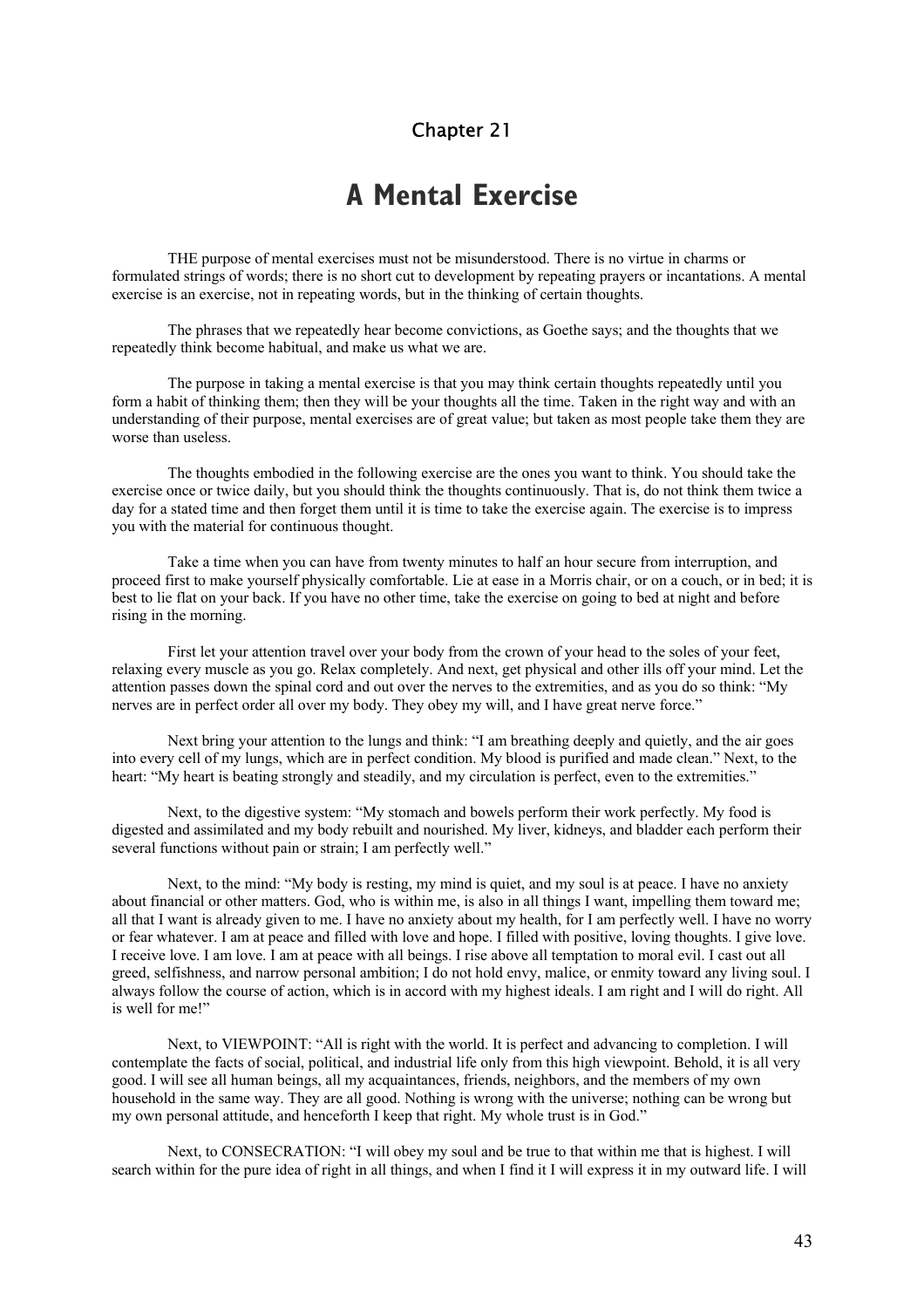## Chapter 21

# A Mental Exercise

THE purpose of mental exercises must not be misunderstood. There is no virtue in charms or formulated strings of words; there is no short cut to development by repeating prayers or incantations. A mental exercise is an exercise, not in repeating words, but in the thinking of certain thoughts.

The phrases that we repeatedly hear become convictions, as Goethe says; and the thoughts that we repeatedly think become habitual, and make us what we are.

The purpose in taking a mental exercise is that you may think certain thoughts repeatedly until you form a habit of thinking them; then they will be your thoughts all the time. Taken in the right way and with an understanding of their purpose, mental exercises are of great value; but taken as most people take them they are worse than useless.

The thoughts embodied in the following exercise are the ones you want to think. You should take the exercise once or twice daily, but you should think the thoughts continuously. That is, do not think them twice a day for a stated time and then forget them until it is time to take the exercise again. The exercise is to impress you with the material for continuous thought.

Take a time when you can have from twenty minutes to half an hour secure from interruption, and proceed first to make yourself physically comfortable. Lie at ease in a Morris chair, or on a couch, or in bed; it is best to lie flat on your back. If you have no other time, take the exercise on going to bed at night and before rising in the morning.

First let your attention travel over your body from the crown of your head to the soles of your feet, relaxing every muscle as you go. Relax completely. And next, get physical and other ills off your mind. Let the attention passes down the spinal cord and out over the nerves to the extremities, and as you do so think: "My nerves are in perfect order all over my body. They obey my will, and I have great nerve force."

Next bring your attention to the lungs and think: "I am breathing deeply and quietly, and the air goes into every cell of my lungs, which are in perfect condition. My blood is purified and made clean." Next, to the heart: "My heart is beating strongly and steadily, and my circulation is perfect, even to the extremities."

Next, to the digestive system: "My stomach and bowels perform their work perfectly. My food is digested and assimilated and my body rebuilt and nourished. My liver, kidneys, and bladder each perform their several functions without pain or strain; I am perfectly well."

Next, to the mind: "My body is resting, my mind is quiet, and my soul is at peace. I have no anxiety about financial or other matters. God, who is within me, is also in all things I want, impelling them toward me; all that I want is already given to me. I have no anxiety about my health, for I am perfectly well. I have no worry or fear whatever. I am at peace and filled with love and hope. I filled with positive, loving thoughts. I give love. I receive love. I am love. I am at peace with all beings. I rise above all temptation to moral evil. I cast out all greed, selfishness, and narrow personal ambition; I do not hold envy, malice, or enmity toward any living soul. I always follow the course of action, which is in accord with my highest ideals. I am right and I will do right. All is well for me!"

Next, to VIEWPOINT: "All is right with the world. It is perfect and advancing to completion. I will contemplate the facts of social, political, and industrial life only from this high viewpoint. Behold, it is all very good. I will see all human beings, all my acquaintances, friends, neighbors, and the members of my own household in the same way. They are all good. Nothing is wrong with the universe; nothing can be wrong but my own personal attitude, and henceforth I keep that right. My whole trust is in God."

Next, to CONSECRATION: "I will obey my soul and be true to that within me that is highest. I will search within for the pure idea of right in all things, and when I find it I will express it in my outward life. I will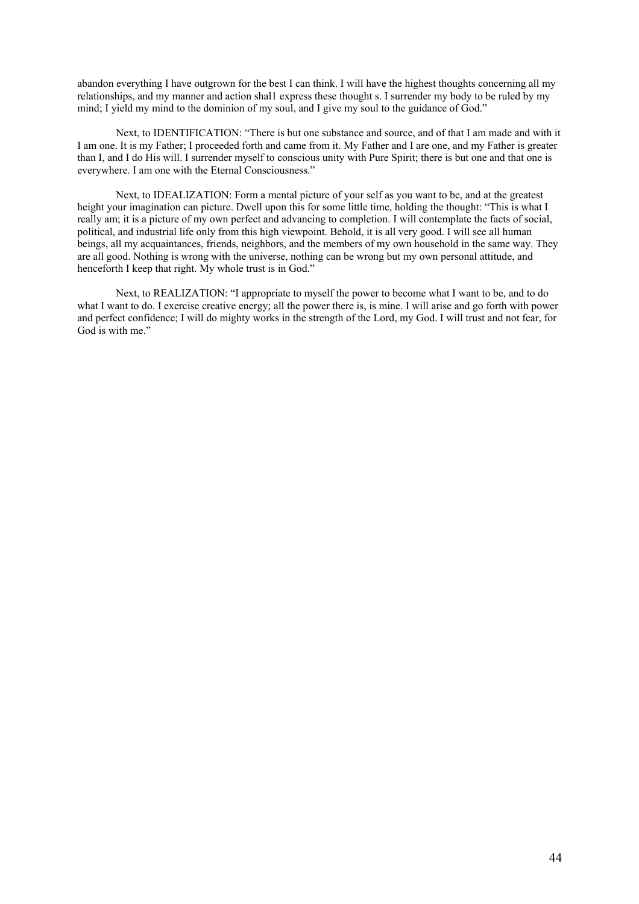abandon everything I have outgrown for the best I can think. I will have the highest thoughts concerning all my relationships, and my manner and action shal1 express these thought s. I surrender my body to be ruled by my mind; I yield my mind to the dominion of my soul, and I give my soul to the guidance of God."

Next, to IDENTIFICATION: "There is but one substance and source, and of that I am made and with it I am one. It is my Father; I proceeded forth and came from it. My Father and I are one, and my Father is greater than I, and I do His will. I surrender myself to conscious unity with Pure Spirit; there is but one and that one is everywhere. I am one with the Eternal Consciousness."

Next, to IDEALIZATION: Form a mental picture of your self as you want to be, and at the greatest height your imagination can picture. Dwell upon this for some little time, holding the thought: "This is what I really am; it is a picture of my own perfect and advancing to completion. I will contemplate the facts of social, political, and industrial life only from this high viewpoint. Behold, it is all very good. I will see all human beings, all my acquaintances, friends, neighbors, and the members of my own household in the same way. They are all good. Nothing is wrong with the universe, nothing can be wrong but my own personal attitude, and henceforth I keep that right. My whole trust is in God."

Next, to REALIZATION: "I appropriate to myself the power to become what I want to be, and to do what I want to do. I exercise creative energy; all the power there is, is mine. I will arise and go forth with power and perfect confidence; I will do mighty works in the strength of the Lord, my God. I will trust and not fear, for God is with me."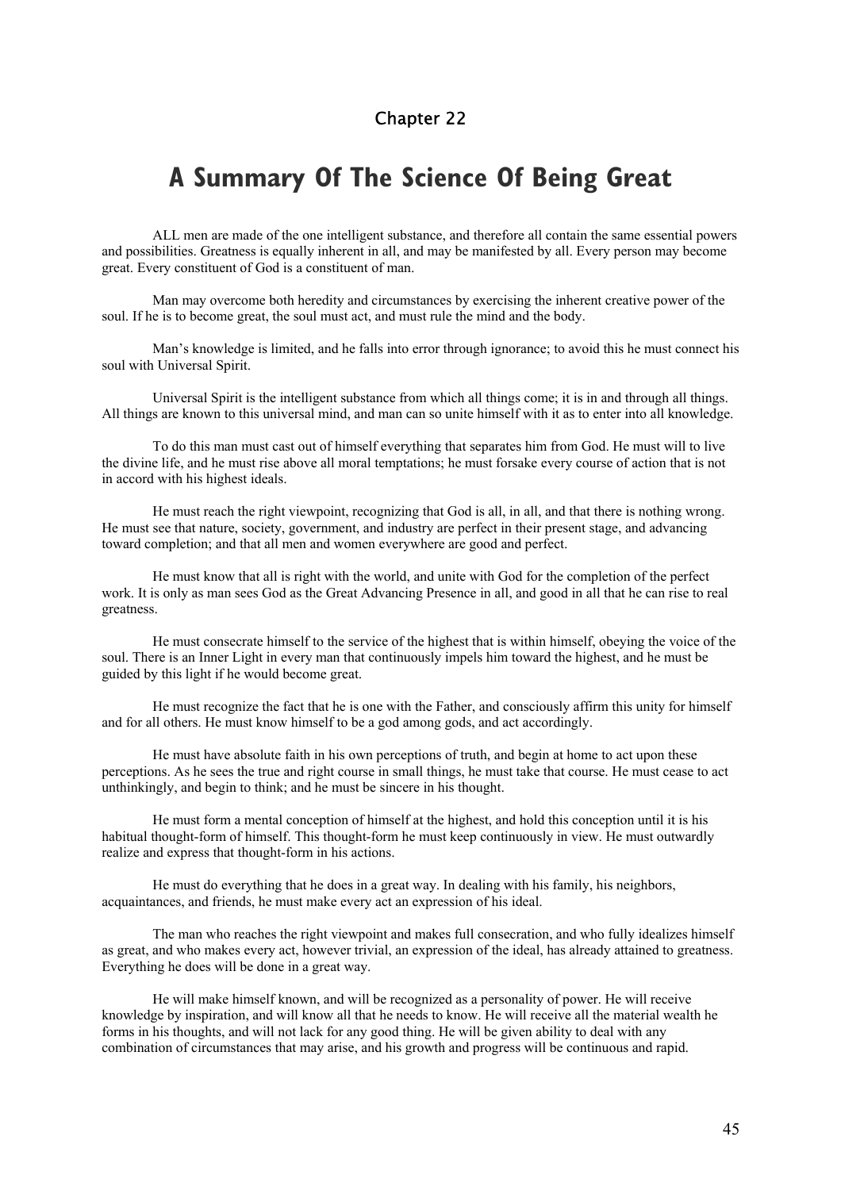## Chapter 22

# A Summary Of The Science Of Being Great

ALL men are made of the one intelligent substance, and therefore all contain the same essential powers and possibilities. Greatness is equally inherent in all, and may be manifested by all. Every person may become great. Every constituent of God is a constituent of man.

Man may overcome both heredity and circumstances by exercising the inherent creative power of the soul. If he is to become great, the soul must act, and must rule the mind and the body.

Man's knowledge is limited, and he falls into error through ignorance; to avoid this he must connect his soul with Universal Spirit.

Universal Spirit is the intelligent substance from which all things come; it is in and through all things. All things are known to this universal mind, and man can so unite himself with it as to enter into all knowledge.

To do this man must cast out of himself everything that separates him from God. He must will to live the divine life, and he must rise above all moral temptations; he must forsake every course of action that is not in accord with his highest ideals.

He must reach the right viewpoint, recognizing that God is all, in all, and that there is nothing wrong. He must see that nature, society, government, and industry are perfect in their present stage, and advancing toward completion; and that all men and women everywhere are good and perfect.

He must know that all is right with the world, and unite with God for the completion of the perfect work. It is only as man sees God as the Great Advancing Presence in all, and good in all that he can rise to real greatness.

He must consecrate himself to the service of the highest that is within himself, obeying the voice of the soul. There is an Inner Light in every man that continuously impels him toward the highest, and he must be guided by this light if he would become great.

He must recognize the fact that he is one with the Father, and consciously affirm this unity for himself and for all others. He must know himself to be a god among gods, and act accordingly.

He must have absolute faith in his own perceptions of truth, and begin at home to act upon these perceptions. As he sees the true and right course in small things, he must take that course. He must cease to act unthinkingly, and begin to think; and he must be sincere in his thought.

He must form a mental conception of himself at the highest, and hold this conception until it is his habitual thought-form of himself. This thought-form he must keep continuously in view. He must outwardly realize and express that thought-form in his actions.

He must do everything that he does in a great way. In dealing with his family, his neighbors, acquaintances, and friends, he must make every act an expression of his ideal.

The man who reaches the right viewpoint and makes full consecration, and who fully idealizes himself as great, and who makes every act, however trivial, an expression of the ideal, has already attained to greatness. Everything he does will be done in a great way.

He will make himself known, and will be recognized as a personality of power. He will receive knowledge by inspiration, and will know all that he needs to know. He will receive all the material wealth he forms in his thoughts, and will not lack for any good thing. He will be given ability to deal with any combination of circumstances that may arise, and his growth and progress will be continuous and rapid.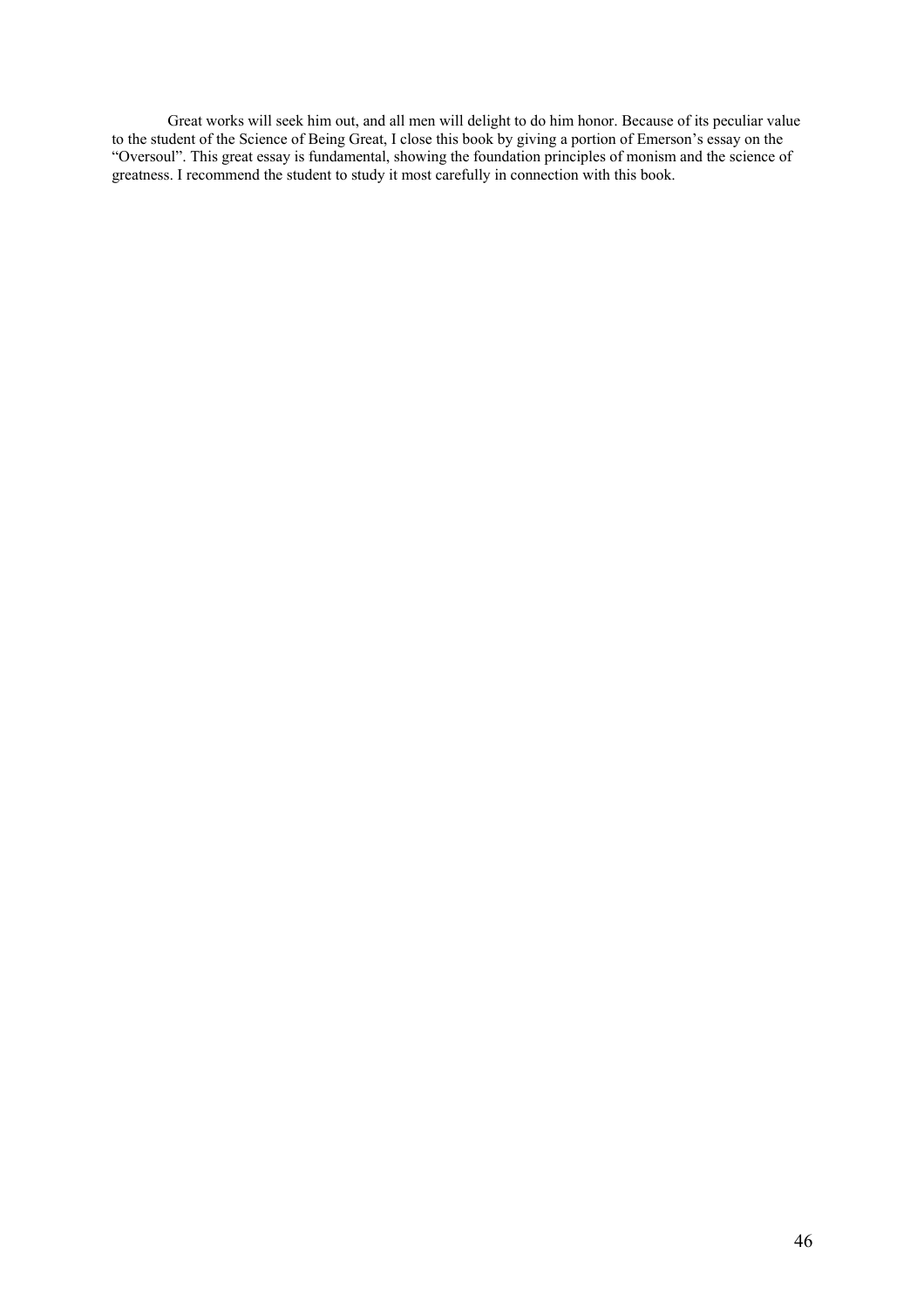Great works will seek him out, and all men will delight to do him honor. Because of its peculiar value to the student of the Science of Being Great, I close this book by giving a portion of Emerson's essay on the "Oversoul". This great essay is fundamental, showing the foundation principles of monism and the science of greatness. I recommend the student to study it most carefully in connection with this book.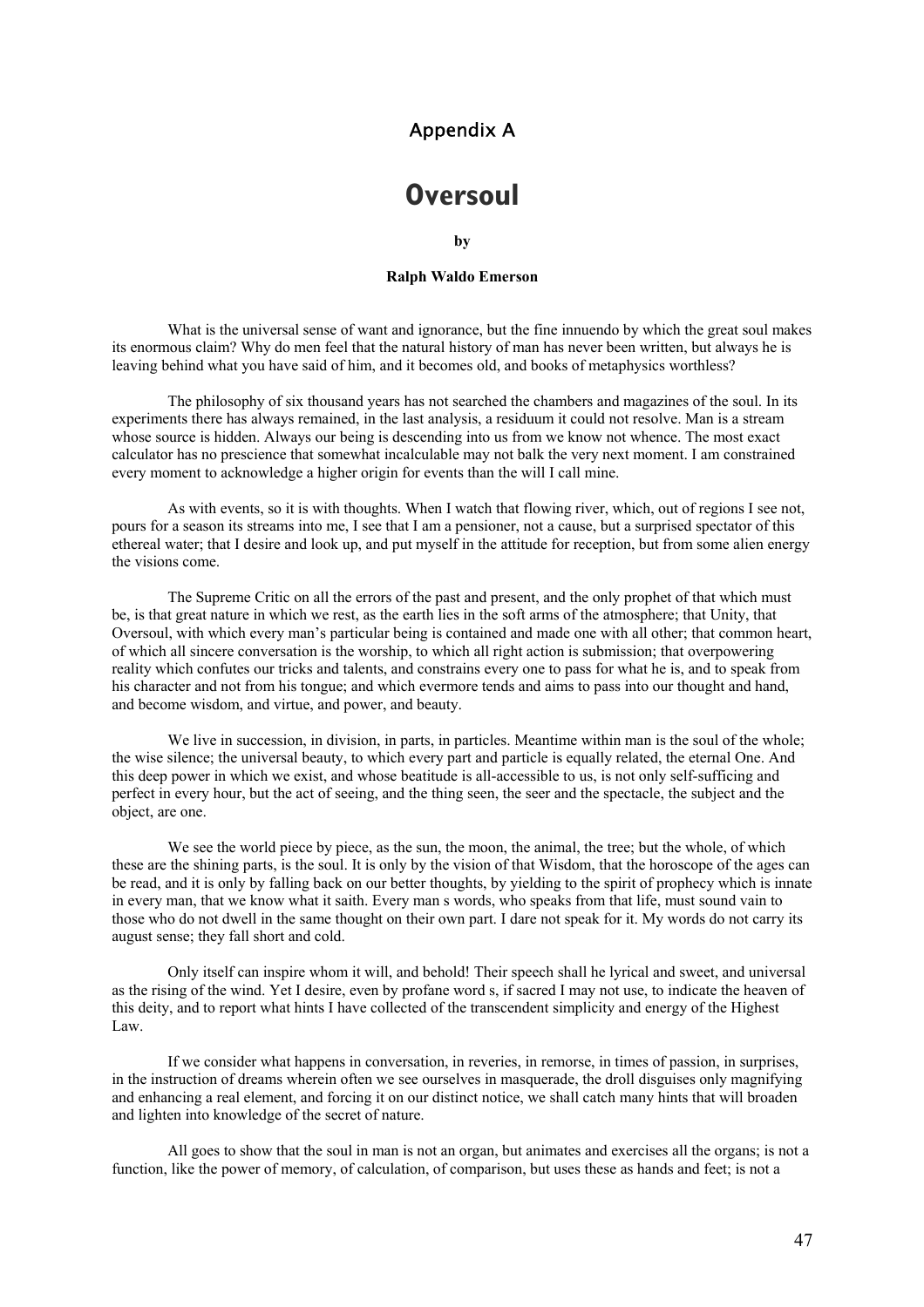## Appendix A

# Oversoul

**by**

**Ralph Waldo Emerson**

What is the universal sense of want and ignorance, but the fine innuendo by which the great soul makes its enormous claim? Why do men feel that the natural history of man has never been written, but always he is leaving behind what you have said of him, and it becomes old, and books of metaphysics worthless?

The philosophy of six thousand years has not searched the chambers and magazines of the soul. In its experiments there has always remained, in the last analysis, a residuum it could not resolve. Man is a stream whose source is hidden. Always our being is descending into us from we know not whence. The most exact calculator has no prescience that somewhat incalculable may not balk the very next moment. I am constrained every moment to acknowledge a higher origin for events than the will I call mine.

As with events, so it is with thoughts. When I watch that flowing river, which, out of regions I see not, pours for a season its streams into me, I see that I am a pensioner, not a cause, but a surprised spectator of this ethereal water; that I desire and look up, and put myself in the attitude for reception, but from some alien energy the visions come.

The Supreme Critic on all the errors of the past and present, and the only prophet of that which must be, is that great nature in which we rest, as the earth lies in the soft arms of the atmosphere; that Unity, that Oversoul, with which every man's particular being is contained and made one with all other; that common heart, of which all sincere conversation is the worship, to which all right action is submission; that overpowering reality which confutes our tricks and talents, and constrains every one to pass for what he is, and to speak from his character and not from his tongue; and which evermore tends and aims to pass into our thought and hand, and become wisdom, and virtue, and power, and beauty.

We live in succession, in division, in parts, in particles. Meantime within man is the soul of the whole; the wise silence; the universal beauty, to which every part and particle is equally related, the eternal One. And this deep power in which we exist, and whose beatitude is all-accessible to us, is not only self-sufficing and perfect in every hour, but the act of seeing, and the thing seen, the seer and the spectacle, the subject and the object, are one.

We see the world piece by piece, as the sun, the moon, the animal, the tree; but the whole, of which these are the shining parts, is the soul. It is only by the vision of that Wisdom, that the horoscope of the ages can be read, and it is only by falling back on our better thoughts, by yielding to the spirit of prophecy which is innate in every man, that we know what it saith. Every man s words, who speaks from that life, must sound vain to those who do not dwell in the same thought on their own part. I dare not speak for it. My words do not carry its august sense; they fall short and cold.

Only itself can inspire whom it will, and behold! Their speech shall he lyrical and sweet, and universal as the rising of the wind. Yet I desire, even by profane word s, if sacred I may not use, to indicate the heaven of this deity, and to report what hints I have collected of the transcendent simplicity and energy of the Highest Law.

If we consider what happens in conversation, in reveries, in remorse, in times of passion, in surprises, in the instruction of dreams wherein often we see ourselves in masquerade, the droll disguises only magnifying and enhancing a real element, and forcing it on our distinct notice, we shall catch many hints that will broaden and lighten into knowledge of the secret of nature.

All goes to show that the soul in man is not an organ, but animates and exercises all the organs; is not a function, like the power of memory, of calculation, of comparison, but uses these as hands and feet; is not a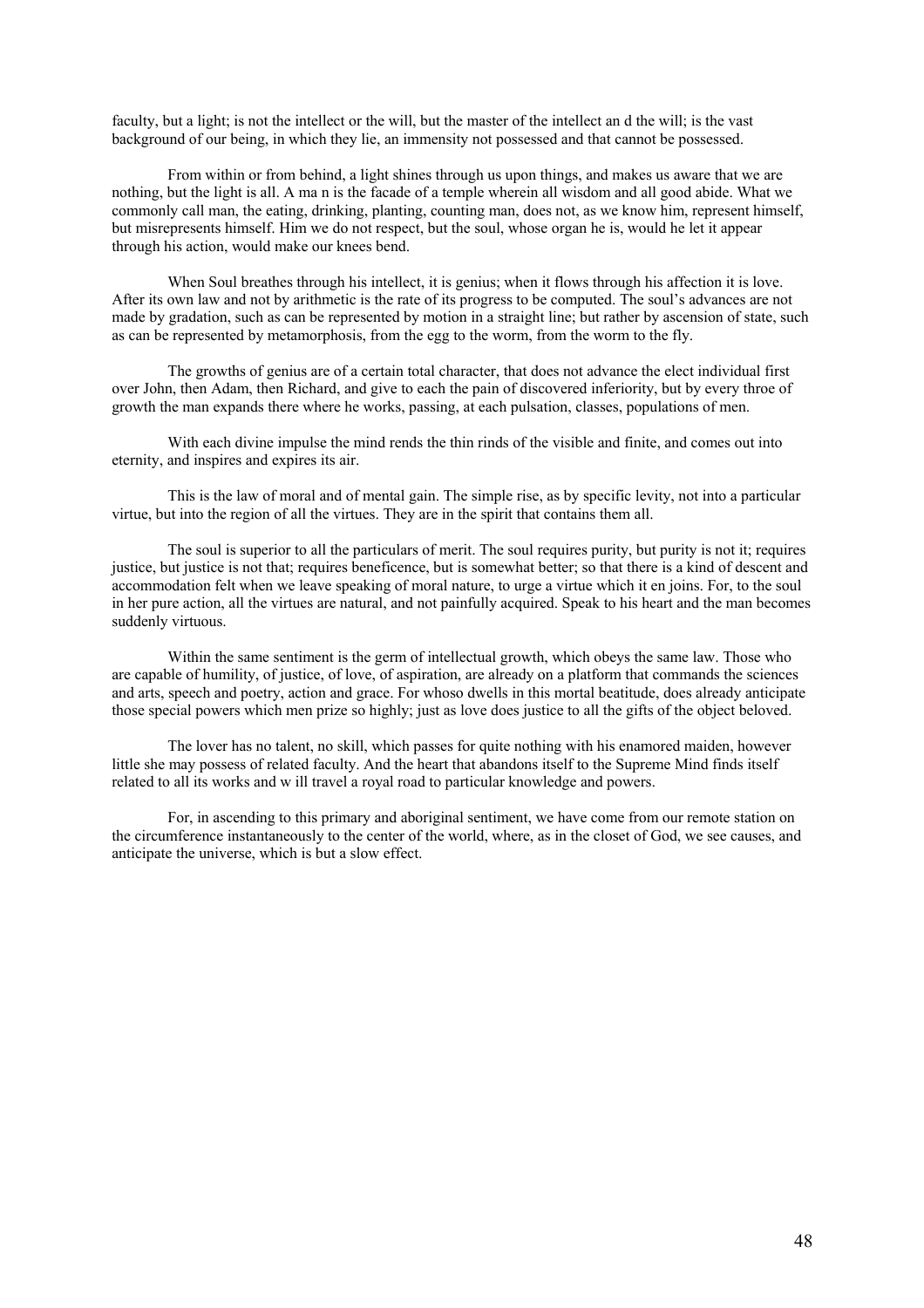faculty, but a light; is not the intellect or the will, but the master of the intellect an d the will; is the vast background of our being, in which they lie, an immensity not possessed and that cannot be possessed.

From within or from behind, a light shines through us upon things, and makes us aware that we are nothing, but the light is all. A ma n is the facade of a temple wherein all wisdom and all good abide. What we commonly call man, the eating, drinking, planting, counting man, does not, as we know him, represent himself, but misrepresents himself. Him we do not respect, but the soul, whose organ he is, would he let it appear through his action, would make our knees bend.

When Soul breathes through his intellect, it is genius; when it flows through his affection it is love. After its own law and not by arithmetic is the rate of its progress to be computed. The soul's advances are not made by gradation, such as can be represented by motion in a straight line; but rather by ascension of state, such as can be represented by metamorphosis, from the egg to the worm, from the worm to the fly.

The growths of genius are of a certain total character, that does not advance the elect individual first over John, then Adam, then Richard, and give to each the pain of discovered inferiority, but by every throe of growth the man expands there where he works, passing, at each pulsation, classes, populations of men.

With each divine impulse the mind rends the thin rinds of the visible and finite, and comes out into eternity, and inspires and expires its air.

This is the law of moral and of mental gain. The simple rise, as by specific levity, not into a particular virtue, but into the region of all the virtues. They are in the spirit that contains them all.

The soul is superior to all the particulars of merit. The soul requires purity, but purity is not it; requires justice, but justice is not that; requires beneficence, but is somewhat better; so that there is a kind of descent and accommodation felt when we leave speaking of moral nature, to urge a virtue which it en joins. For, to the soul in her pure action, all the virtues are natural, and not painfully acquired. Speak to his heart and the man becomes suddenly virtuous.

Within the same sentiment is the germ of intellectual growth, which obeys the same law. Those who are capable of humility, of justice, of love, of aspiration, are already on a platform that commands the sciences and arts, speech and poetry, action and grace. For whoso dwells in this mortal beatitude, does already anticipate those special powers which men prize so highly; just as love does justice to all the gifts of the object beloved.

The lover has no talent, no skill, which passes for quite nothing with his enamored maiden, however little she may possess of related faculty. And the heart that abandons itself to the Supreme Mind finds itself related to all its works and w ill travel a royal road to particular knowledge and powers.

For, in ascending to this primary and aboriginal sentiment, we have come from our remote station on the circumference instantaneously to the center of the world, where, as in the closet of God, we see causes, and anticipate the universe, which is but a slow effect.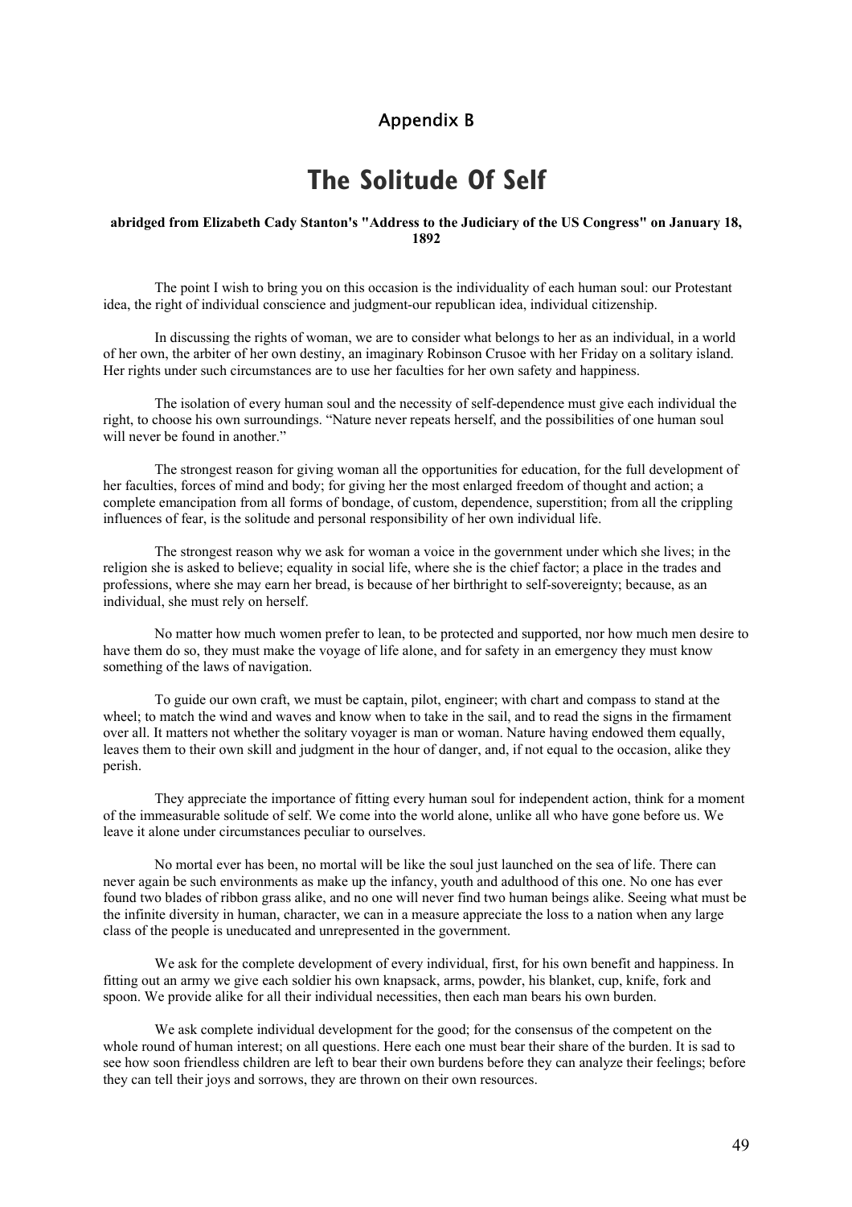## Appendix B

# The Solitude Of Self

**abridged from Elizabeth Cady Stanton's "Address to the Judiciary of the US Congress" on January 18, 1892**

The point I wish to bring you on this occasion is the individuality of each human soul: our Protestant idea, the right of individual conscience and judgment-our republican idea, individual citizenship.

In discussing the rights of woman, we are to consider what belongs to her as an individual, in a world of her own, the arbiter of her own destiny, an imaginary Robinson Crusoe with her Friday on a solitary island. Her rights under such circumstances are to use her faculties for her own safety and happiness.

The isolation of every human soul and the necessity of self-dependence must give each individual the right, to choose his own surroundings. "Nature never repeats herself, and the possibilities of one human soul will never be found in another."

The strongest reason for giving woman all the opportunities for education, for the full development of her faculties, forces of mind and body; for giving her the most enlarged freedom of thought and action; a complete emancipation from all forms of bondage, of custom, dependence, superstition; from all the crippling influences of fear, is the solitude and personal responsibility of her own individual life.

The strongest reason why we ask for woman a voice in the government under which she lives; in the religion she is asked to believe; equality in social life, where she is the chief factor; a place in the trades and professions, where she may earn her bread, is because of her birthright to self-sovereignty; because, as an individual, she must rely on herself.

No matter how much women prefer to lean, to be protected and supported, nor how much men desire to have them do so, they must make the voyage of life alone, and for safety in an emergency they must know something of the laws of navigation.

To guide our own craft, we must be captain, pilot, engineer; with chart and compass to stand at the wheel; to match the wind and waves and know when to take in the sail, and to read the signs in the firmament over all. It matters not whether the solitary voyager is man or woman. Nature having endowed them equally, leaves them to their own skill and judgment in the hour of danger, and, if not equal to the occasion, alike they perish.

They appreciate the importance of fitting every human soul for independent action, think for a moment of the immeasurable solitude of self. We come into the world alone, unlike all who have gone before us. We leave it alone under circumstances peculiar to ourselves.

No mortal ever has been, no mortal will be like the soul just launched on the sea of life. There can never again be such environments as make up the infancy, youth and adulthood of this one. No one has ever found two blades of ribbon grass alike, and no one will never find two human beings alike. Seeing what must be the infinite diversity in human, character, we can in a measure appreciate the loss to a nation when any large class of the people is uneducated and unrepresented in the government.

We ask for the complete development of every individual, first, for his own benefit and happiness. In fitting out an army we give each soldier his own knapsack, arms, powder, his blanket, cup, knife, fork and spoon. We provide alike for all their individual necessities, then each man bears his own burden.

We ask complete individual development for the good; for the consensus of the competent on the whole round of human interest; on all questions. Here each one must bear their share of the burden. It is sad to see how soon friendless children are left to bear their own burdens before they can analyze their feelings; before they can tell their joys and sorrows, they are thrown on their own resources.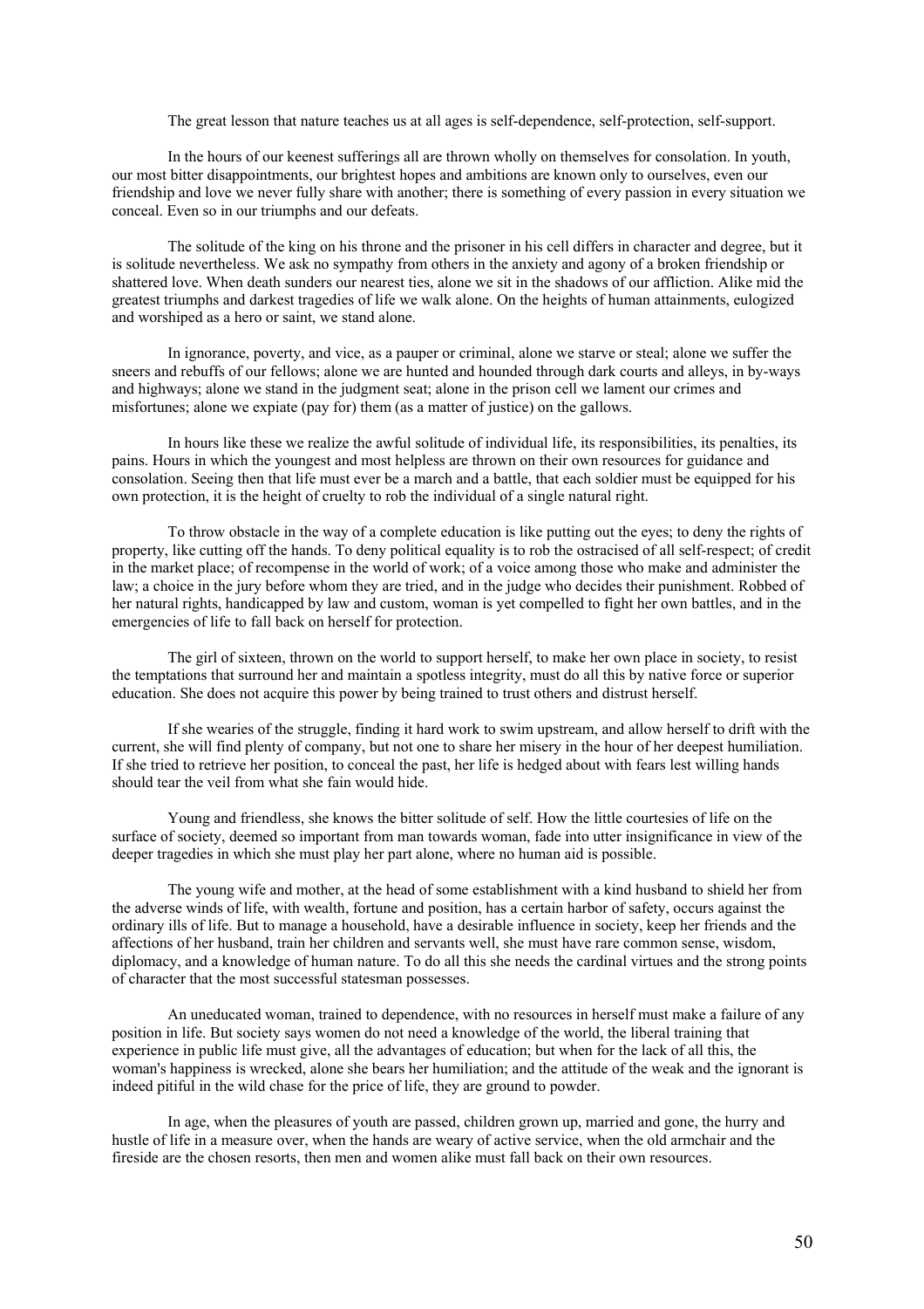The great lesson that nature teaches us at all ages is self-dependence, self-protection, self-support.

In the hours of our keenest sufferings all are thrown wholly on themselves for consolation. In youth, our most bitter disappointments, our brightest hopes and ambitions are known only to ourselves, even our friendship and love we never fully share with another; there is something of every passion in every situation we conceal. Even so in our triumphs and our defeats.

The solitude of the king on his throne and the prisoner in his cell differs in character and degree, but it is solitude nevertheless. We ask no sympathy from others in the anxiety and agony of a broken friendship or shattered love. When death sunders our nearest ties, alone we sit in the shadows of our affliction. Alike mid the greatest triumphs and darkest tragedies of life we walk alone. On the heights of human attainments, eulogized and worshiped as a hero or saint, we stand alone.

In ignorance, poverty, and vice, as a pauper or criminal, alone we starve or steal; alone we suffer the sneers and rebuffs of our fellows; alone we are hunted and hounded through dark courts and alleys, in by-ways and highways; alone we stand in the judgment seat; alone in the prison cell we lament our crimes and misfortunes; alone we expiate (pay for) them (as a matter of justice) on the gallows.

In hours like these we realize the awful solitude of individual life, its responsibilities, its penalties, its pains. Hours in which the youngest and most helpless are thrown on their own resources for guidance and consolation. Seeing then that life must ever be a march and a battle, that each soldier must be equipped for his own protection, it is the height of cruelty to rob the individual of a single natural right.

To throw obstacle in the way of a complete education is like putting out the eyes; to deny the rights of property, like cutting off the hands. To deny political equality is to rob the ostracised of all self-respect; of credit in the market place; of recompense in the world of work; of a voice among those who make and administer the law; a choice in the jury before whom they are tried, and in the judge who decides their punishment. Robbed of her natural rights, handicapped by law and custom, woman is yet compelled to fight her own battles, and in the emergencies of life to fall back on herself for protection.

The girl of sixteen, thrown on the world to support herself, to make her own place in society, to resist the temptations that surround her and maintain a spotless integrity, must do all this by native force or superior education. She does not acquire this power by being trained to trust others and distrust herself.

If she wearies of the struggle, finding it hard work to swim upstream, and allow herself to drift with the current, she will find plenty of company, but not one to share her misery in the hour of her deepest humiliation. If she tried to retrieve her position, to conceal the past, her life is hedged about with fears lest willing hands should tear the veil from what she fain would hide.

Young and friendless, she knows the bitter solitude of self. How the little courtesies of life on the surface of society, deemed so important from man towards woman, fade into utter insignificance in view of the deeper tragedies in which she must play her part alone, where no human aid is possible.

The young wife and mother, at the head of some establishment with a kind husband to shield her from the adverse winds of life, with wealth, fortune and position, has a certain harbor of safety, occurs against the ordinary ills of life. But to manage a household, have a desirable influence in society, keep her friends and the affections of her husband, train her children and servants well, she must have rare common sense, wisdom, diplomacy, and a knowledge of human nature. To do all this she needs the cardinal virtues and the strong points of character that the most successful statesman possesses.

An uneducated woman, trained to dependence, with no resources in herself must make a failure of any position in life. But society says women do not need a knowledge of the world, the liberal training that experience in public life must give, all the advantages of education; but when for the lack of all this, the woman's happiness is wrecked, alone she bears her humiliation; and the attitude of the weak and the ignorant is indeed pitiful in the wild chase for the price of life, they are ground to powder.

In age, when the pleasures of youth are passed, children grown up, married and gone, the hurry and hustle of life in a measure over, when the hands are weary of active service, when the old armchair and the fireside are the chosen resorts, then men and women alike must fall back on their own resources.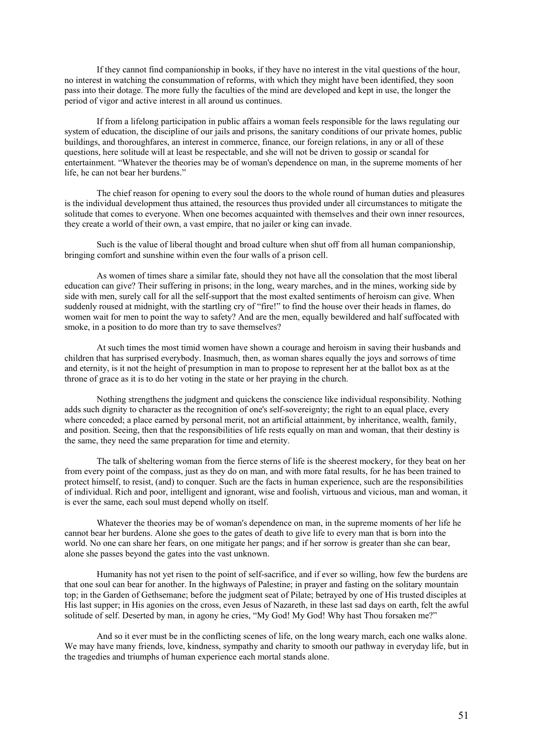If they cannot find companionship in books, if they have no interest in the vital questions of the hour, no interest in watching the consummation of reforms, with which they might have been identified, they soon pass into their dotage. The more fully the faculties of the mind are developed and kept in use, the longer the period of vigor and active interest in all around us continues.

If from a lifelong participation in public affairs a woman feels responsible for the laws regulating our system of education, the discipline of our jails and prisons, the sanitary conditions of our private homes, public buildings, and thoroughfares, an interest in commerce, finance, our foreign relations, in any or all of these questions, here solitude will at least be respectable, and she will not be driven to gossip or scandal for entertainment. "Whatever the theories may be of woman's dependence on man, in the supreme moments of her life, he can not bear her burdens."

The chief reason for opening to every soul the doors to the whole round of human duties and pleasures is the individual development thus attained, the resources thus provided under all circumstances to mitigate the solitude that comes to everyone. When one becomes acquainted with themselves and their own inner resources, they create a world of their own, a vast empire, that no jailer or king can invade.

Such is the value of liberal thought and broad culture when shut off from all human companionship, bringing comfort and sunshine within even the four walls of a prison cell.

As women of times share a similar fate, should they not have all the consolation that the most liberal education can give? Their suffering in prisons; in the long, weary marches, and in the mines, working side by side with men, surely call for all the self-support that the most exalted sentiments of heroism can give. When suddenly roused at midnight, with the startling cry of "fire!" to find the house over their heads in flames, do women wait for men to point the way to safety? And are the men, equally bewildered and half suffocated with smoke, in a position to do more than try to save themselves?

At such times the most timid women have shown a courage and heroism in saving their husbands and children that has surprised everybody. Inasmuch, then, as woman shares equally the joys and sorrows of time and eternity, is it not the height of presumption in man to propose to represent her at the ballot box as at the throne of grace as it is to do her voting in the state or her praying in the church.

Nothing strengthens the judgment and quickens the conscience like individual responsibility. Nothing adds such dignity to character as the recognition of one's self-sovereignty; the right to an equal place, every where conceded; a place earned by personal merit, not an artificial attainment, by inheritance, wealth, family, and position. Seeing, then that the responsibilities of life rests equally on man and woman, that their destiny is the same, they need the same preparation for time and eternity.

The talk of sheltering woman from the fierce sterns of life is the sheerest mockery, for they beat on her from every point of the compass, just as they do on man, and with more fatal results, for he has been trained to protect himself, to resist, (and) to conquer. Such are the facts in human experience, such are the responsibilities of individual. Rich and poor, intelligent and ignorant, wise and foolish, virtuous and vicious, man and woman, it is ever the same, each soul must depend wholly on itself.

Whatever the theories may be of woman's dependence on man, in the supreme moments of her life he cannot bear her burdens. Alone she goes to the gates of death to give life to every man that is born into the world. No one can share her fears, on one mitigate her pangs; and if her sorrow is greater than she can bear, alone she passes beyond the gates into the vast unknown.

Humanity has not yet risen to the point of self-sacrifice, and if ever so willing, how few the burdens are that one soul can bear for another. In the highways of Palestine; in prayer and fasting on the solitary mountain top; in the Garden of Gethsemane; before the judgment seat of Pilate; betrayed by one of His trusted disciples at His last supper; in His agonies on the cross, even Jesus of Nazareth, in these last sad days on earth, felt the awful solitude of self. Deserted by man, in agony he cries, "My God! My God! Why hast Thou forsaken me?"

And so it ever must be in the conflicting scenes of life, on the long weary march, each one walks alone. We may have many friends, love, kindness, sympathy and charity to smooth our pathway in everyday life, but in the tragedies and triumphs of human experience each mortal stands alone.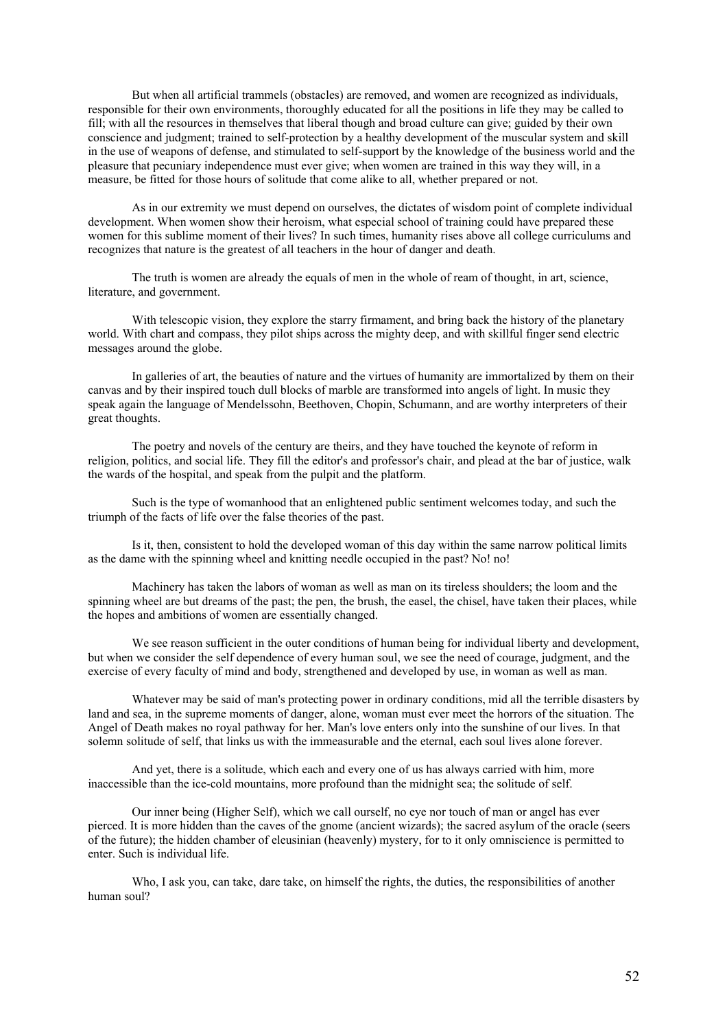But when all artificial trammels (obstacles) are removed, and women are recognized as individuals, responsible for their own environments, thoroughly educated for all the positions in life they may be called to fill; with all the resources in themselves that liberal though and broad culture can give; guided by their own conscience and judgment; trained to self-protection by a healthy development of the muscular system and skill in the use of weapons of defense, and stimulated to self-support by the knowledge of the business world and the pleasure that pecuniary independence must ever give; when women are trained in this way they will, in a measure, be fitted for those hours of solitude that come alike to all, whether prepared or not.

As in our extremity we must depend on ourselves, the dictates of wisdom point of complete individual development. When women show their heroism, what especial school of training could have prepared these women for this sublime moment of their lives? In such times, humanity rises above all college curriculums and recognizes that nature is the greatest of all teachers in the hour of danger and death.

The truth is women are already the equals of men in the whole of ream of thought, in art, science, literature, and government.

With telescopic vision, they explore the starry firmament, and bring back the history of the planetary world. With chart and compass, they pilot ships across the mighty deep, and with skillful finger send electric messages around the globe.

In galleries of art, the beauties of nature and the virtues of humanity are immortalized by them on their canvas and by their inspired touch dull blocks of marble are transformed into angels of light. In music they speak again the language of Mendelssohn, Beethoven, Chopin, Schumann, and are worthy interpreters of their great thoughts.

The poetry and novels of the century are theirs, and they have touched the keynote of reform in religion, politics, and social life. They fill the editor's and professor's chair, and plead at the bar of justice, walk the wards of the hospital, and speak from the pulpit and the platform.

Such is the type of womanhood that an enlightened public sentiment welcomes today, and such the triumph of the facts of life over the false theories of the past.

Is it, then, consistent to hold the developed woman of this day within the same narrow political limits as the dame with the spinning wheel and knitting needle occupied in the past? No! no!

Machinery has taken the labors of woman as well as man on its tireless shoulders; the loom and the spinning wheel are but dreams of the past; the pen, the brush, the easel, the chisel, have taken their places, while the hopes and ambitions of women are essentially changed.

We see reason sufficient in the outer conditions of human being for individual liberty and development, but when we consider the self dependence of every human soul, we see the need of courage, judgment, and the exercise of every faculty of mind and body, strengthened and developed by use, in woman as well as man.

Whatever may be said of man's protecting power in ordinary conditions, mid all the terrible disasters by land and sea, in the supreme moments of danger, alone, woman must ever meet the horrors of the situation. The Angel of Death makes no royal pathway for her. Man's love enters only into the sunshine of our lives. In that solemn solitude of self, that links us with the immeasurable and the eternal, each soul lives alone forever.

And yet, there is a solitude, which each and every one of us has always carried with him, more inaccessible than the ice-cold mountains, more profound than the midnight sea; the solitude of self.

Our inner being (Higher Self), which we call ourself, no eye nor touch of man or angel has ever pierced. It is more hidden than the caves of the gnome (ancient wizards); the sacred asylum of the oracle (seers of the future); the hidden chamber of eleusinian (heavenly) mystery, for to it only omniscience is permitted to enter. Such is individual life.

Who, I ask you, can take, dare take, on himself the rights, the duties, the responsibilities of another human soul?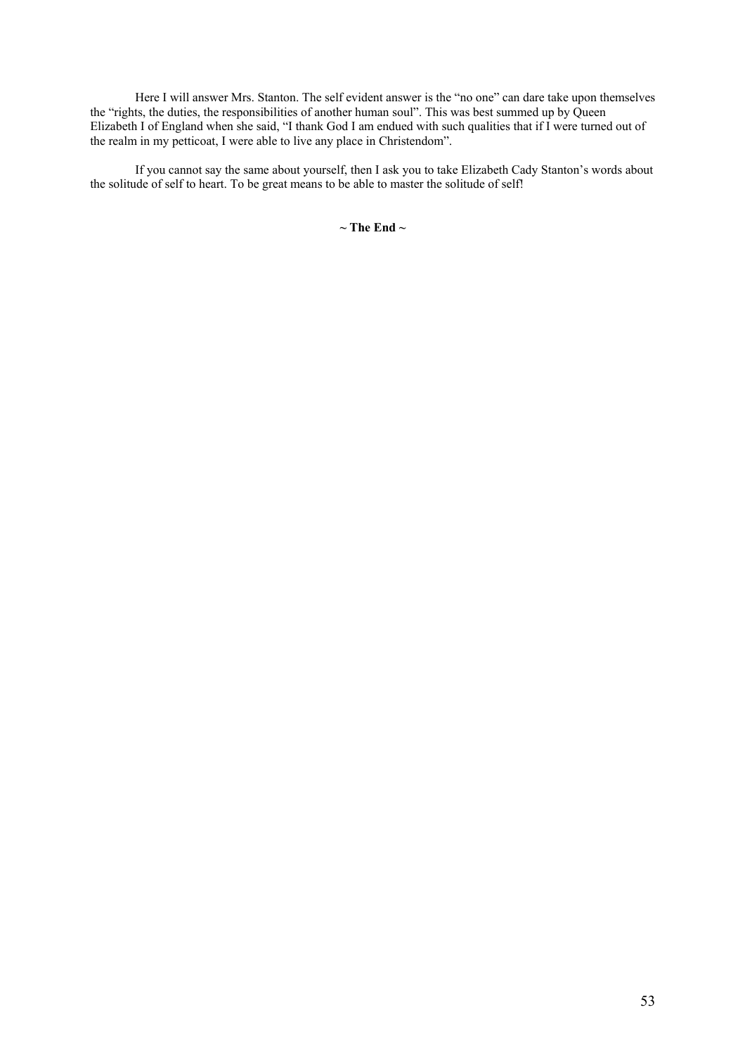Here I will answer Mrs. Stanton. The self evident answer is the "no one" can dare take upon themselves the "rights, the duties, the responsibilities of another human soul". This was best summed up by Queen Elizabeth I of England when she said, "I thank God I am endued with such qualities that if I were turned out of the realm in my petticoat, I were able to live any place in Christendom".

If you cannot say the same about yourself, then I ask you to take Elizabeth Cady Stanton's words about the solitude of self to heart. To be great means to be able to master the solitude of self!

**~ The End ~**